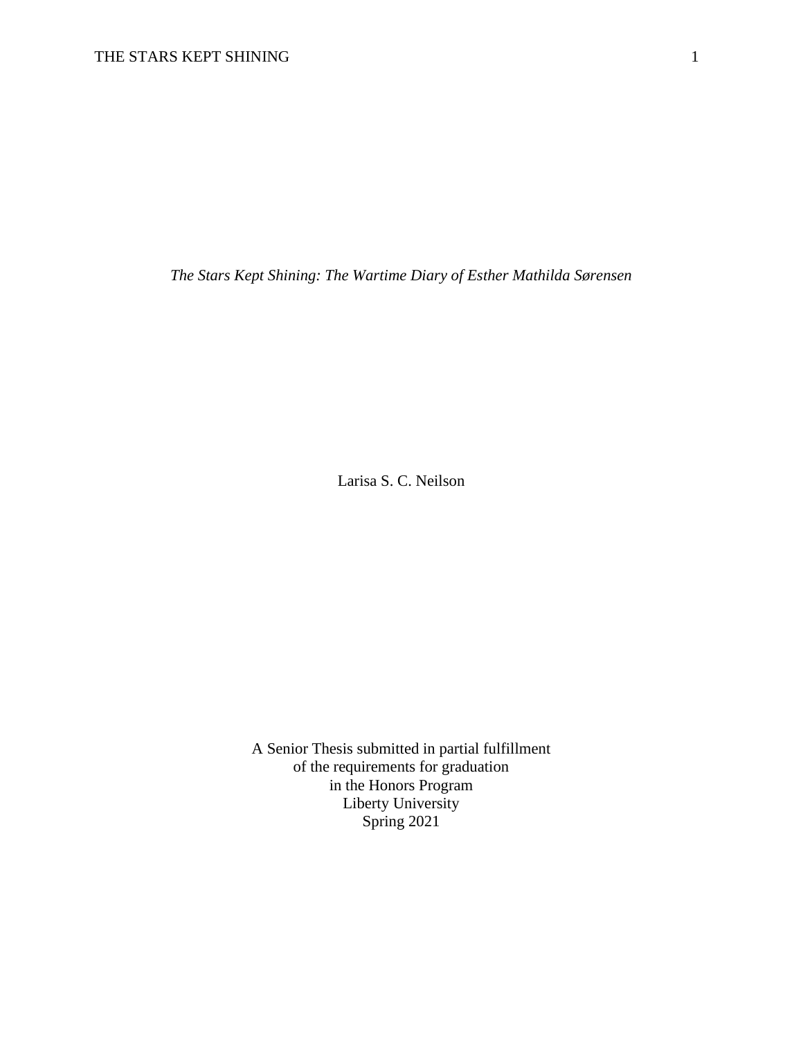*The Stars Kept Shining: The Wartime Diary of Esther Mathilda Sørensen*

Larisa S. C. Neilson

A Senior Thesis submitted in partial fulfillment
of the requirements for graduation
in the Honors Program
Liberty University
Spring 2021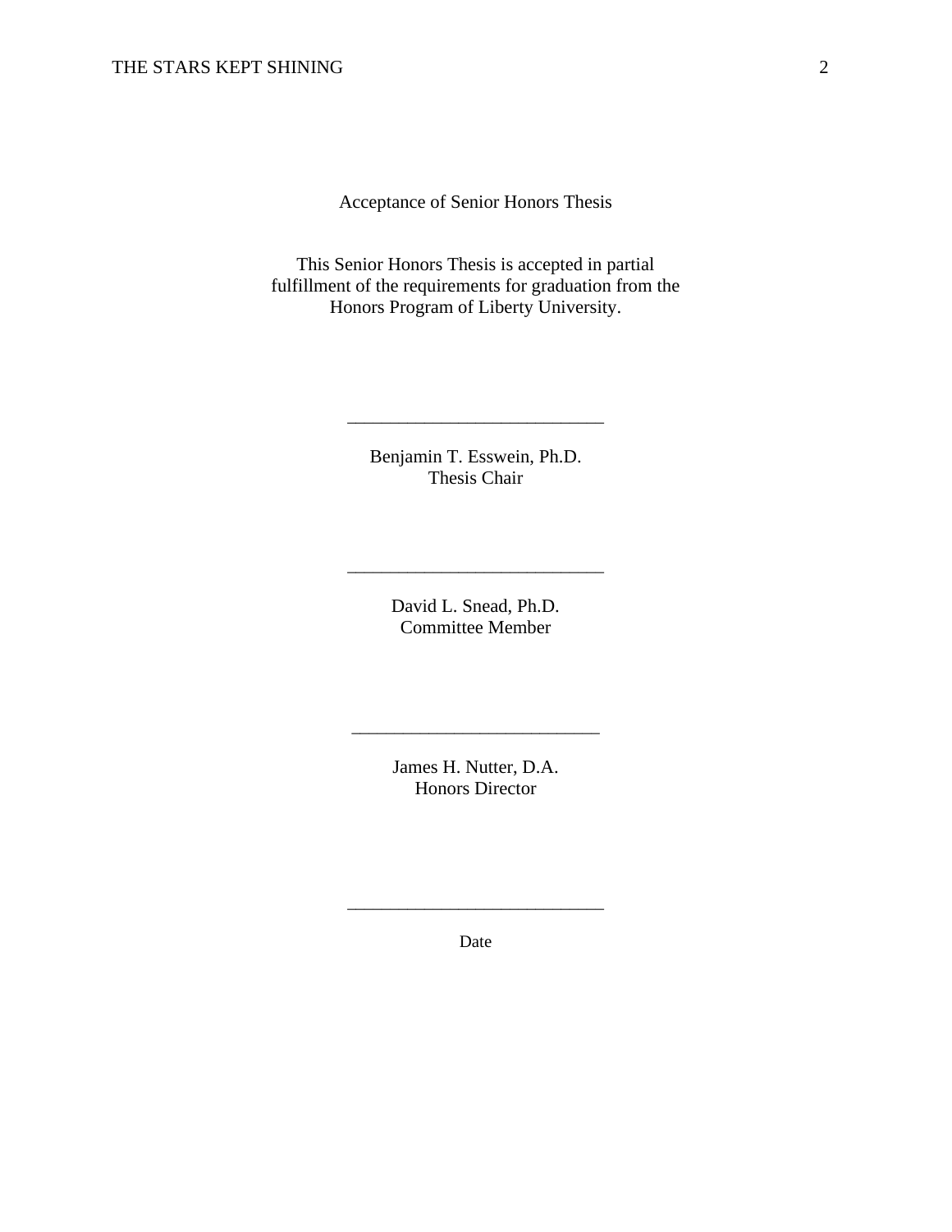Acceptance of Senior Honors Thesis

This Senior Honors Thesis is accepted in partial fulfillment of the requirements for graduation from the Honors Program of Liberty University.

______________________________

Benjamin T. Esswein, Ph.D.
Thesis Chair

______________________________

David L. Snead, Ph.D.
Committee Member

______________________________

James H. Nutter, D.A.
Honors Director

______________________________

Date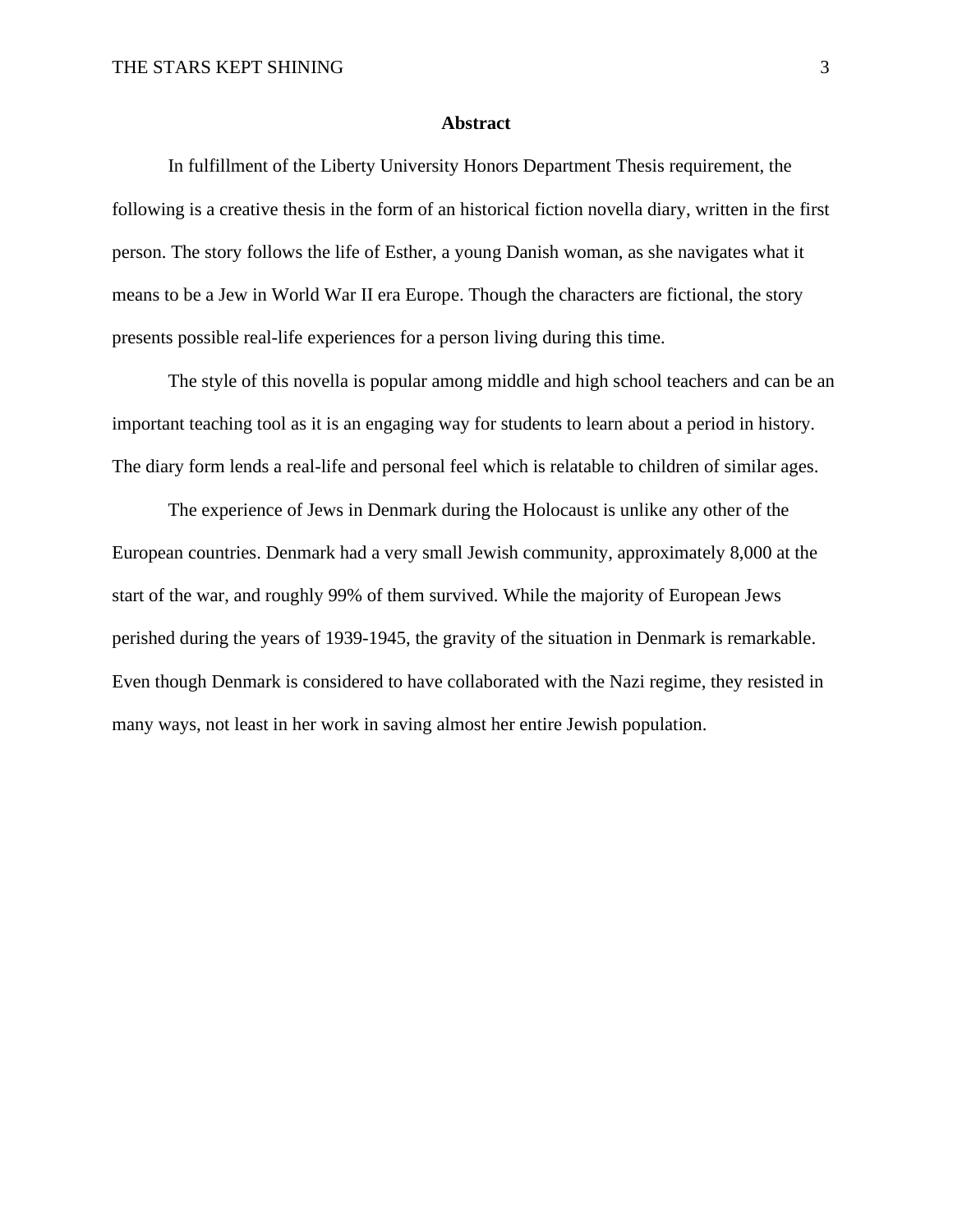## Abstract

In fulfillment of the Liberty University Honors Department Thesis requirement, the following is a creative thesis in the form of an historical fiction novella diary, written in the first person. The story follows the life of Esther, a young Danish woman, as she navigates what it means to be a Jew in World War II era Europe. Though the characters are fictional, the story presents possible real-life experiences for a person living during this time.

The style of this novella is popular among middle and high school teachers and can be an important teaching tool as it is an engaging way for students to learn about a period in history. The diary form lends a real-life and personal feel which is relatable to children of similar ages.

The experience of Jews in Denmark during the Holocaust is unlike any other of the European countries. Denmark had a very small Jewish community, approximately 8,000 at the start of the war, and roughly 99% of them survived. While the majority of European Jews perished during the years of 1939-1945, the gravity of the situation in Denmark is remarkable. Even though Denmark is considered to have collaborated with the Nazi regime, they resisted in many ways, not least in her work in saving almost her entire Jewish population.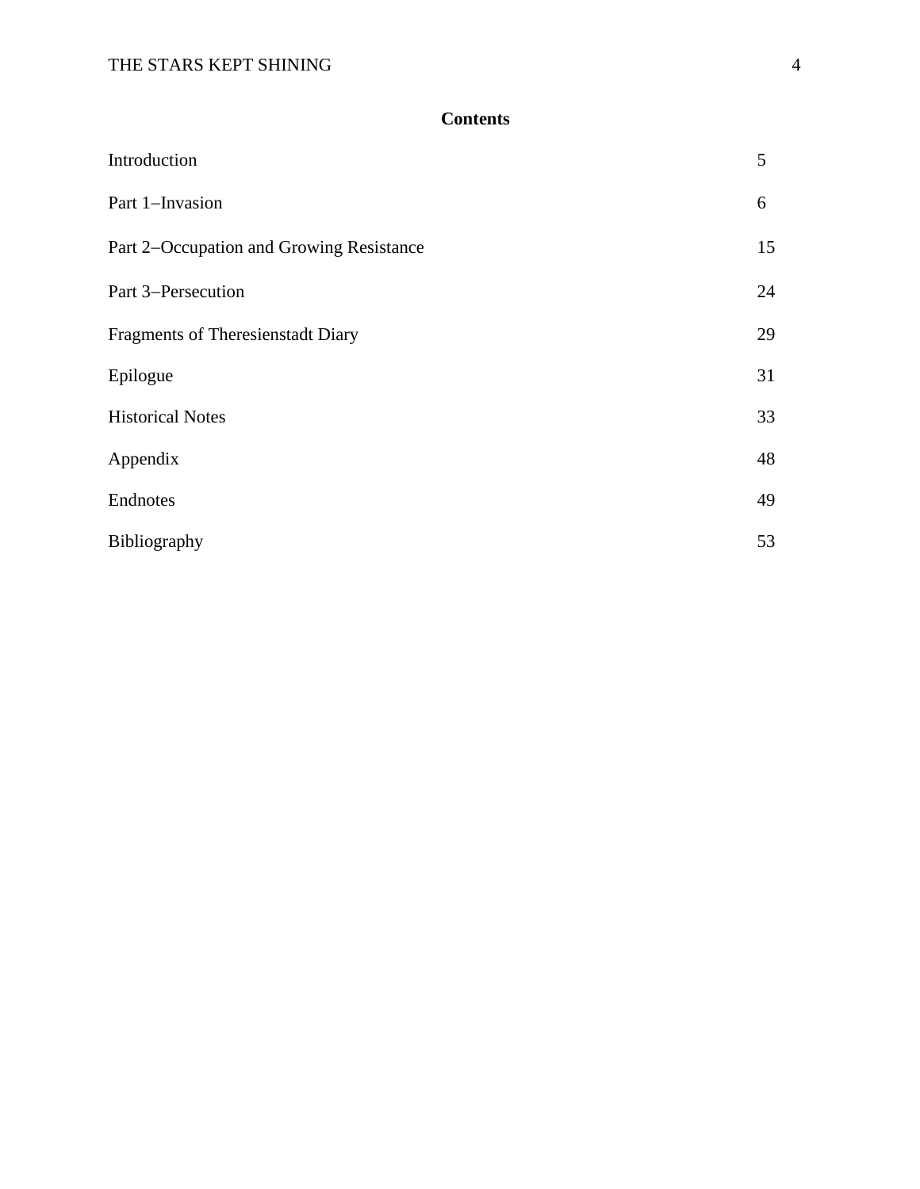# Contents

| | |
|---|---|
| Introduction | 5 |
| Part 1–Invasion | 6 |
| Part 2–Occupation and Growing Resistance | 15 |
| Part 3–Persecution | 24 |
| Fragments of Theresienstadt Diary | 29 |
| Epilogue | 31 |
| Historical Notes | 33 |
| Appendix | 48 |
| Endnotes | 49 |
| Bibliography | 53 |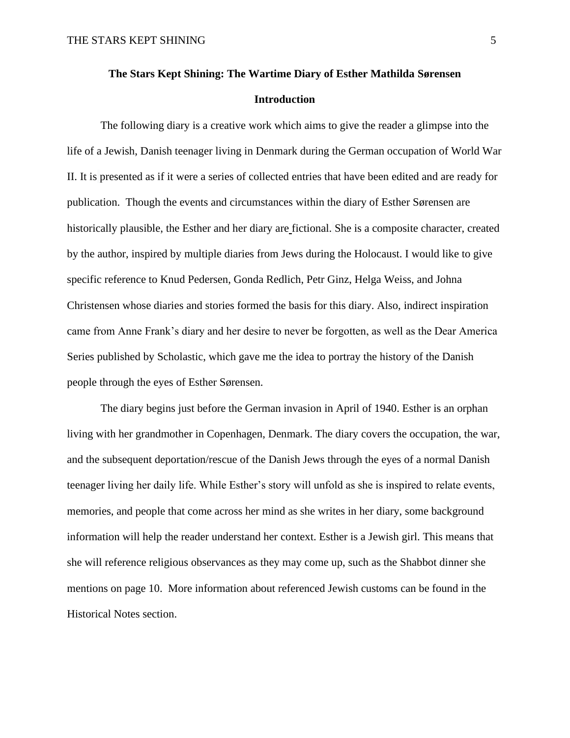# The Stars Kept Shining: The Wartime Diary of Esther Mathilda Sørensen

## Introduction

The following diary is a creative work which aims to give the reader a glimpse into the life of a Jewish, Danish teenager living in Denmark during the German occupation of World War II. It is presented as if it were a series of collected entries that have been edited and are ready for publication. Though the events and circumstances within the diary of Esther Sørensen are historically plausible, the Esther and her diary are fictional. She is a composite character, created by the author, inspired by multiple diaries from Jews during the Holocaust. I would like to give specific reference to Knud Pedersen, Gonda Redlich, Petr Ginz, Helga Weiss, and Johna Christensen whose diaries and stories formed the basis for this diary. Also, indirect inspiration came from Anne Frank's diary and her desire to never be forgotten, as well as the Dear America Series published by Scholastic, which gave me the idea to portray the history of the Danish people through the eyes of Esther Sørensen.

The diary begins just before the German invasion in April of 1940. Esther is an orphan living with her grandmother in Copenhagen, Denmark. The diary covers the occupation, the war, and the subsequent deportation/rescue of the Danish Jews through the eyes of a normal Danish teenager living her daily life. While Esther's story will unfold as she is inspired to relate events, memories, and people that come across her mind as she writes in her diary, some background information will help the reader understand her context. Esther is a Jewish girl. This means that she will reference religious observances as they may come up, such as the Shabbot dinner she mentions on page 10. More information about referenced Jewish customs can be found in the Historical Notes section.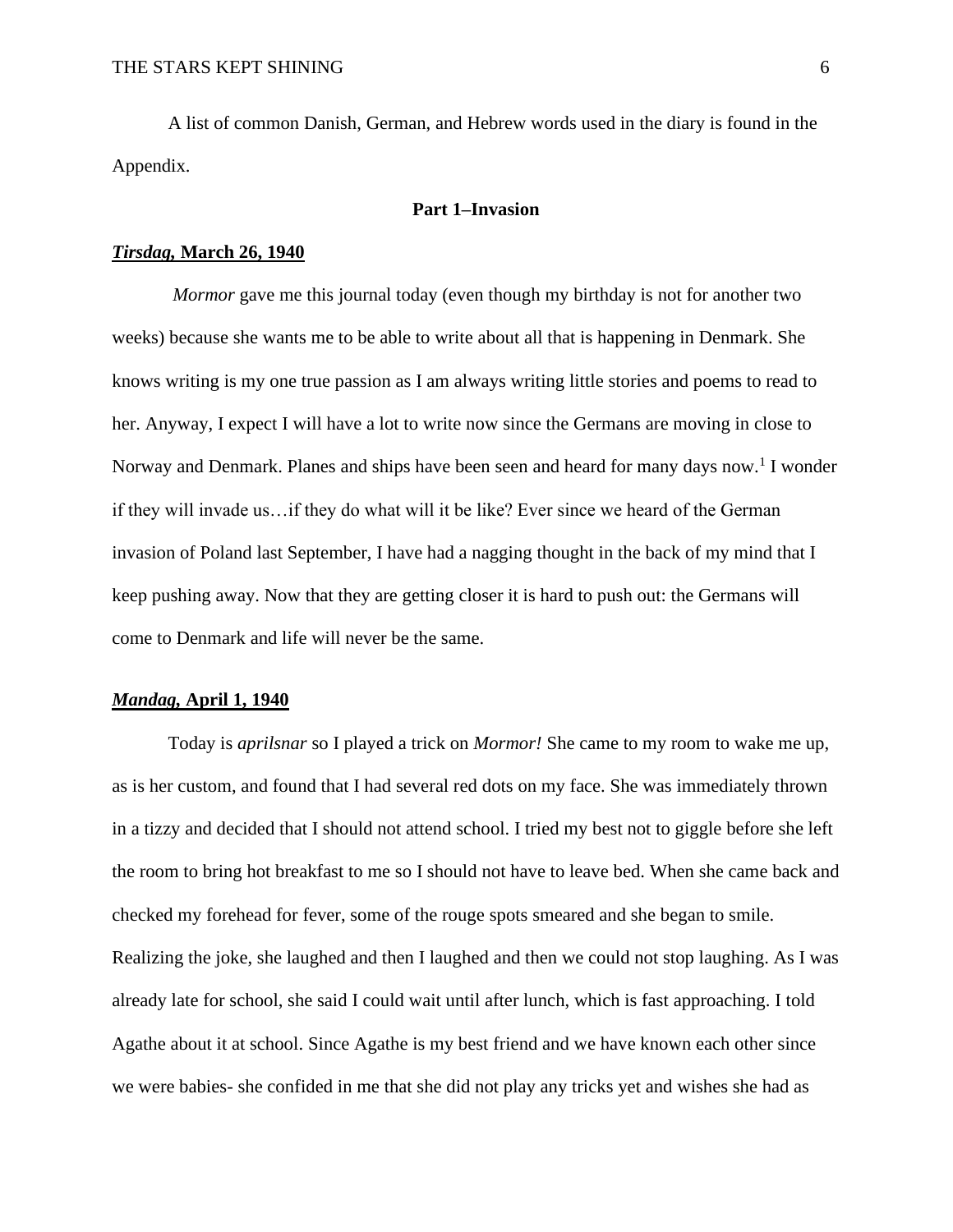A list of common Danish, German, and Hebrew words used in the diary is found in the Appendix.

## Part 1–Invasion

### ***Tirsdag*, March 26, 1940**

*Mormor* gave me this journal today (even though my birthday is not for another two weeks) because she wants me to be able to write about all that is happening in Denmark. She knows writing is my one true passion as I am always writing little stories and poems to read to her. Anyway, I expect I will have a lot to write now since the Germans are moving in close to Norway and Denmark. Planes and ships have been seen and heard for many days now.[1] I wonder if they will invade us…if they do what will it be like? Ever since we heard of the German invasion of Poland last September, I have had a nagging thought in the back of my mind that I keep pushing away. Now that they are getting closer it is hard to push out: the Germans will come to Denmark and life will never be the same.

### ***Mandag*, April 1, 1940**

Today is *aprilsnar* so I played a trick on *Mormor!* She came to my room to wake me up, as is her custom, and found that I had several red dots on my face. She was immediately thrown in a tizzy and decided that I should not attend school. I tried my best not to giggle before she left the room to bring hot breakfast to me so I should not have to leave bed. When she came back and checked my forehead for fever, some of the rouge spots smeared and she began to smile. Realizing the joke, she laughed and then I laughed and then we could not stop laughing. As I was already late for school, she said I could wait until after lunch, which is fast approaching. I told Agathe about it at school. Since Agathe is my best friend and we have known each other since we were babies- she confided in me that she did not play any tricks yet and wishes she had as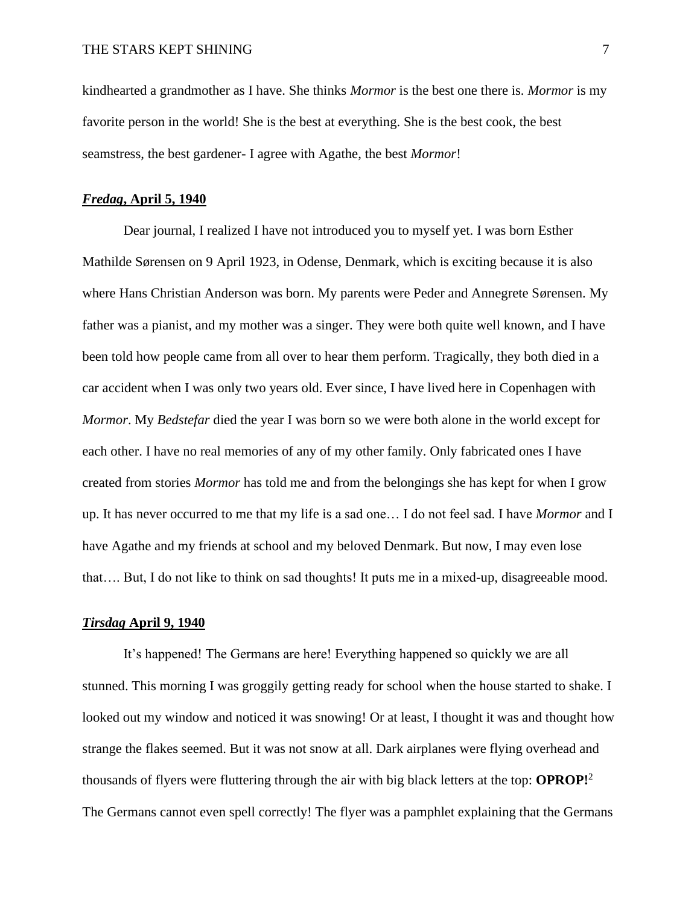kindhearted a grandmother as I have. She thinks *Mormor* is the best one there is. *Mormor* is my favorite person in the world! She is the best at everything. She is the best cook, the best seamstress, the best gardener- I agree with Agathe, the best *Mormor*!

### ***Fredag*, April 5, 1940**

Dear journal, I realized I have not introduced you to myself yet. I was born Esther Mathilde Sørensen on 9 April 1923, in Odense, Denmark, which is exciting because it is also where Hans Christian Anderson was born. My parents were Peder and Annegrete Sørensen. My father was a pianist, and my mother was a singer. They were both quite well known, and I have been told how people came from all over to hear them perform. Tragically, they both died in a car accident when I was only two years old. Ever since, I have lived here in Copenhagen with *Mormor*. My *Bedstefar* died the year I was born so we were both alone in the world except for each other. I have no real memories of any of my other family. Only fabricated ones I have created from stories *Mormor* has told me and from the belongings she has kept for when I grow up. It has never occurred to me that my life is a sad one… I do not feel sad. I have *Mormor* and I have Agathe and my friends at school and my beloved Denmark. But now, I may even lose that…. But, I do not like to think on sad thoughts! It puts me in a mixed-up, disagreeable mood.

### ***Tirsdag* April 9, 1940**

It's happened! The Germans are here! Everything happened so quickly we are all stunned. This morning I was groggily getting ready for school when the house started to shake. I looked out my window and noticed it was snowing! Or at least, I thought it was and thought how strange the flakes seemed. But it was not snow at all. Dark airplanes were flying overhead and thousands of flyers were fluttering through the air with big black letters at the top: **OPROP!**[2] The Germans cannot even spell correctly! The flyer was a pamphlet explaining that the Germans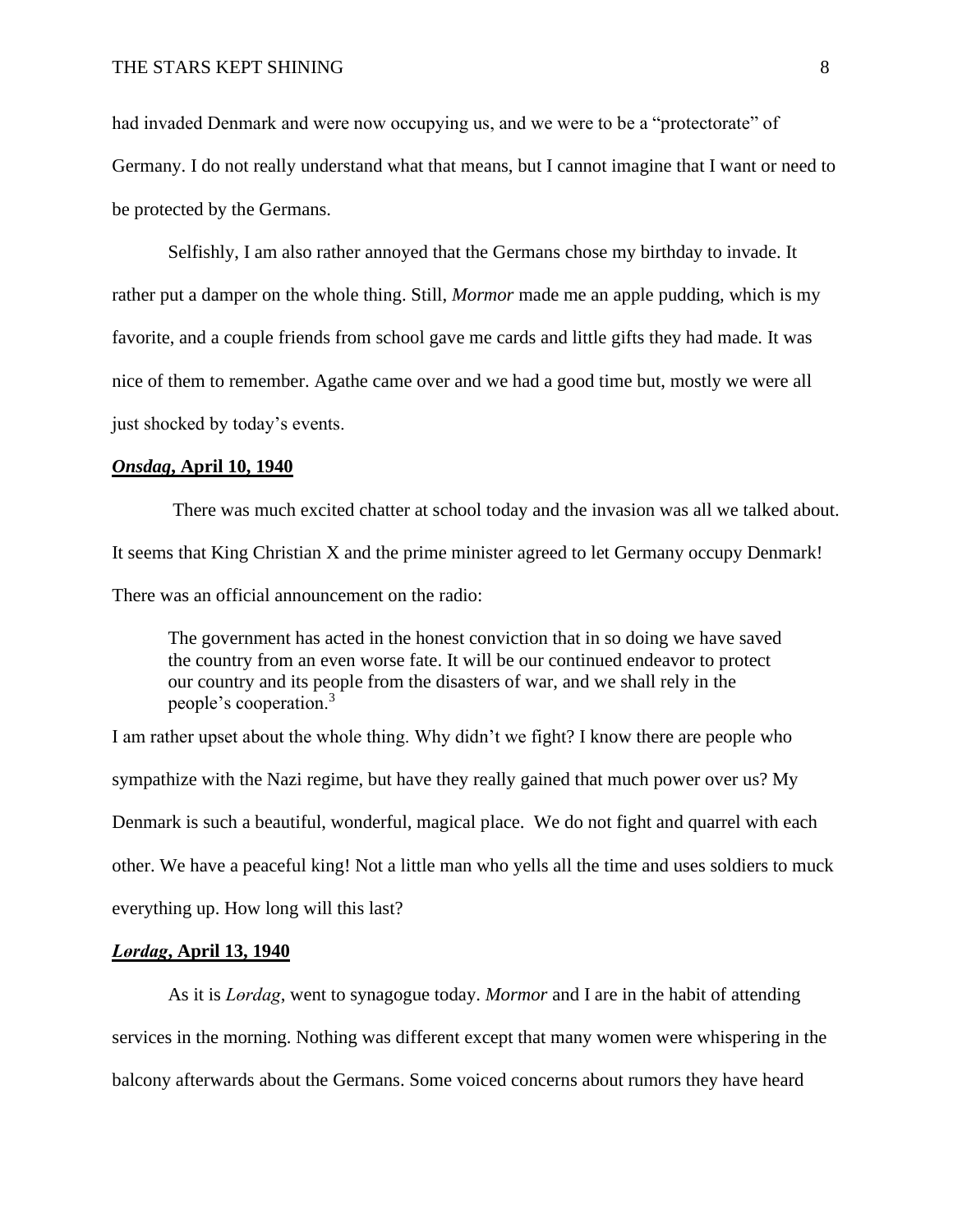had invaded Denmark and were now occupying us, and we were to be a "protectorate" of Germany. I do not really understand what that means, but I cannot imagine that I want or need to be protected by the Germans.

Selfishly, I am also rather annoyed that the Germans chose my birthday to invade. It rather put a damper on the whole thing. Still, *Mormor* made me an apple pudding, which is my favorite, and a couple friends from school gave me cards and little gifts they had made. It was nice of them to remember. Agathe came over and we had a good time but, mostly we were all just shocked by today's events.

***Onsdag*, April 10, 1940**

There was much excited chatter at school today and the invasion was all we talked about. It seems that King Christian X and the prime minister agreed to let Germany occupy Denmark! There was an official announcement on the radio:

> The government has acted in the honest conviction that in so doing we have saved the country from an even worse fate. It will be our continued endeavor to protect our country and its people from the disasters of war, and we shall rely in the people's cooperation.[3]

I am rather upset about the whole thing. Why didn't we fight? I know there are people who sympathize with the Nazi regime, but have they really gained that much power over us? My Denmark is such a beautiful, wonderful, magical place. We do not fight and quarrel with each other. We have a peaceful king! Not a little man who yells all the time and uses soldiers to muck everything up. How long will this last?

***Lørdag*, April 13, 1940**

As it is *Lørdag*, went to synagogue today. *Mormor* and I are in the habit of attending services in the morning. Nothing was different except that many women were whispering in the balcony afterwards about the Germans. Some voiced concerns about rumors they have heard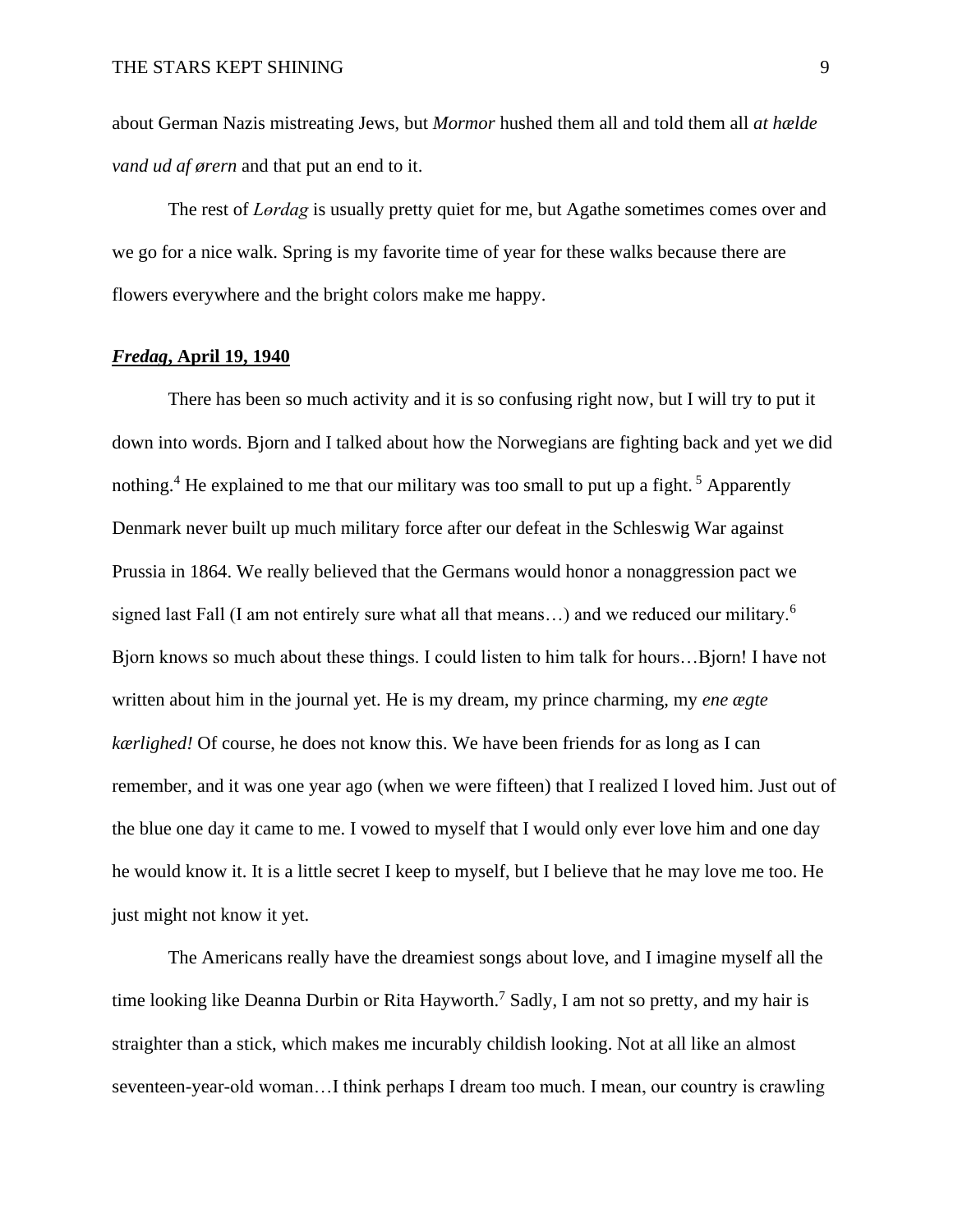about German Nazis mistreating Jews, but *Mormor* hushed them all and told them all *at hælde vand ud af ørern* and that put an end to it.

The rest of *Lørdag* is usually pretty quiet for me, but Agathe sometimes comes over and we go for a nice walk. Spring is my favorite time of year for these walks because there are flowers everywhere and the bright colors make me happy.

***Fredag*, April 19, 1940**

There has been so much activity and it is so confusing right now, but I will try to put it down into words. Bjorn and I talked about how the Norwegians are fighting back and yet we did nothing.[4] He explained to me that our military was too small to put up a fight.[5] Apparently Denmark never built up much military force after our defeat in the Schleswig War against Prussia in 1864. We really believed that the Germans would honor a nonaggression pact we signed last Fall (I am not entirely sure what all that means…) and we reduced our military.[6] Bjorn knows so much about these things. I could listen to him talk for hours…Bjorn! I have not written about him in the journal yet. He is my dream, my prince charming, my *ene ægte kærlighed!* Of course, he does not know this. We have been friends for as long as I can remember, and it was one year ago (when we were fifteen) that I realized I loved him. Just out of the blue one day it came to me. I vowed to myself that I would only ever love him and one day he would know it. It is a little secret I keep to myself, but I believe that he may love me too. He just might not know it yet.

The Americans really have the dreamiest songs about love, and I imagine myself all the time looking like Deanna Durbin or Rita Hayworth.[7] Sadly, I am not so pretty, and my hair is straighter than a stick, which makes me incurably childish looking. Not at all like an almost seventeen-year-old woman…I think perhaps I dream too much. I mean, our country is crawling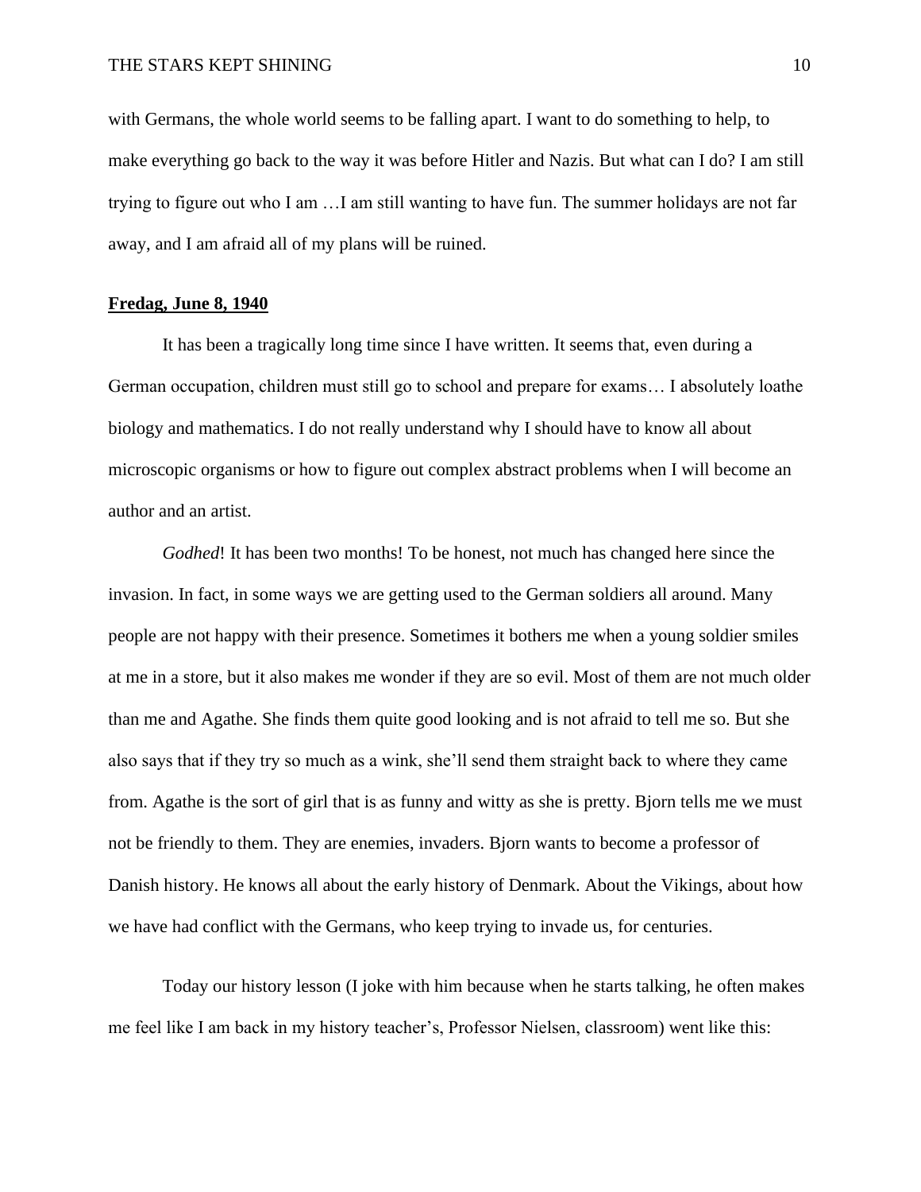with Germans, the whole world seems to be falling apart. I want to do something to help, to make everything go back to the way it was before Hitler and Nazis. But what can I do? I am still trying to figure out who I am …I am still wanting to have fun. The summer holidays are not far away, and I am afraid all of my plans will be ruined.

**<u>Fredag, June 8, 1940</u>**

It has been a tragically long time since I have written. It seems that, even during a German occupation, children must still go to school and prepare for exams… I absolutely loathe biology and mathematics. I do not really understand why I should have to know all about microscopic organisms or how to figure out complex abstract problems when I will become an author and an artist.

*Godhed*! It has been two months! To be honest, not much has changed here since the invasion. In fact, in some ways we are getting used to the German soldiers all around. Many people are not happy with their presence. Sometimes it bothers me when a young soldier smiles at me in a store, but it also makes me wonder if they are so evil. Most of them are not much older than me and Agathe. She finds them quite good looking and is not afraid to tell me so. But she also says that if they try so much as a wink, she'll send them straight back to where they came from. Agathe is the sort of girl that is as funny and witty as she is pretty. Bjorn tells me we must not be friendly to them. They are enemies, invaders. Bjorn wants to become a professor of Danish history. He knows all about the early history of Denmark. About the Vikings, about how we have had conflict with the Germans, who keep trying to invade us, for centuries.

Today our history lesson (I joke with him because when he starts talking, he often makes me feel like I am back in my history teacher's, Professor Nielsen, classroom) went like this: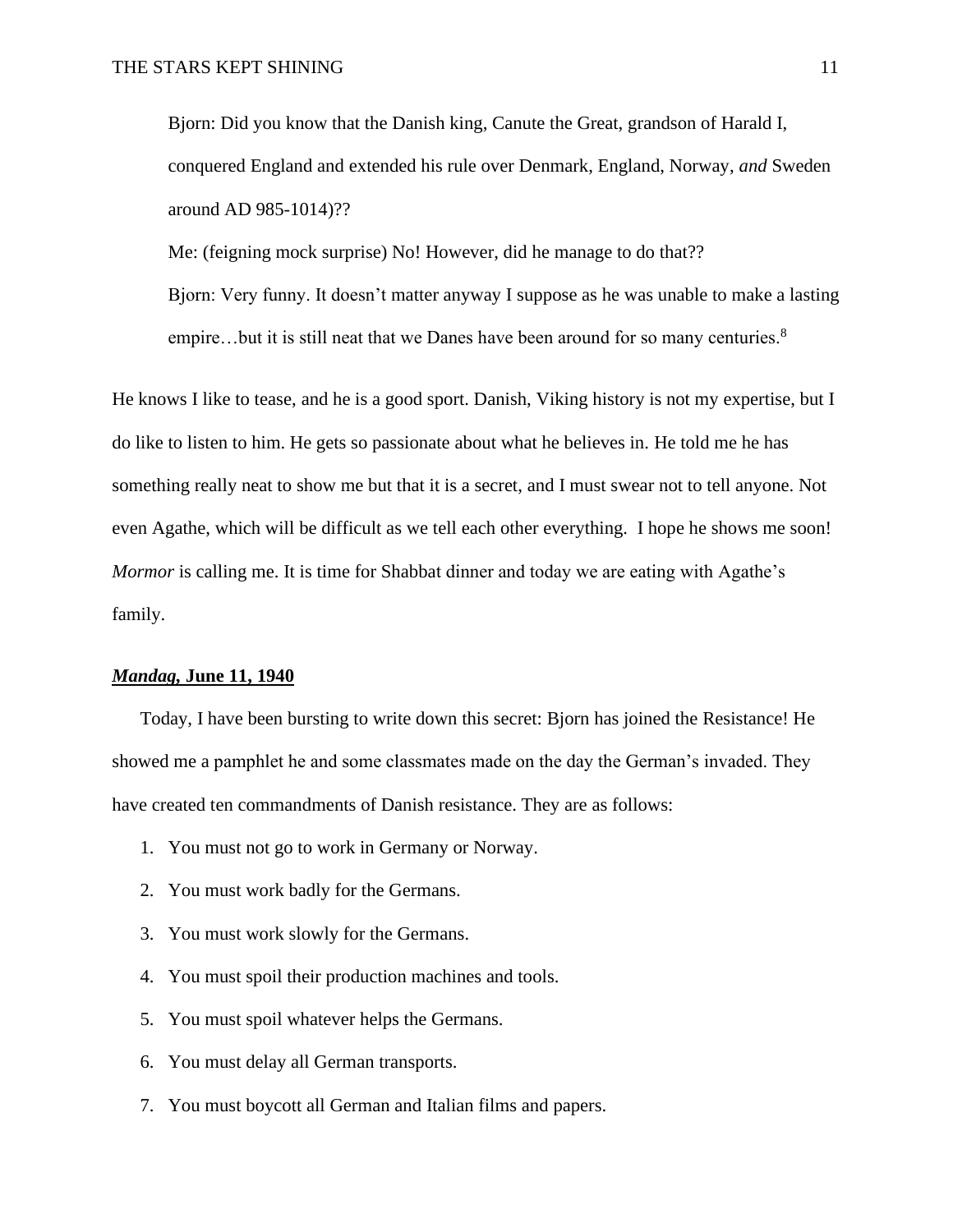Bjorn: Did you know that the Danish king, Canute the Great, grandson of Harald I, conquered England and extended his rule over Denmark, England, Norway, *and* Sweden around AD 985-1014)??

Me: (feigning mock surprise) No! However, did he manage to do that??

Bjorn: Very funny. It doesn't matter anyway I suppose as he was unable to make a lasting empire…but it is still neat that we Danes have been around for so many centuries.[8]

He knows I like to tease, and he is a good sport. Danish, Viking history is not my expertise, but I do like to listen to him. He gets so passionate about what he believes in. He told me he has something really neat to show me but that it is a secret, and I must swear not to tell anyone. Not even Agathe, which will be difficult as we tell each other everything. I hope he shows me soon! *Mormor* is calling me. It is time for Shabbat dinner and today we are eating with Agathe's family.

## ***Mandag*, June 11, 1940**

Today, I have been bursting to write down this secret: Bjorn has joined the Resistance! He showed me a pamphlet he and some classmates made on the day the German's invaded. They have created ten commandments of Danish resistance. They are as follows:

1. You must not go to work in Germany or Norway.
2. You must work badly for the Germans.
3. You must work slowly for the Germans.
4. You must spoil their production machines and tools.
5. You must spoil whatever helps the Germans.
6. You must delay all German transports.
7. You must boycott all German and Italian films and papers.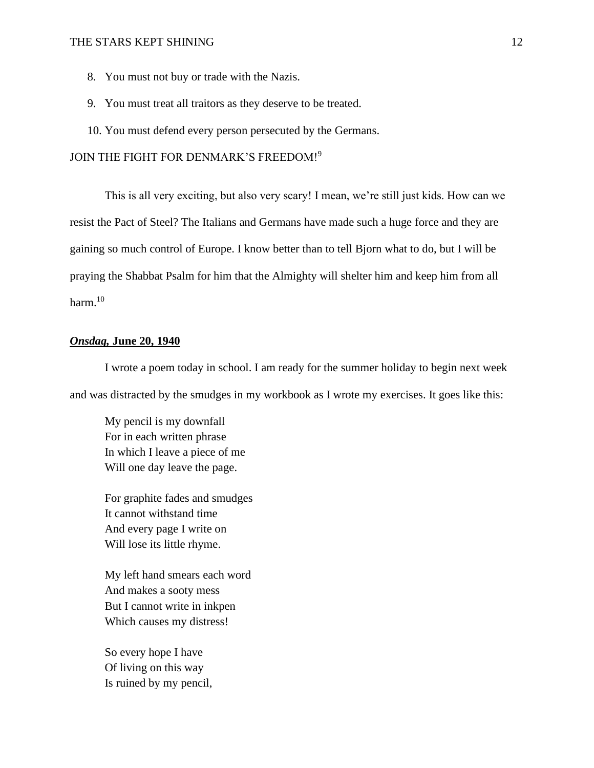8. You must not buy or trade with the Nazis.
9. You must treat all traitors as they deserve to be treated.
10. You must defend every person persecuted by the Germans.

JOIN THE FIGHT FOR DENMARK'S FREEDOM![9]

This is all very exciting, but also very scary! I mean, we're still just kids. How can we resist the Pact of Steel? The Italians and Germans have made such a huge force and they are gaining so much control of Europe. I know better than to tell Bjorn what to do, but I will be praying the Shabbat Psalm for him that the Almighty will shelter him and keep him from all harm.[10]

### ***Onsdag,*** **June 20, 1940**

I wrote a poem today in school. I am ready for the summer holiday to begin next week and was distracted by the smudges in my workbook as I wrote my exercises. It goes like this:

My pencil is my downfall
For in each written phrase
In which I leave a piece of me
Will one day leave the page.

For graphite fades and smudges
It cannot withstand time
And every page I write on
Will lose its little rhyme.

My left hand smears each word
And makes a sooty mess
But I cannot write in inkpen
Which causes my distress!

So every hope I have
Of living on this way
Is ruined by my pencil,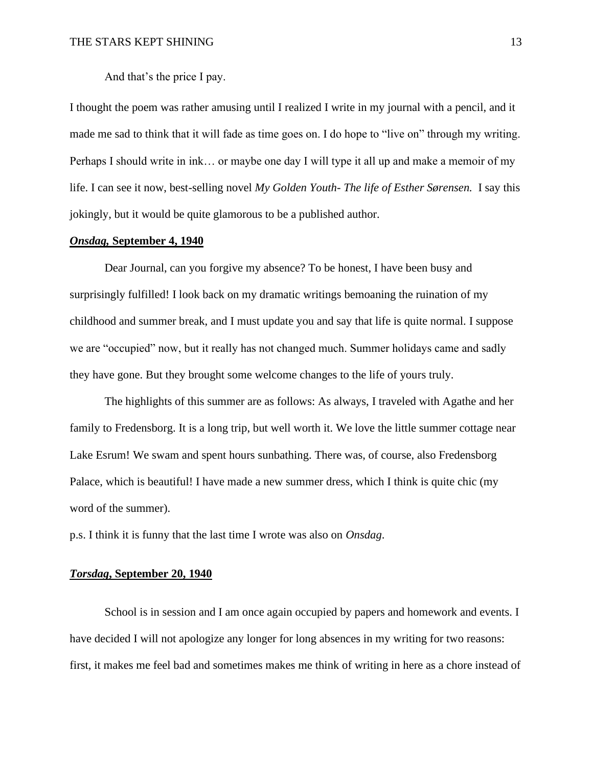And that's the price I pay.

I thought the poem was rather amusing until I realized I write in my journal with a pencil, and it made me sad to think that it will fade as time goes on. I do hope to "live on" through my writing. Perhaps I should write in ink… or maybe one day I will type it all up and make a memoir of my life. I can see it now, best-selling novel *My Golden Youth- The life of Esther Sørensen.* I say this jokingly, but it would be quite glamorous to be a published author.

***Onsdag*, September 4, 1940**

Dear Journal, can you forgive my absence? To be honest, I have been busy and surprisingly fulfilled! I look back on my dramatic writings bemoaning the ruination of my childhood and summer break, and I must update you and say that life is quite normal. I suppose we are "occupied" now, but it really has not changed much. Summer holidays came and sadly they have gone. But they brought some welcome changes to the life of yours truly.

The highlights of this summer are as follows: As always, I traveled with Agathe and her family to Fredensborg. It is a long trip, but well worth it. We love the little summer cottage near Lake Esrum! We swam and spent hours sunbathing. There was, of course, also Fredensborg Palace, which is beautiful! I have made a new summer dress, which I think is quite chic (my word of the summer).

p.s. I think it is funny that the last time I wrote was also on *Onsdag*.

***Torsdag*, September 20, 1940**

School is in session and I am once again occupied by papers and homework and events. I have decided I will not apologize any longer for long absences in my writing for two reasons: first, it makes me feel bad and sometimes makes me think of writing in here as a chore instead of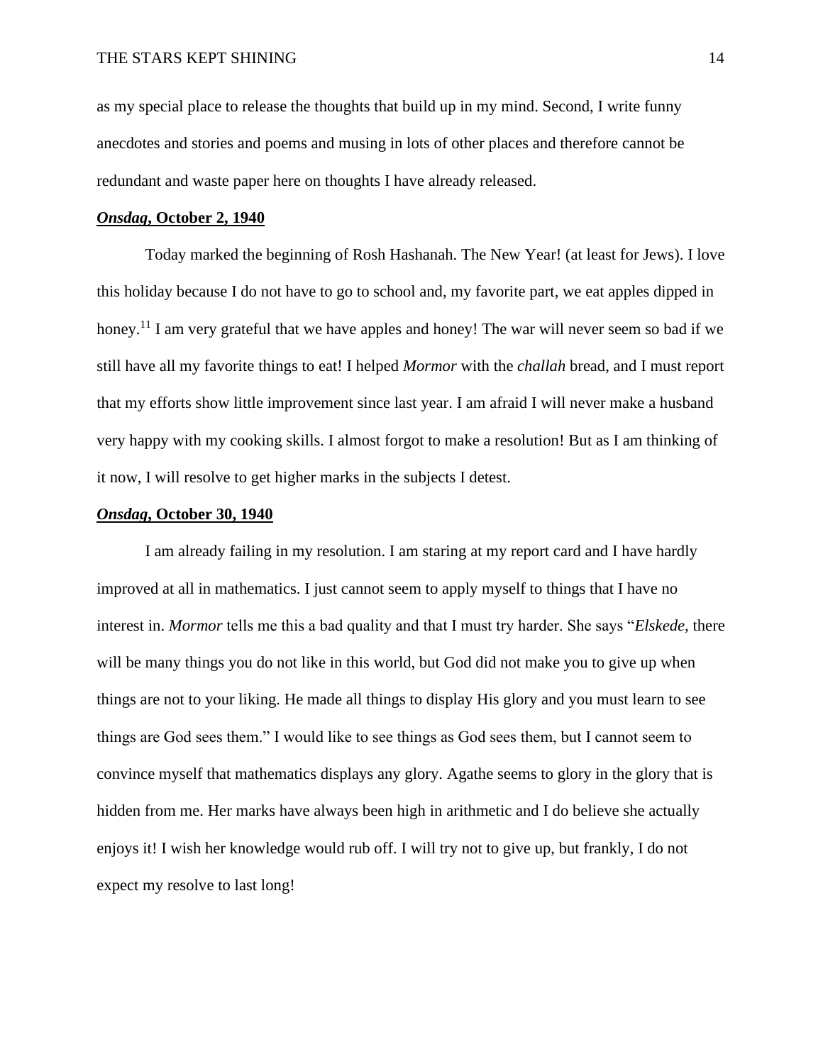as my special place to release the thoughts that build up in my mind. Second, I write funny anecdotes and stories and poems and musing in lots of other places and therefore cannot be redundant and waste paper here on thoughts I have already released.

***Onsdag*, October 2, 1940**

Today marked the beginning of Rosh Hashanah. The New Year! (at least for Jews). I love this holiday because I do not have to go to school and, my favorite part, we eat apples dipped in honey.[11] I am very grateful that we have apples and honey! The war will never seem so bad if we still have all my favorite things to eat! I helped *Mormor* with the *challah* bread, and I must report that my efforts show little improvement since last year. I am afraid I will never make a husband very happy with my cooking skills. I almost forgot to make a resolution! But as I am thinking of it now, I will resolve to get higher marks in the subjects I detest.

***Onsdag*, October 30, 1940**

I am already failing in my resolution. I am staring at my report card and I have hardly improved at all in mathematics. I just cannot seem to apply myself to things that I have no interest in. *Mormor* tells me this a bad quality and that I must try harder. She says "*Elskede,* there will be many things you do not like in this world, but God did not make you to give up when things are not to your liking. He made all things to display His glory and you must learn to see things are God sees them." I would like to see things as God sees them, but I cannot seem to convince myself that mathematics displays any glory. Agathe seems to glory in the glory that is hidden from me. Her marks have always been high in arithmetic and I do believe she actually enjoys it! I wish her knowledge would rub off. I will try not to give up, but frankly, I do not expect my resolve to last long!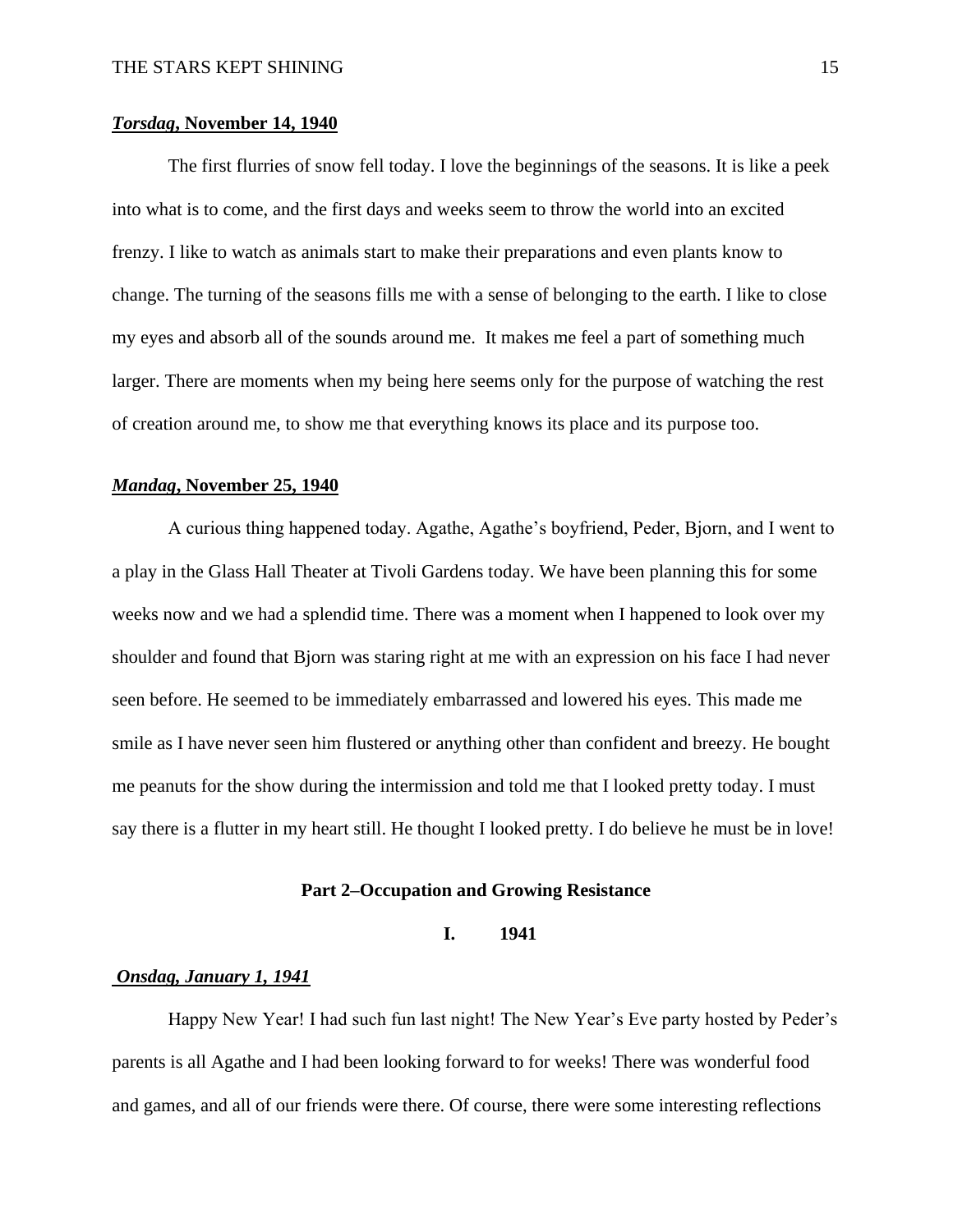***Torsdag*, November 14, 1940**

The first flurries of snow fell today. I love the beginnings of the seasons. It is like a peek into what is to come, and the first days and weeks seem to throw the world into an excited frenzy. I like to watch as animals start to make their preparations and even plants know to change. The turning of the seasons fills me with a sense of belonging to the earth. I like to close my eyes and absorb all of the sounds around me. It makes me feel a part of something much larger. There are moments when my being here seems only for the purpose of watching the rest of creation around me, to show me that everything knows its place and its purpose too.

***Mandag*, November 25, 1940**

A curious thing happened today. Agathe, Agathe's boyfriend, Peder, Bjorn, and I went to a play in the Glass Hall Theater at Tivoli Gardens today. We have been planning this for some weeks now and we had a splendid time. There was a moment when I happened to look over my shoulder and found that Bjorn was staring right at me with an expression on his face I had never seen before. He seemed to be immediately embarrassed and lowered his eyes. This made me smile as I have never seen him flustered or anything other than confident and breezy. He bought me peanuts for the show during the intermission and told me that I looked pretty today. I must say there is a flutter in my heart still. He thought I looked pretty. I do believe he must be in love!

## Part 2–Occupation and Growing Resistance

### I. 1941

***Onsdag, January 1, 1941***

Happy New Year! I had such fun last night! The New Year's Eve party hosted by Peder's parents is all Agathe and I had been looking forward to for weeks! There was wonderful food and games, and all of our friends were there. Of course, there were some interesting reflections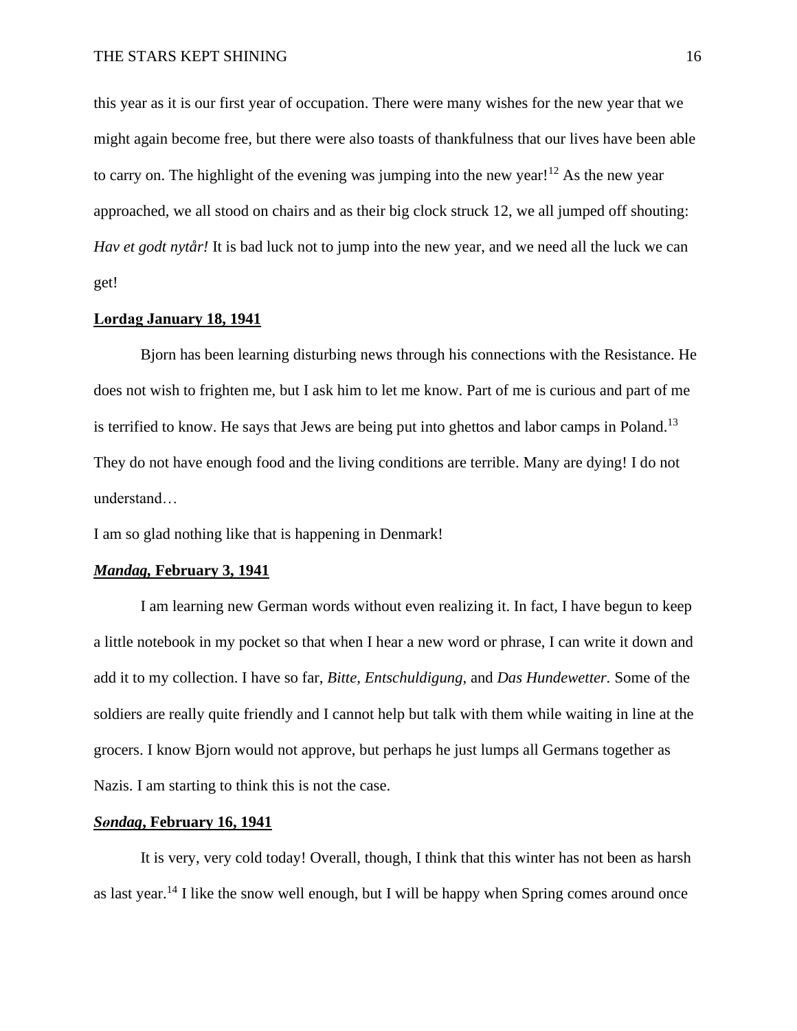this year as it is our first year of occupation. There were many wishes for the new year that we might again become free, but there were also toasts of thankfulness that our lives have been able to carry on. The highlight of the evening was jumping into the new year![12] As the new year approached, we all stood on chairs and as their big clock struck 12, we all jumped off shouting: *Hav et godt nytår!* It is bad luck not to jump into the new year, and we need all the luck we can get!

**Lørdag January 18, 1941**

Bjorn has been learning disturbing news through his connections with the Resistance. He does not wish to frighten me, but I ask him to let me know. Part of me is curious and part of me is terrified to know. He says that Jews are being put into ghettos and labor camps in Poland.[13] They do not have enough food and the living conditions are terrible. Many are dying! I do not understand…

I am so glad nothing like that is happening in Denmark!

***Mandag*, February 3, 1941**

I am learning new German words without even realizing it. In fact, I have begun to keep a little notebook in my pocket so that when I hear a new word or phrase, I can write it down and add it to my collection. I have so far, *Bitte, Entschuldigung,* and *Das Hundewetter.* Some of the soldiers are really quite friendly and I cannot help but talk with them while waiting in line at the grocers. I know Bjorn would not approve, but perhaps he just lumps all Germans together as Nazis. I am starting to think this is not the case.

***Søndag*, February 16, 1941**

It is very, very cold today! Overall, though, I think that this winter has not been as harsh as last year.[14] I like the snow well enough, but I will be happy when Spring comes around once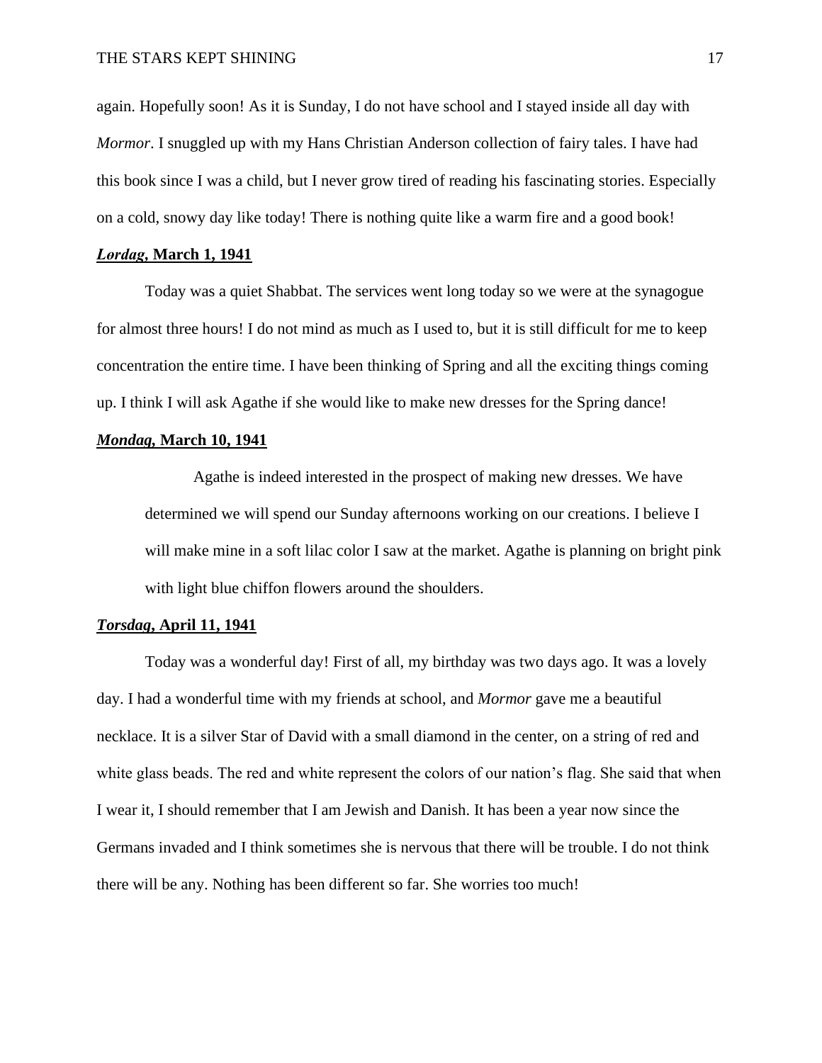again. Hopefully soon! As it is Sunday, I do not have school and I stayed inside all day with *Mormor*. I snuggled up with my Hans Christian Anderson collection of fairy tales. I have had this book since I was a child, but I never grow tired of reading his fascinating stories. Especially on a cold, snowy day like today! There is nothing quite like a warm fire and a good book!

***Lørdag*, March 1, 1941**

Today was a quiet Shabbat. The services went long today so we were at the synagogue for almost three hours! I do not mind as much as I used to, but it is still difficult for me to keep concentration the entire time. I have been thinking of Spring and all the exciting things coming up. I think I will ask Agathe if she would like to make new dresses for the Spring dance!

***Mondag*, March 10, 1941**

> Agathe is indeed interested in the prospect of making new dresses. We have determined we will spend our Sunday afternoons working on our creations. I believe I will make mine in a soft lilac color I saw at the market. Agathe is planning on bright pink with light blue chiffon flowers around the shoulders.

***Torsdag*, April 11, 1941**

Today was a wonderful day! First of all, my birthday was two days ago. It was a lovely day. I had a wonderful time with my friends at school, and *Mormor* gave me a beautiful necklace. It is a silver Star of David with a small diamond in the center, on a string of red and white glass beads. The red and white represent the colors of our nation's flag. She said that when I wear it, I should remember that I am Jewish and Danish. It has been a year now since the Germans invaded and I think sometimes she is nervous that there will be trouble. I do not think there will be any. Nothing has been different so far. She worries too much!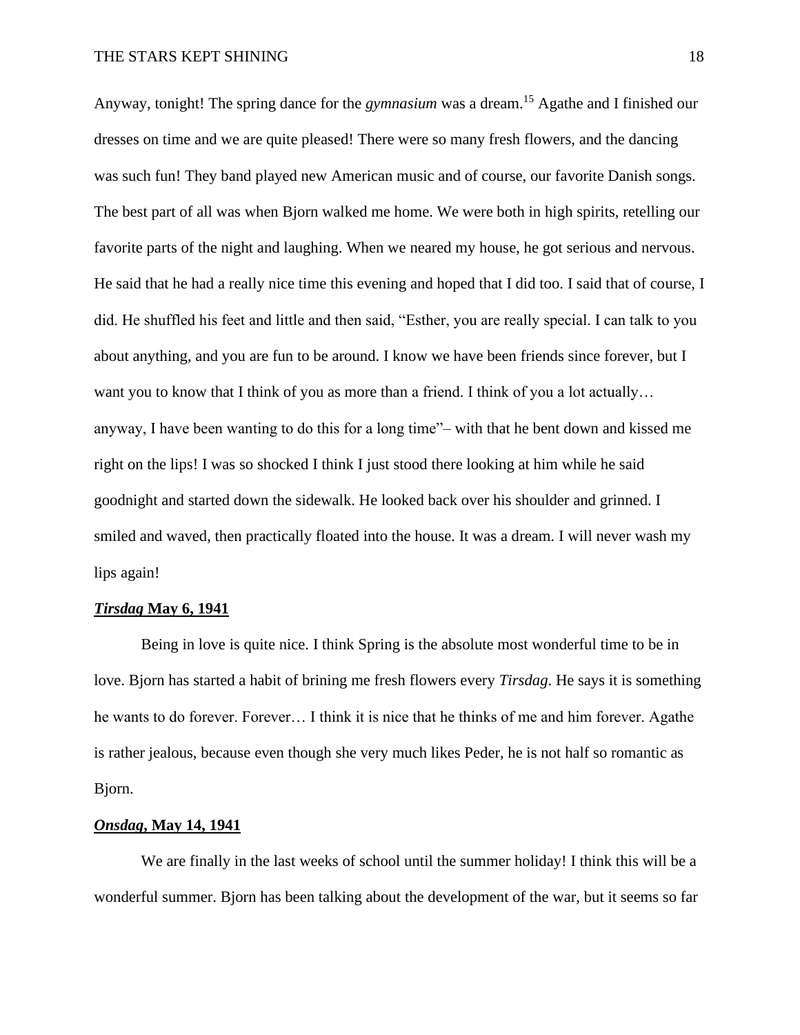Anyway, tonight! The spring dance for the *gymnasium* was a dream.[15] Agathe and I finished our dresses on time and we are quite pleased! There were so many fresh flowers, and the dancing was such fun! They band played new American music and of course, our favorite Danish songs. The best part of all was when Bjorn walked me home. We were both in high spirits, retelling our favorite parts of the night and laughing. When we neared my house, he got serious and nervous. He said that he had a really nice time this evening and hoped that I did too. I said that of course, I did. He shuffled his feet and little and then said, "Esther, you are really special. I can talk to you about anything, and you are fun to be around. I know we have been friends since forever, but I want you to know that I think of you as more than a friend. I think of you a lot actually… anyway, I have been wanting to do this for a long time"– with that he bent down and kissed me right on the lips! I was so shocked I think I just stood there looking at him while he said goodnight and started down the sidewalk. He looked back over his shoulder and grinned. I smiled and waved, then practically floated into the house. It was a dream. I will never wash my lips again!

***Tirsdag* May 6, 1941**

Being in love is quite nice. I think Spring is the absolute most wonderful time to be in love. Bjorn has started a habit of brining me fresh flowers every *Tirsdag*. He says it is something he wants to do forever. Forever… I think it is nice that he thinks of me and him forever. Agathe is rather jealous, because even though she very much likes Peder, he is not half so romantic as Bjorn.

***Onsdag*, May 14, 1941**

We are finally in the last weeks of school until the summer holiday! I think this will be a wonderful summer. Bjorn has been talking about the development of the war, but it seems so far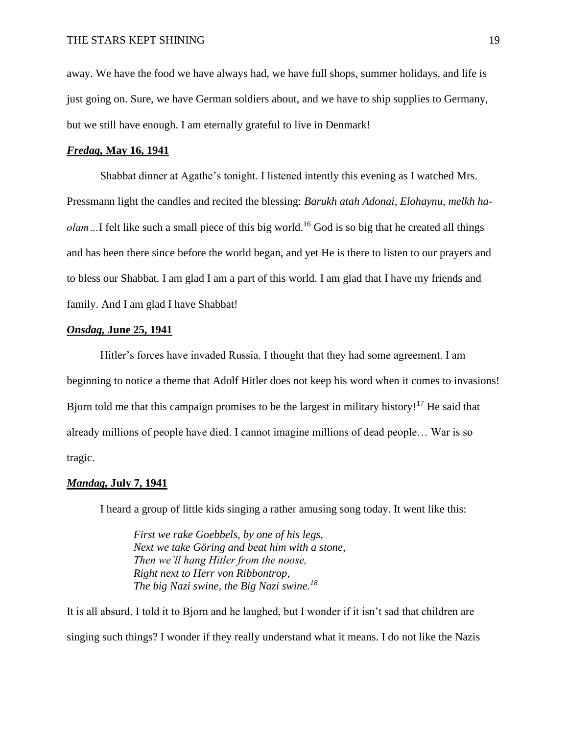away. We have the food we have always had, we have full shops, summer holidays, and life is just going on. Sure, we have German soldiers about, and we have to ship supplies to Germany, but we still have enough. I am eternally grateful to live in Denmark!

### ***Fredag,* May 16, 1941**

Shabbat dinner at Agathe's tonight. I listened intently this evening as I watched Mrs. Pressmann light the candles and recited the blessing: *Barukh atah Adonai, Elohaynu, melkh ha-olam…*I felt like such a small piece of this big world.[16] God is so big that he created all things and has been there since before the world began, and yet He is there to listen to our prayers and to bless our Shabbat. I am glad I am a part of this world. I am glad that I have my friends and family. And I am glad I have Shabbat!

### ***Onsdag,* June 25, 1941**

Hitler's forces have invaded Russia. I thought that they had some agreement. I am beginning to notice a theme that Adolf Hitler does not keep his word when it comes to invasions! Bjorn told me that this campaign promises to be the largest in military history![17] He said that already millions of people have died. I cannot imagine millions of dead people… War is so tragic.

### ***Mandag,* July 7, 1941**

I heard a group of little kids singing a rather amusing song today. It went like this:

> *First we rake Goebbels, by one of his legs,*
> *Next we take Göring and beat him with a stone,*
> *Then we'll hang Hitler from the noose,*
> *Right next to Herr von Ribbontrop,*
> *The big Nazi swine, the Big Nazi swine.*[18]

It is all absurd. I told it to Bjorn and he laughed, but I wonder if it isn't sad that children are singing such things? I wonder if they really understand what it means. I do not like the Nazis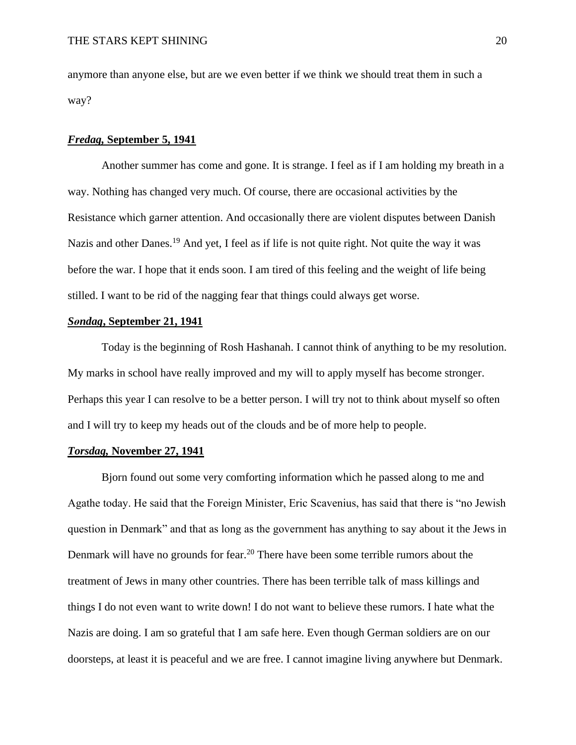anymore than anyone else, but are we even better if we think we should treat them in such a way?

***Fredag*, September 5, 1941**

Another summer has come and gone. It is strange. I feel as if I am holding my breath in a way. Nothing has changed very much. Of course, there are occasional activities by the Resistance which garner attention. And occasionally there are violent disputes between Danish Nazis and other Danes.[19] And yet, I feel as if life is not quite right. Not quite the way it was before the war. I hope that it ends soon. I am tired of this feeling and the weight of life being stilled. I want to be rid of the nagging fear that things could always get worse.

***Søndag*, September 21, 1941**

Today is the beginning of Rosh Hashanah. I cannot think of anything to be my resolution. My marks in school have really improved and my will to apply myself has become stronger. Perhaps this year I can resolve to be a better person. I will try not to think about myself so often and I will try to keep my heads out of the clouds and be of more help to people.

***Torsdag*, November 27, 1941**

Bjorn found out some very comforting information which he passed along to me and Agathe today. He said that the Foreign Minister, Eric Scavenius, has said that there is "no Jewish question in Denmark" and that as long as the government has anything to say about it the Jews in Denmark will have no grounds for fear.[20] There have been some terrible rumors about the treatment of Jews in many other countries. There has been terrible talk of mass killings and things I do not even want to write down! I do not want to believe these rumors. I hate what the Nazis are doing. I am so grateful that I am safe here. Even though German soldiers are on our doorsteps, at least it is peaceful and we are free. I cannot imagine living anywhere but Denmark.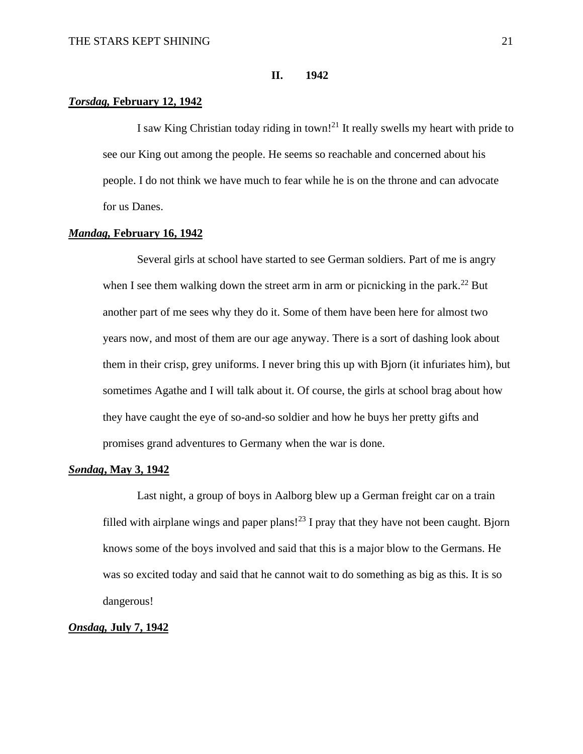## II. 1942

***Torsdag,* February 12, 1942**

I saw King Christian today riding in town![21] It really swells my heart with pride to see our King out among the people. He seems so reachable and concerned about his people. I do not think we have much to fear while he is on the throne and can advocate for us Danes.

***Mandag,* February 16, 1942**

Several girls at school have started to see German soldiers. Part of me is angry when I see them walking down the street arm in arm or picnicking in the park.[22] But another part of me sees why they do it. Some of them have been here for almost two years now, and most of them are our age anyway. There is a sort of dashing look about them in their crisp, grey uniforms. I never bring this up with Bjorn (it infuriates him), but sometimes Agathe and I will talk about it. Of course, the girls at school brag about how they have caught the eye of so-and-so soldier and how he buys her pretty gifts and promises grand adventures to Germany when the war is done.

***Søndag,* May 3, 1942**

Last night, a group of boys in Aalborg blew up a German freight car on a train filled with airplane wings and paper plans![23] I pray that they have not been caught. Bjorn knows some of the boys involved and said that this is a major blow to the Germans. He was so excited today and said that he cannot wait to do something as big as this. It is so dangerous!

***Onsdag,* July 7, 1942**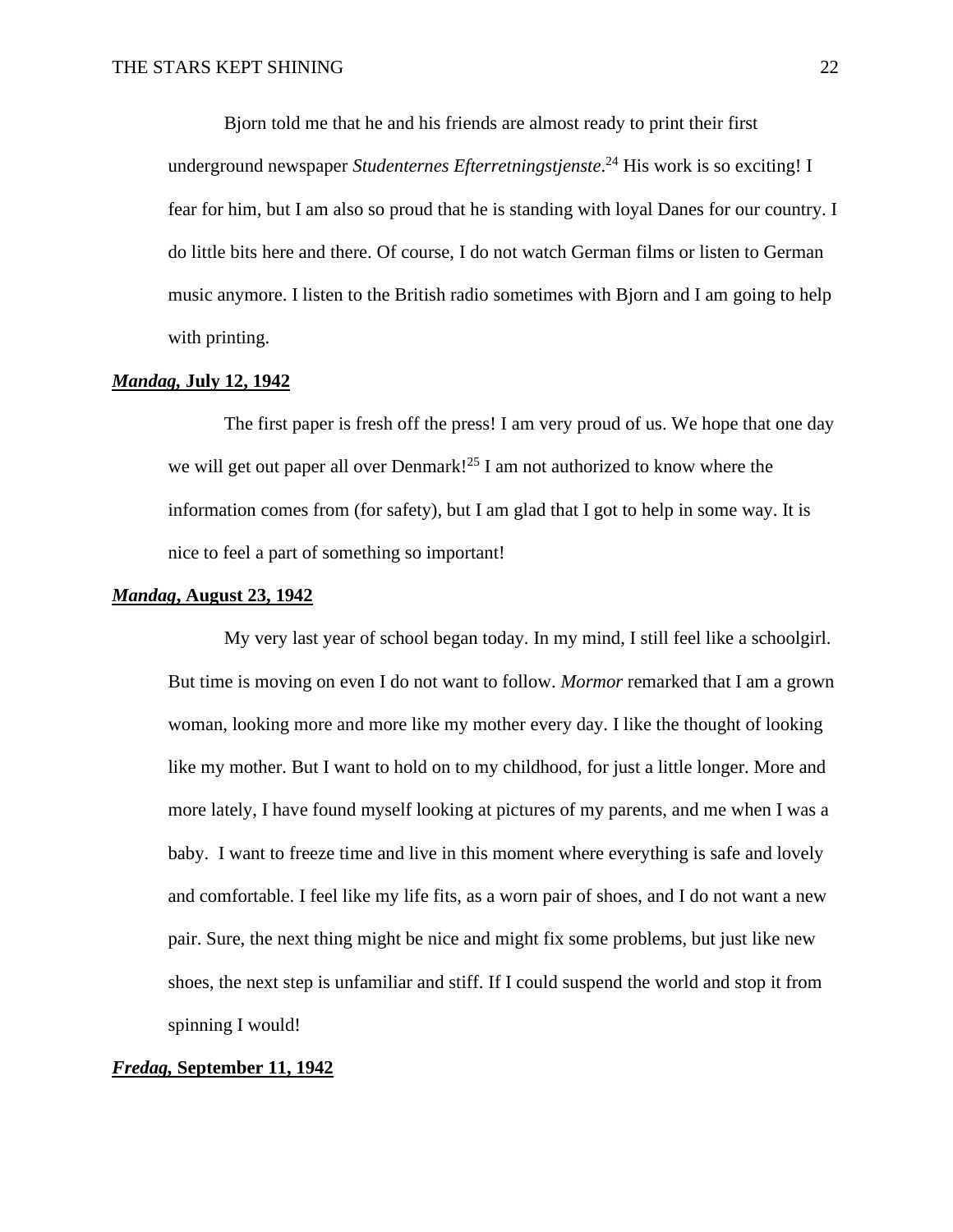Bjorn told me that he and his friends are almost ready to print their first underground newspaper *Studenternes Efterretningstjenste*.[24] His work is so exciting! I fear for him, but I am also so proud that he is standing with loyal Danes for our country. I do little bits here and there. Of course, I do not watch German films or listen to German music anymore. I listen to the British radio sometimes with Bjorn and I am going to help with printing.

***Mandag*, July 12, 1942**

The first paper is fresh off the press! I am very proud of us. We hope that one day we will get out paper all over Denmark![25] I am not authorized to know where the information comes from (for safety), but I am glad that I got to help in some way. It is nice to feel a part of something so important!

***Mandag*, August 23, 1942**

My very last year of school began today. In my mind, I still feel like a schoolgirl. But time is moving on even I do not want to follow. *Mormor* remarked that I am a grown woman, looking more and more like my mother every day. I like the thought of looking like my mother. But I want to hold on to my childhood, for just a little longer. More and more lately, I have found myself looking at pictures of my parents, and me when I was a baby. I want to freeze time and live in this moment where everything is safe and lovely and comfortable. I feel like my life fits, as a worn pair of shoes, and I do not want a new pair. Sure, the next thing might be nice and might fix some problems, but just like new shoes, the next step is unfamiliar and stiff. If I could suspend the world and stop it from spinning I would!

***Fredag*, September 11, 1942**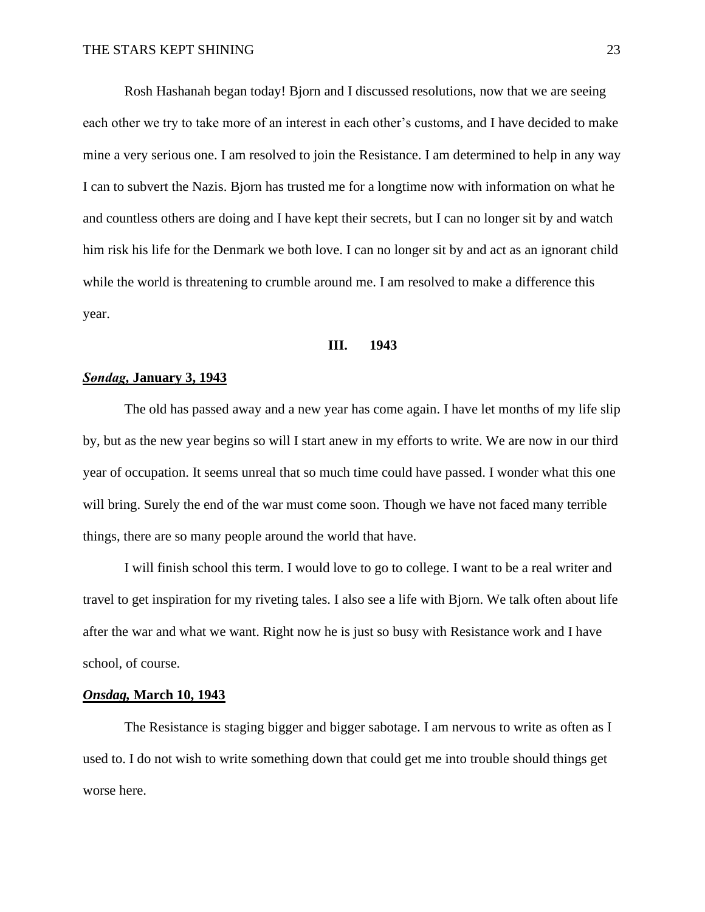Rosh Hashanah began today! Bjorn and I discussed resolutions, now that we are seeing each other we try to take more of an interest in each other's customs, and I have decided to make mine a very serious one. I am resolved to join the Resistance. I am determined to help in any way I can to subvert the Nazis. Bjorn has trusted me for a longtime now with information on what he and countless others are doing and I have kept their secrets, but I can no longer sit by and watch him risk his life for the Denmark we both love. I can no longer sit by and act as an ignorant child while the world is threatening to crumble around me. I am resolved to make a difference this year.

## III. 1943

### ***Søndag,* January 3, 1943**

The old has passed away and a new year has come again. I have let months of my life slip by, but as the new year begins so will I start anew in my efforts to write. We are now in our third year of occupation. It seems unreal that so much time could have passed. I wonder what this one will bring. Surely the end of the war must come soon. Though we have not faced many terrible things, there are so many people around the world that have.

I will finish school this term. I would love to go to college. I want to be a real writer and travel to get inspiration for my riveting tales. I also see a life with Bjorn. We talk often about life after the war and what we want. Right now he is just so busy with Resistance work and I have school, of course.

### ***Onsdag,* March 10, 1943**

The Resistance is staging bigger and bigger sabotage. I am nervous to write as often as I used to. I do not wish to write something down that could get me into trouble should things get worse here.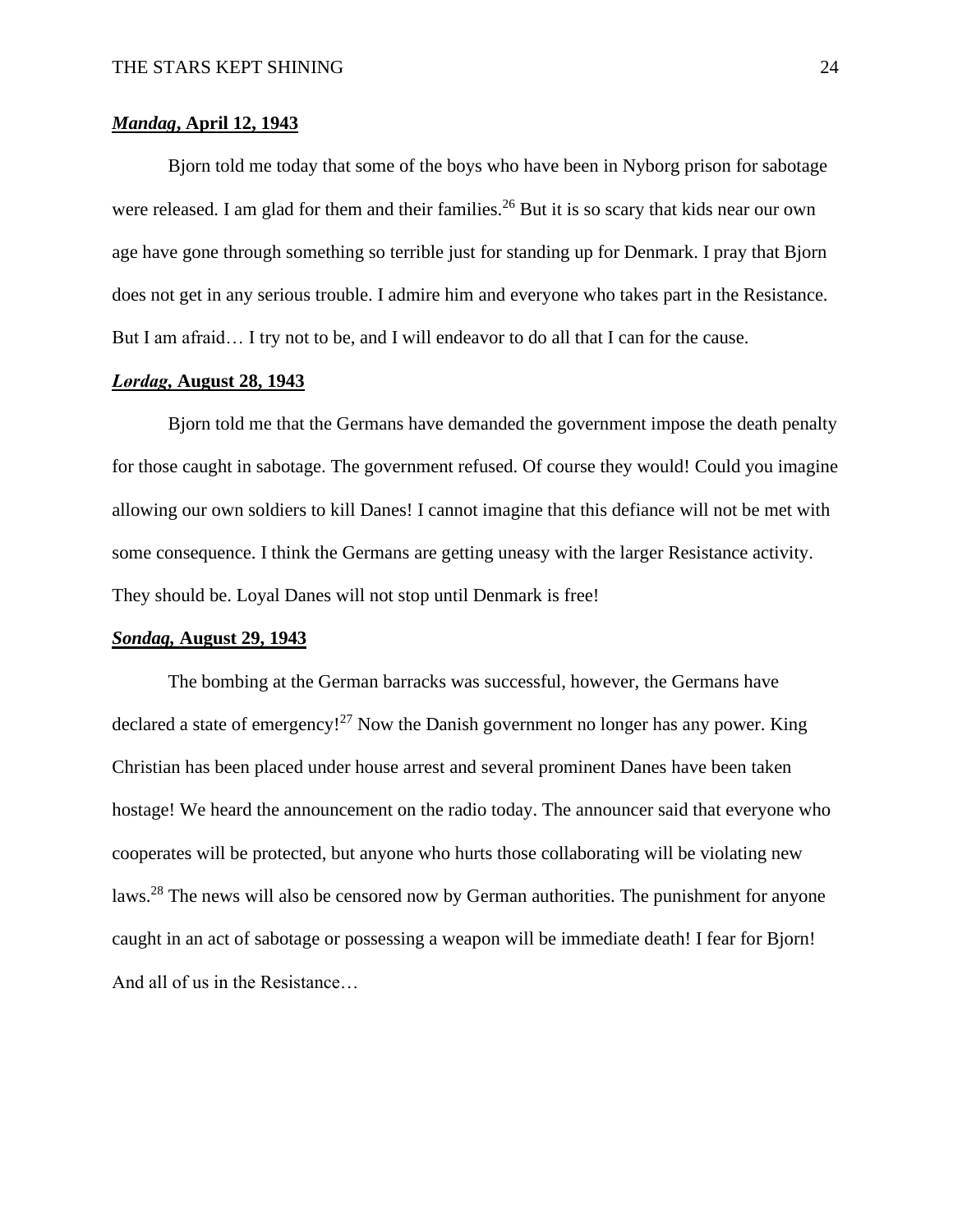**_Mandag_, April 12, 1943**

Bjorn told me today that some of the boys who have been in Nyborg prison for sabotage were released. I am glad for them and their families.[26] But it is so scary that kids near our own age have gone through something so terrible just for standing up for Denmark. I pray that Bjorn does not get in any serious trouble. I admire him and everyone who takes part in the Resistance. But I am afraid… I try not to be, and I will endeavor to do all that I can for the cause.

**_Lørdag_, August 28, 1943**

Bjorn told me that the Germans have demanded the government impose the death penalty for those caught in sabotage. The government refused. Of course they would! Could you imagine allowing our own soldiers to kill Danes! I cannot imagine that this defiance will not be met with some consequence. I think the Germans are getting uneasy with the larger Resistance activity. They should be. Loyal Danes will not stop until Denmark is free!

**_Søndag_, August 29, 1943**

The bombing at the German barracks was successful, however, the Germans have declared a state of emergency![27] Now the Danish government no longer has any power. King Christian has been placed under house arrest and several prominent Danes have been taken hostage! We heard the announcement on the radio today. The announcer said that everyone who cooperates will be protected, but anyone who hurts those collaborating will be violating new laws.[28] The news will also be censored now by German authorities. The punishment for anyone caught in an act of sabotage or possessing a weapon will be immediate death! I fear for Bjorn! And all of us in the Resistance…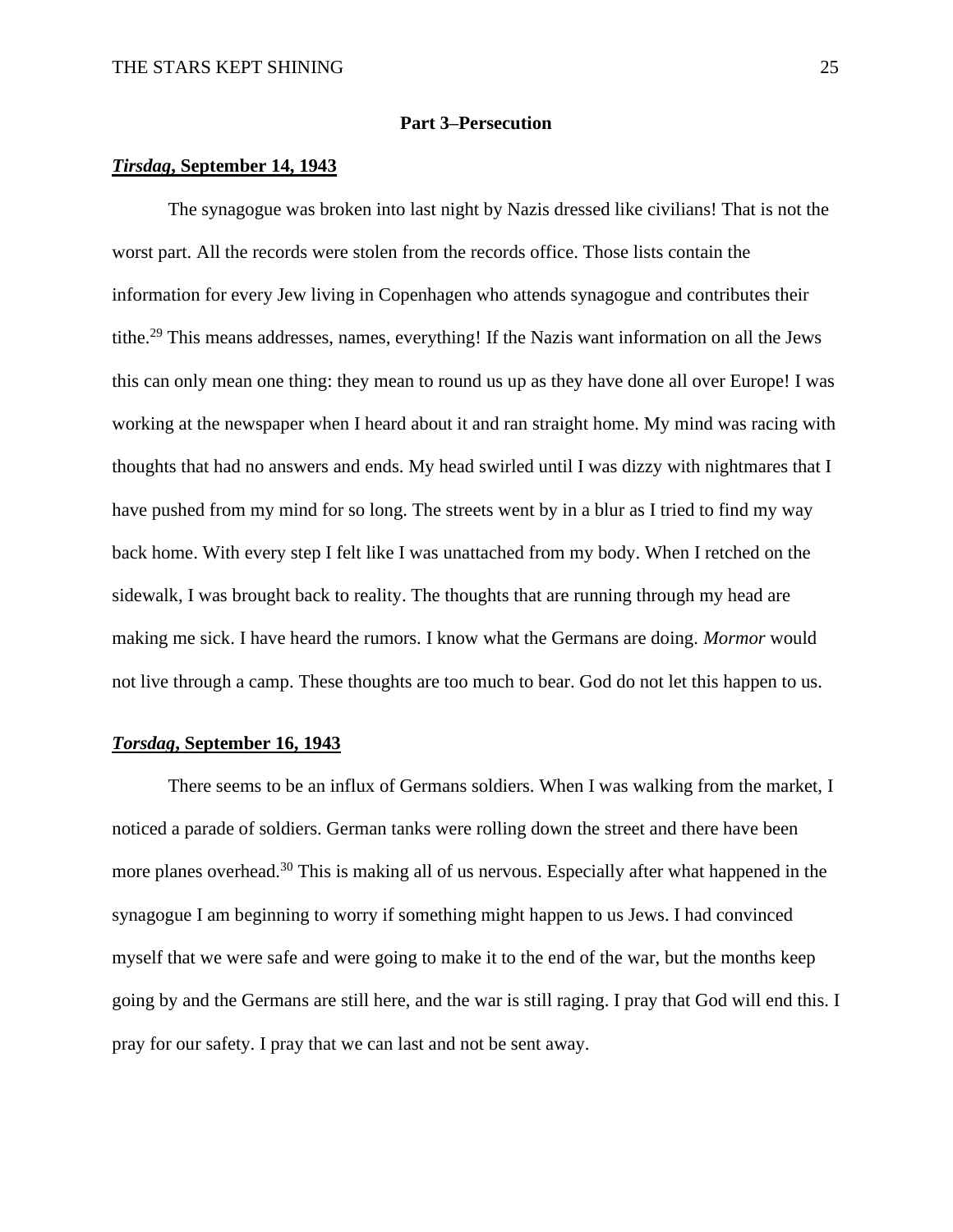## Part 3–Persecution

***Tirsdag*, September 14, 1943**

The synagogue was broken into last night by Nazis dressed like civilians! That is not the worst part. All the records were stolen from the records office. Those lists contain the information for every Jew living in Copenhagen who attends synagogue and contributes their tithe.[29] This means addresses, names, everything! If the Nazis want information on all the Jews this can only mean one thing: they mean to round us up as they have done all over Europe! I was working at the newspaper when I heard about it and ran straight home. My mind was racing with thoughts that had no answers and ends. My head swirled until I was dizzy with nightmares that I have pushed from my mind for so long. The streets went by in a blur as I tried to find my way back home. With every step I felt like I was unattached from my body. When I retched on the sidewalk, I was brought back to reality. The thoughts that are running through my head are making me sick. I have heard the rumors. I know what the Germans are doing. *Mormor* would not live through a camp. These thoughts are too much to bear. God do not let this happen to us.

***Torsdag*, September 16, 1943**

There seems to be an influx of Germans soldiers. When I was walking from the market, I noticed a parade of soldiers. German tanks were rolling down the street and there have been more planes overhead.[30] This is making all of us nervous. Especially after what happened in the synagogue I am beginning to worry if something might happen to us Jews. I had convinced myself that we were safe and were going to make it to the end of the war, but the months keep going by and the Germans are still here, and the war is still raging. I pray that God will end this. I pray for our safety. I pray that we can last and not be sent away.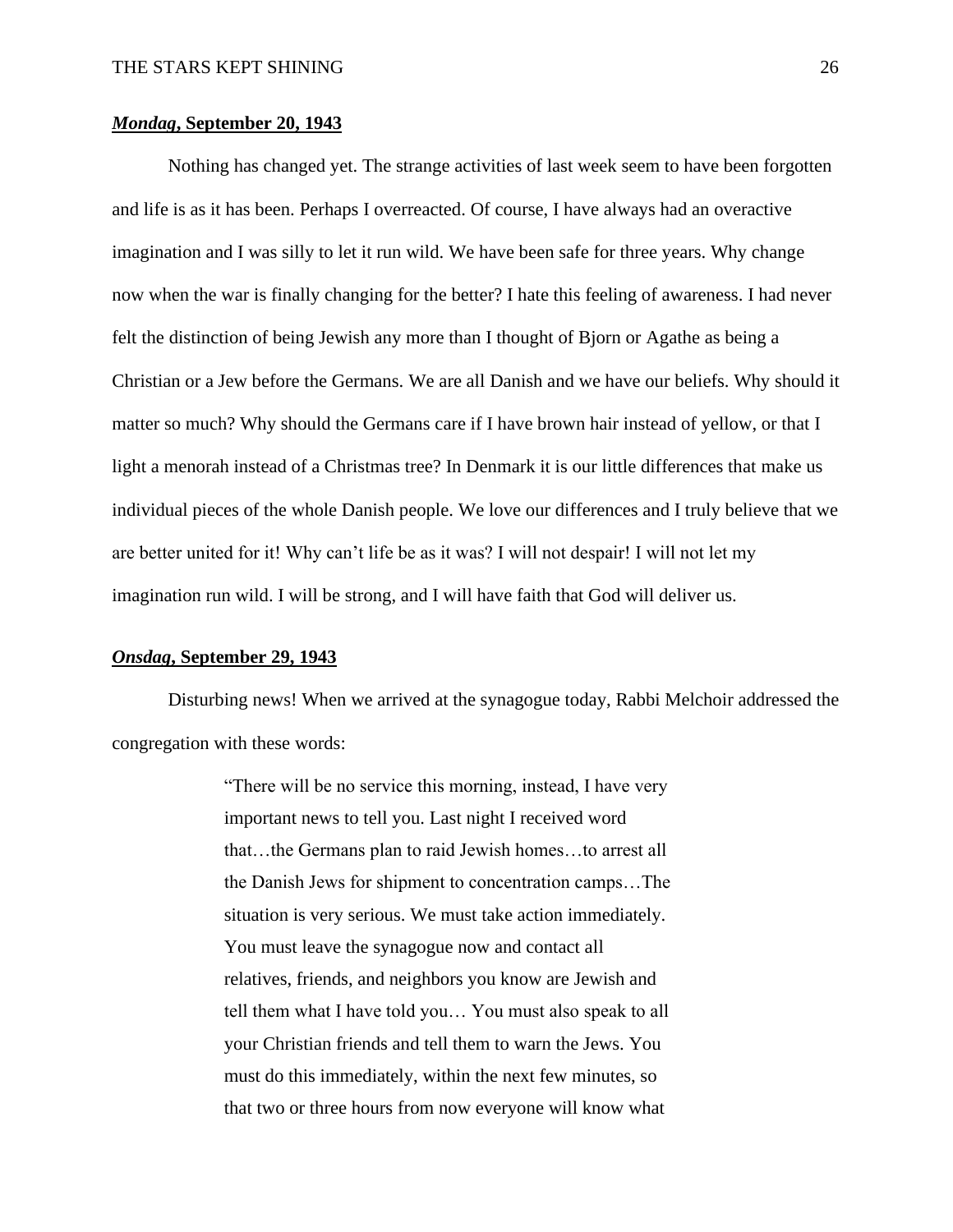***Mondag*, September 20, 1943**

Nothing has changed yet. The strange activities of last week seem to have been forgotten and life is as it has been. Perhaps I overreacted. Of course, I have always had an overactive imagination and I was silly to let it run wild. We have been safe for three years. Why change now when the war is finally changing for the better? I hate this feeling of awareness. I had never felt the distinction of being Jewish any more than I thought of Bjorn or Agathe as being a Christian or a Jew before the Germans. We are all Danish and we have our beliefs. Why should it matter so much? Why should the Germans care if I have brown hair instead of yellow, or that I light a menorah instead of a Christmas tree? In Denmark it is our little differences that make us individual pieces of the whole Danish people. We love our differences and I truly believe that we are better united for it! Why can't life be as it was? I will not despair! I will not let my imagination run wild. I will be strong, and I will have faith that God will deliver us.

***Onsdag*, September 29, 1943**

Disturbing news! When we arrived at the synagogue today, Rabbi Melchoir addressed the congregation with these words:

> "There will be no service this morning, instead, I have very important news to tell you. Last night I received word that…the Germans plan to raid Jewish homes…to arrest all the Danish Jews for shipment to concentration camps…The situation is very serious. We must take action immediately. You must leave the synagogue now and contact all relatives, friends, and neighbors you know are Jewish and tell them what I have told you… You must also speak to all your Christian friends and tell them to warn the Jews. You must do this immediately, within the next few minutes, so that two or three hours from now everyone will know what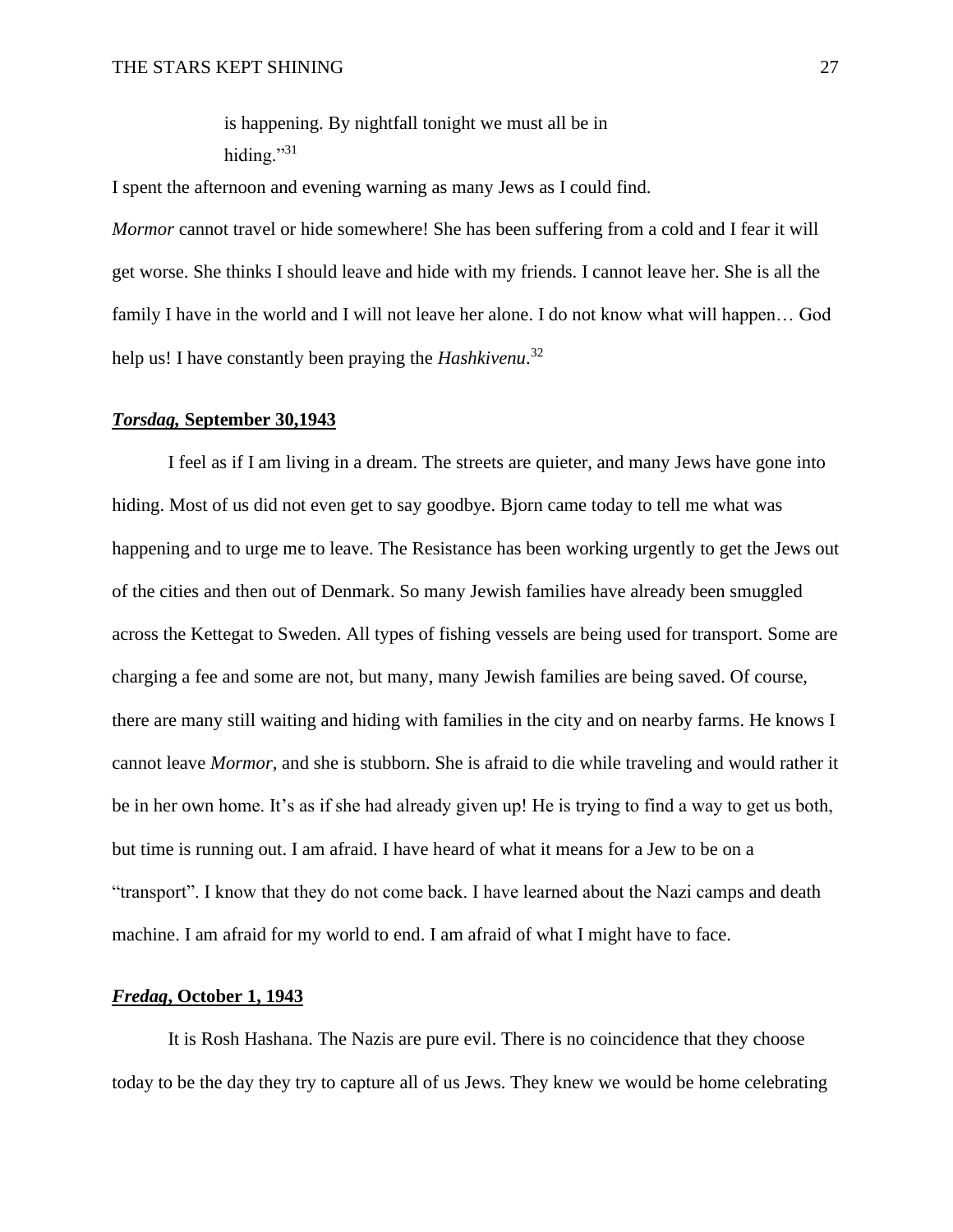> is happening. By nightfall tonight we must all be in hiding."[31]

I spent the afternoon and evening warning as many Jews as I could find.

*Mormor* cannot travel or hide somewhere! She has been suffering from a cold and I fear it will get worse. She thinks I should leave and hide with my friends. I cannot leave her. She is all the family I have in the world and I will not leave her alone. I do not know what will happen… God help us! I have constantly been praying the *Hashkivenu*.[32]

### ***Torsdag,* September 30,1943**

I feel as if I am living in a dream. The streets are quieter, and many Jews have gone into hiding. Most of us did not even get to say goodbye. Bjorn came today to tell me what was happening and to urge me to leave. The Resistance has been working urgently to get the Jews out of the cities and then out of Denmark. So many Jewish families have already been smuggled across the Kettegat to Sweden. All types of fishing vessels are being used for transport. Some are charging a fee and some are not, but many, many Jewish families are being saved. Of course, there are many still waiting and hiding with families in the city and on nearby farms. He knows I cannot leave *Mormor*, and she is stubborn. She is afraid to die while traveling and would rather it be in her own home. It's as if she had already given up! He is trying to find a way to get us both, but time is running out. I am afraid. I have heard of what it means for a Jew to be on a "transport". I know that they do not come back. I have learned about the Nazi camps and death machine. I am afraid for my world to end. I am afraid of what I might have to face.

### ***Fredag*, October 1, 1943**

It is Rosh Hashana. The Nazis are pure evil. There is no coincidence that they choose today to be the day they try to capture all of us Jews. They knew we would be home celebrating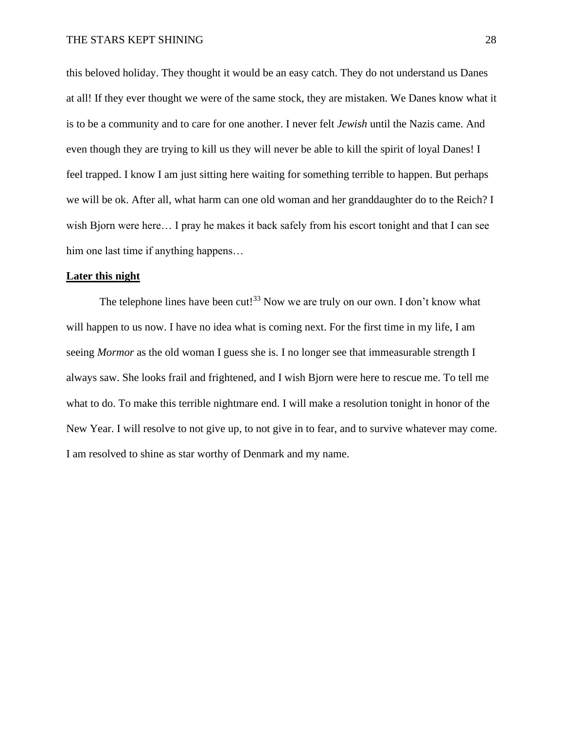this beloved holiday. They thought it would be an easy catch. They do not understand us Danes at all! If they ever thought we were of the same stock, they are mistaken. We Danes know what it is to be a community and to care for one another. I never felt *Jewish* until the Nazis came. And even though they are trying to kill us they will never be able to kill the spirit of loyal Danes! I feel trapped. I know I am just sitting here waiting for something terrible to happen. But perhaps we will be ok. After all, what harm can one old woman and her granddaughter do to the Reich? I wish Bjorn were here… I pray he makes it back safely from his escort tonight and that I can see him one last time if anything happens…

**Later this night**

The telephone lines have been cut![33] Now we are truly on our own. I don't know what will happen to us now. I have no idea what is coming next. For the first time in my life, I am seeing *Mormor* as the old woman I guess she is. I no longer see that immeasurable strength I always saw. She looks frail and frightened, and I wish Bjorn were here to rescue me. To tell me what to do. To make this terrible nightmare end. I will make a resolution tonight in honor of the New Year. I will resolve to not give up, to not give in to fear, and to survive whatever may come. I am resolved to shine as star worthy of Denmark and my name.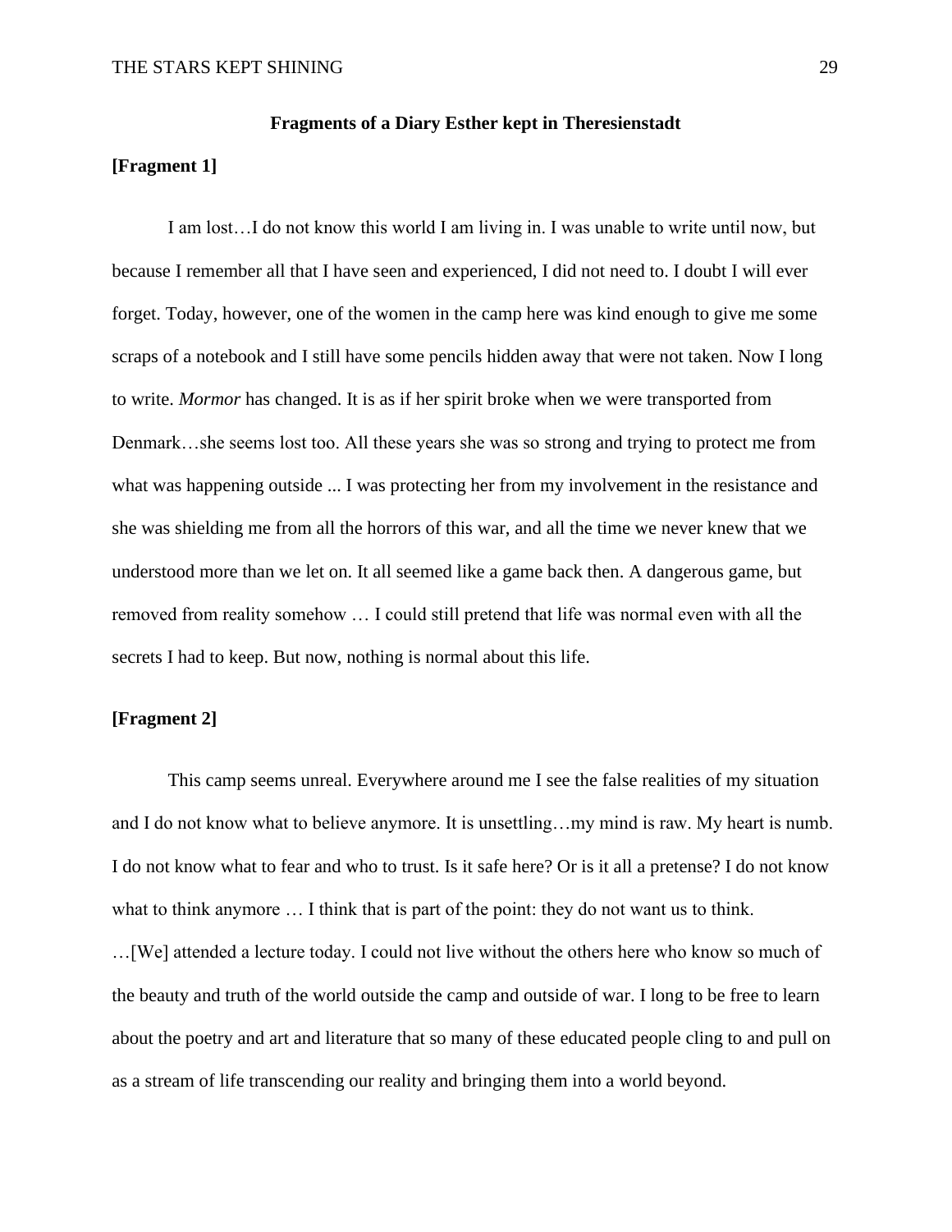**Fragments of a Diary Esther kept in Theresienstadt**

**[Fragment 1]**

I am lost…I do not know this world I am living in. I was unable to write until now, but because I remember all that I have seen and experienced, I did not need to. I doubt I will ever forget. Today, however, one of the women in the camp here was kind enough to give me some scraps of a notebook and I still have some pencils hidden away that were not taken. Now I long to write. *Mormor* has changed. It is as if her spirit broke when we were transported from Denmark…she seems lost too. All these years she was so strong and trying to protect me from what was happening outside ... I was protecting her from my involvement in the resistance and she was shielding me from all the horrors of this war, and all the time we never knew that we understood more than we let on. It all seemed like a game back then. A dangerous game, but removed from reality somehow … I could still pretend that life was normal even with all the secrets I had to keep. But now, nothing is normal about this life.

**[Fragment 2]**

This camp seems unreal. Everywhere around me I see the false realities of my situation and I do not know what to believe anymore. It is unsettling…my mind is raw. My heart is numb. I do not know what to fear and who to trust. Is it safe here? Or is it all a pretense? I do not know what to think anymore … I think that is part of the point: they do not want us to think. …[We] attended a lecture today. I could not live without the others here who know so much of the beauty and truth of the world outside the camp and outside of war. I long to be free to learn about the poetry and art and literature that so many of these educated people cling to and pull on as a stream of life transcending our reality and bringing them into a world beyond.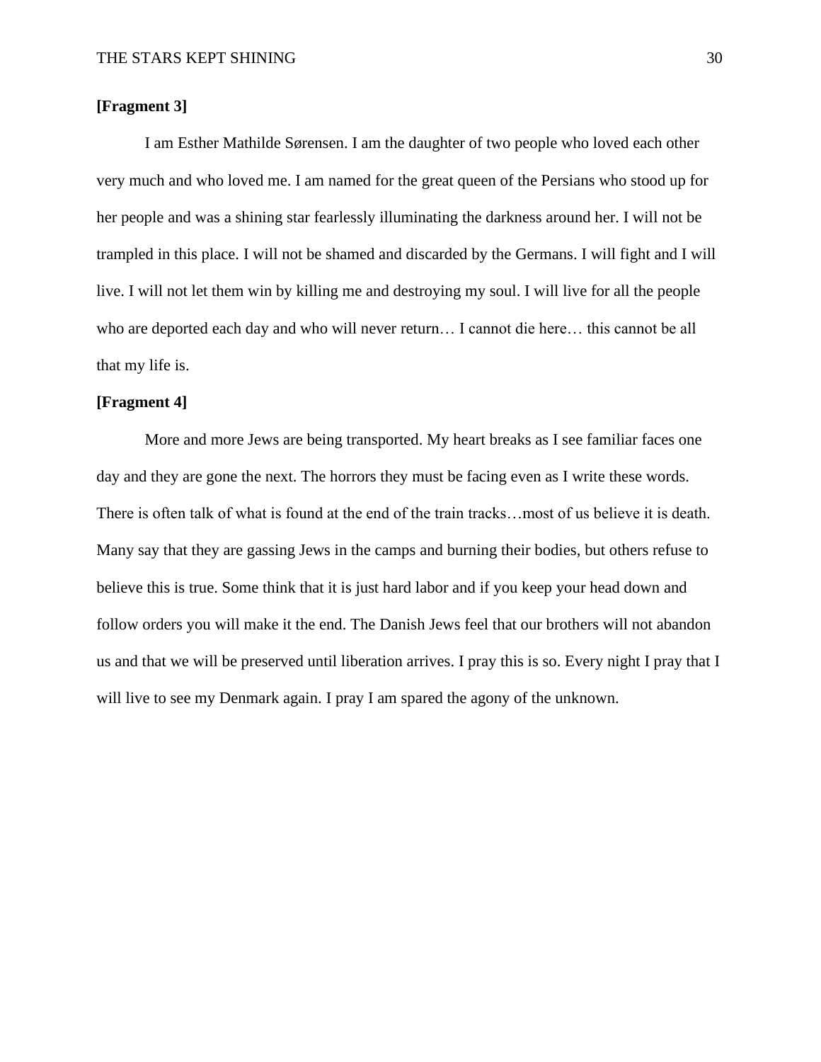**[Fragment 3]**

I am Esther Mathilde Sørensen. I am the daughter of two people who loved each other very much and who loved me. I am named for the great queen of the Persians who stood up for her people and was a shining star fearlessly illuminating the darkness around her. I will not be trampled in this place. I will not be shamed and discarded by the Germans. I will fight and I will live. I will not let them win by killing me and destroying my soul. I will live for all the people who are deported each day and who will never return… I cannot die here… this cannot be all that my life is.

**[Fragment 4]**

More and more Jews are being transported. My heart breaks as I see familiar faces one day and they are gone the next. The horrors they must be facing even as I write these words. There is often talk of what is found at the end of the train tracks…most of us believe it is death. Many say that they are gassing Jews in the camps and burning their bodies, but others refuse to believe this is true. Some think that it is just hard labor and if you keep your head down and follow orders you will make it the end. The Danish Jews feel that our brothers will not abandon us and that we will be preserved until liberation arrives. I pray this is so. Every night I pray that I will live to see my Denmark again. I pray I am spared the agony of the unknown.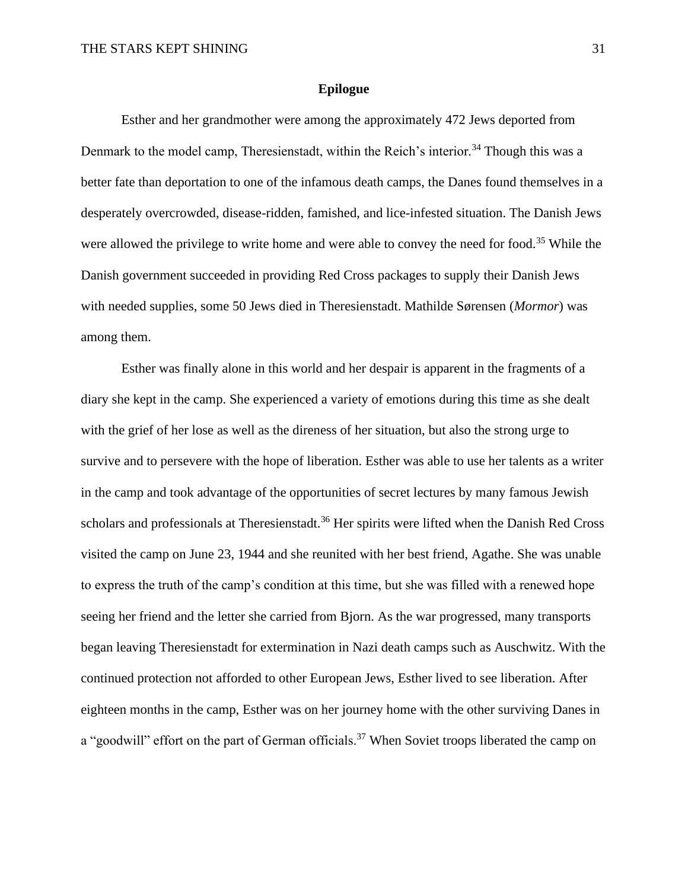## Epilogue

Esther and her grandmother were among the approximately 472 Jews deported from Denmark to the model camp, Theresienstadt, within the Reich's interior.[34] Though this was a better fate than deportation to one of the infamous death camps, the Danes found themselves in a desperately overcrowded, disease-ridden, famished, and lice-infested situation. The Danish Jews were allowed the privilege to write home and were able to convey the need for food.[35] While the Danish government succeeded in providing Red Cross packages to supply their Danish Jews with needed supplies, some 50 Jews died in Theresienstadt. Mathilde Sørensen (*Mormor*) was among them.

Esther was finally alone in this world and her despair is apparent in the fragments of a diary she kept in the camp. She experienced a variety of emotions during this time as she dealt with the grief of her lose as well as the direness of her situation, but also the strong urge to survive and to persevere with the hope of liberation. Esther was able to use her talents as a writer in the camp and took advantage of the opportunities of secret lectures by many famous Jewish scholars and professionals at Theresienstadt.[36] Her spirits were lifted when the Danish Red Cross visited the camp on June 23, 1944 and she reunited with her best friend, Agathe. She was unable to express the truth of the camp's condition at this time, but she was filled with a renewed hope seeing her friend and the letter she carried from Bjorn. As the war progressed, many transports began leaving Theresienstadt for extermination in Nazi death camps such as Auschwitz. With the continued protection not afforded to other European Jews, Esther lived to see liberation. After eighteen months in the camp, Esther was on her journey home with the other surviving Danes in a "goodwill" effort on the part of German officials.[37] When Soviet troops liberated the camp on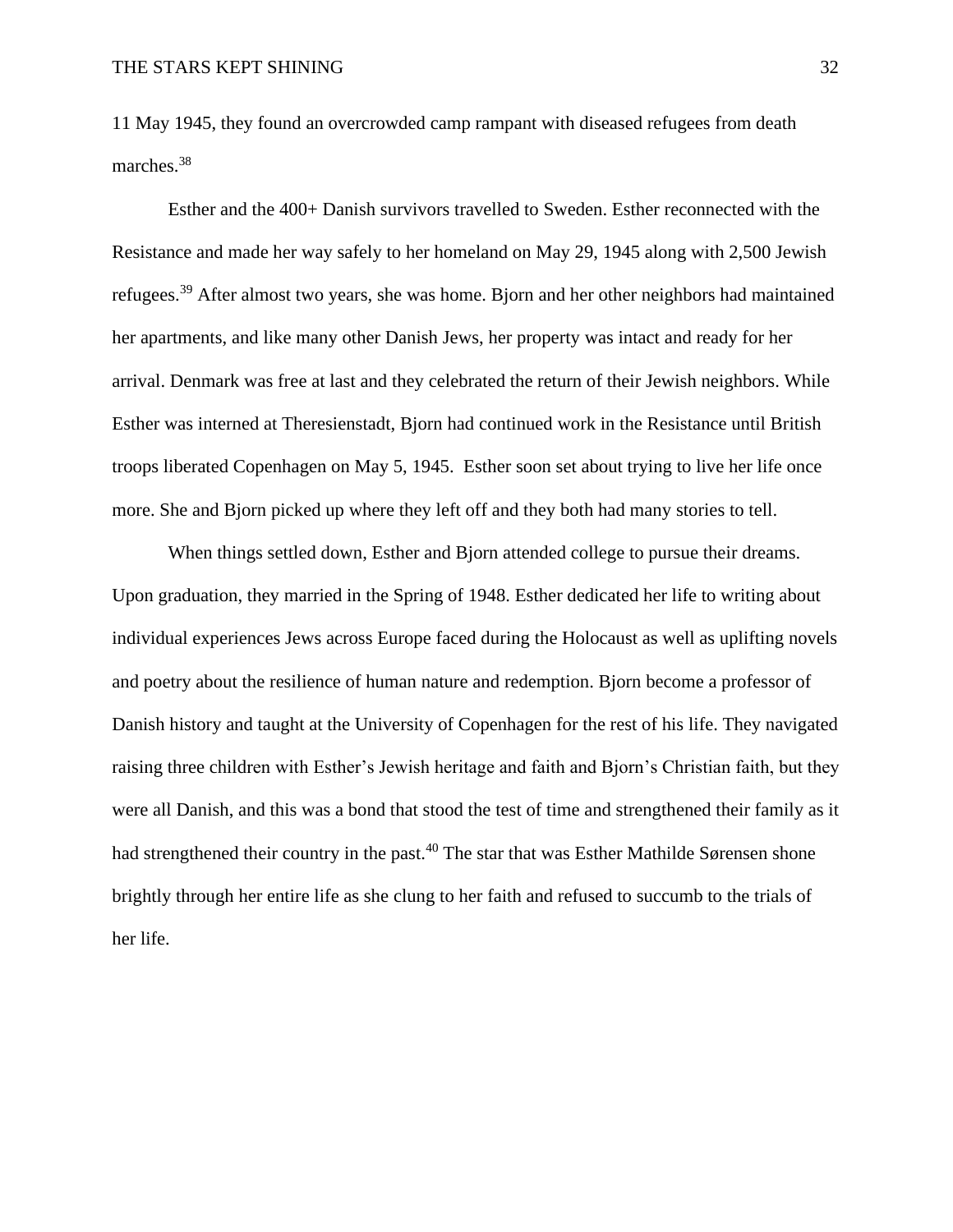11 May 1945, they found an overcrowded camp rampant with diseased refugees from death marches.[38]

Esther and the 400+ Danish survivors travelled to Sweden. Esther reconnected with the Resistance and made her way safely to her homeland on May 29, 1945 along with 2,500 Jewish refugees.[39] After almost two years, she was home. Bjorn and her other neighbors had maintained her apartments, and like many other Danish Jews, her property was intact and ready for her arrival. Denmark was free at last and they celebrated the return of their Jewish neighbors. While Esther was interned at Theresienstadt, Bjorn had continued work in the Resistance until British troops liberated Copenhagen on May 5, 1945. Esther soon set about trying to live her life once more. She and Bjorn picked up where they left off and they both had many stories to tell.

When things settled down, Esther and Bjorn attended college to pursue their dreams. Upon graduation, they married in the Spring of 1948. Esther dedicated her life to writing about individual experiences Jews across Europe faced during the Holocaust as well as uplifting novels and poetry about the resilience of human nature and redemption. Bjorn become a professor of Danish history and taught at the University of Copenhagen for the rest of his life. They navigated raising three children with Esther's Jewish heritage and faith and Bjorn's Christian faith, but they were all Danish, and this was a bond that stood the test of time and strengthened their family as it had strengthened their country in the past.[40] The star that was Esther Mathilde Sørensen shone brightly through her entire life as she clung to her faith and refused to succumb to the trials of her life.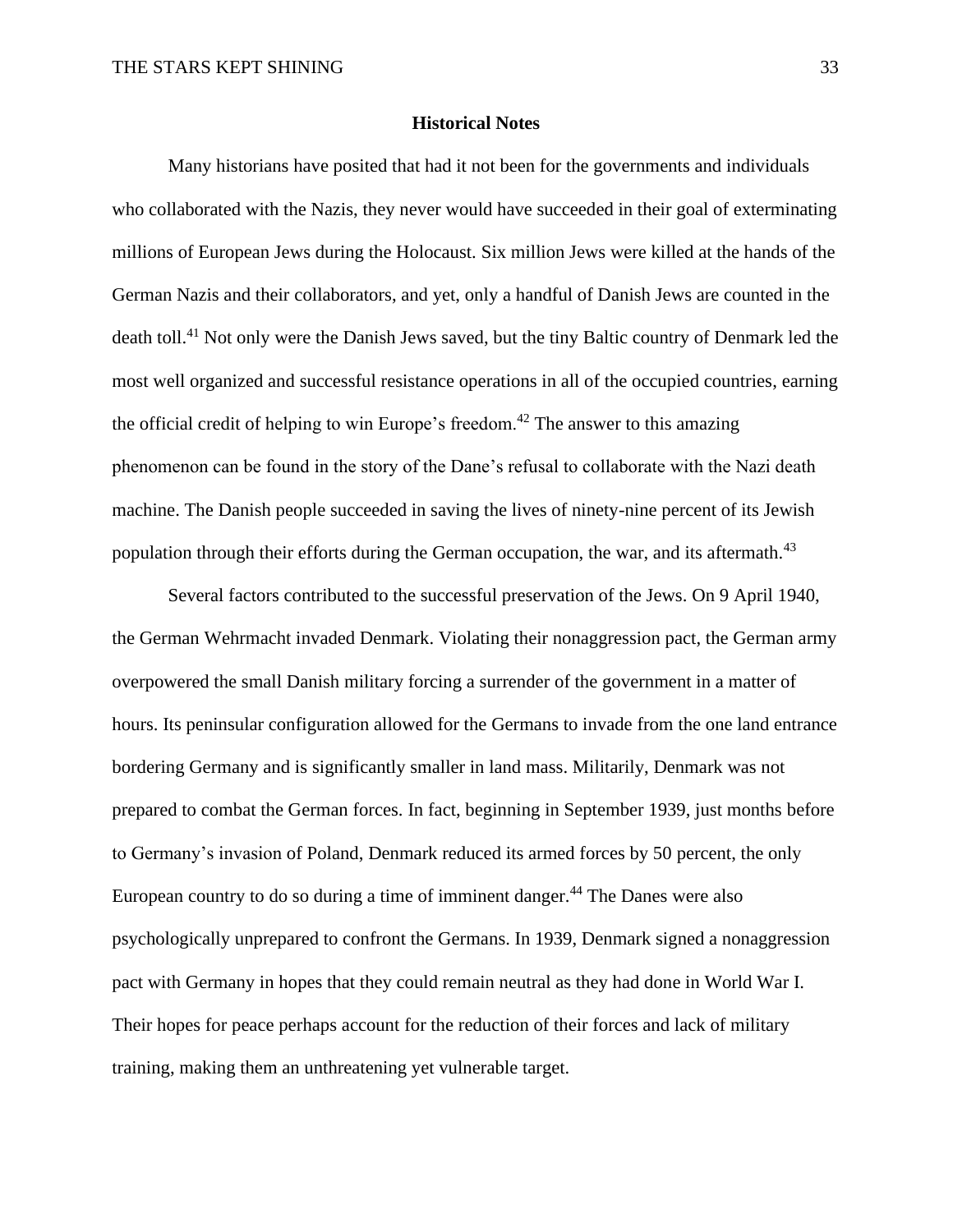## Historical Notes

Many historians have posited that had it not been for the governments and individuals who collaborated with the Nazis, they never would have succeeded in their goal of exterminating millions of European Jews during the Holocaust. Six million Jews were killed at the hands of the German Nazis and their collaborators, and yet, only a handful of Danish Jews are counted in the death toll.[41] Not only were the Danish Jews saved, but the tiny Baltic country of Denmark led the most well organized and successful resistance operations in all of the occupied countries, earning the official credit of helping to win Europe's freedom.[42] The answer to this amazing phenomenon can be found in the story of the Dane's refusal to collaborate with the Nazi death machine. The Danish people succeeded in saving the lives of ninety-nine percent of its Jewish population through their efforts during the German occupation, the war, and its aftermath.[43]

Several factors contributed to the successful preservation of the Jews. On 9 April 1940, the German Wehrmacht invaded Denmark. Violating their nonaggression pact, the German army overpowered the small Danish military forcing a surrender of the government in a matter of hours. Its peninsular configuration allowed for the Germans to invade from the one land entrance bordering Germany and is significantly smaller in land mass. Militarily, Denmark was not prepared to combat the German forces. In fact, beginning in September 1939, just months before to Germany's invasion of Poland, Denmark reduced its armed forces by 50 percent, the only European country to do so during a time of imminent danger.[44] The Danes were also psychologically unprepared to confront the Germans. In 1939, Denmark signed a nonaggression pact with Germany in hopes that they could remain neutral as they had done in World War I. Their hopes for peace perhaps account for the reduction of their forces and lack of military training, making them an unthreatening yet vulnerable target.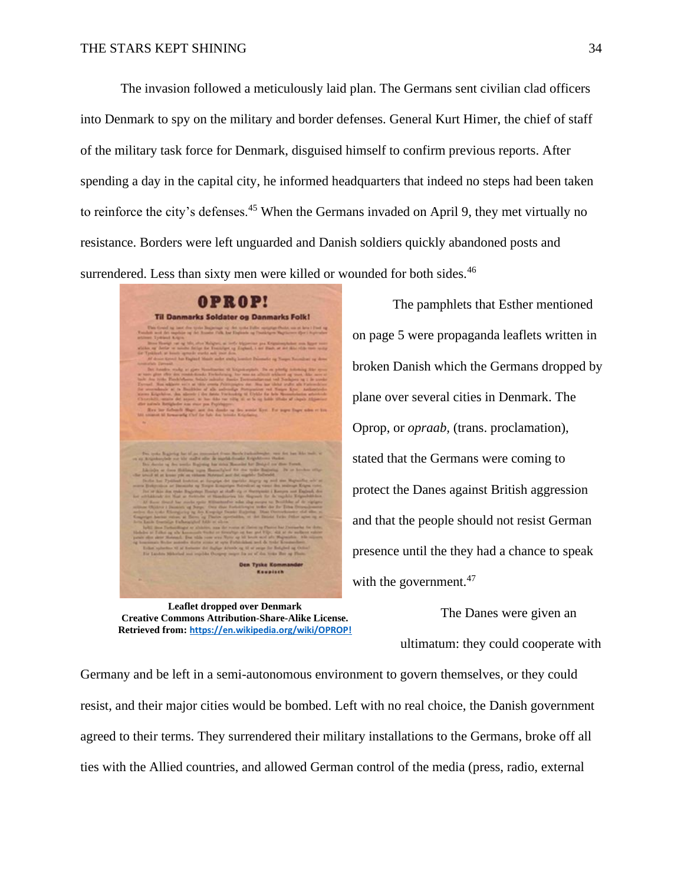The invasion followed a meticulously laid plan. The Germans sent civilian clad officers into Denmark to spy on the military and border defenses. General Kurt Himer, the chief of staff of the military task force for Denmark, disguised himself to confirm previous reports. After spending a day in the capital city, he informed headquarters that indeed no steps had been taken to reinforce the city's defenses.[45] When the Germans invaded on April 9, they met virtually no resistance. Borders were left unguarded and Danish soldiers quickly abandoned posts and surrendered. Less than sixty men were killed or wounded for both sides.[46]

**Leaflet dropped over Denmark**
**Creative Commons Attribution-Share-Alike License.**
**Retrieved from: https://en.wikipedia.org/wiki/OPROP!**

The pamphlets that Esther mentioned on page 5 were propaganda leaflets written in broken Danish which the Germans dropped by plane over several cities in Denmark. The Oprop, or *opraab,* (trans. proclamation), stated that the Germans were coming to protect the Danes against British aggression and that the people should not resist German presence until the they had a chance to speak with the government.[47]

The Danes were given an ultimatum: they could cooperate with Germany and be left in a semi-autonomous environment to govern themselves, or they could resist, and their major cities would be bombed. Left with no real choice, the Danish government agreed to their terms. They surrendered their military installations to the Germans, broke off all ties with the Allied countries, and allowed German control of the media (press, radio, external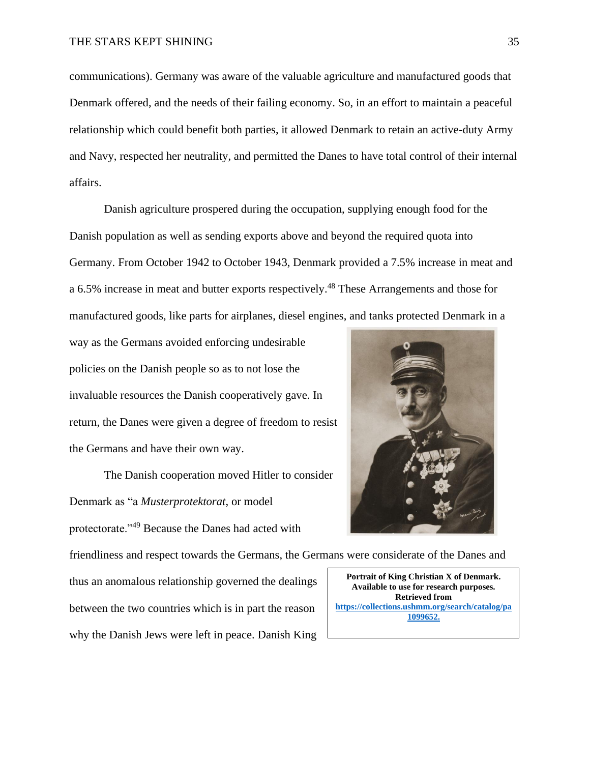communications). Germany was aware of the valuable agriculture and manufactured goods that Denmark offered, and the needs of their failing economy. So, in an effort to maintain a peaceful relationship which could benefit both parties, it allowed Denmark to retain an active-duty Army and Navy, respected her neutrality, and permitted the Danes to have total control of their internal affairs.

Danish agriculture prospered during the occupation, supplying enough food for the Danish population as well as sending exports above and beyond the required quota into Germany. From October 1942 to October 1943, Denmark provided a 7.5% increase in meat and a 6.5% increase in meat and butter exports respectively.[48] These Arrangements and those for manufactured goods, like parts for airplanes, diesel engines, and tanks protected Denmark in a way as the Germans avoided enforcing undesirable policies on the Danish people so as to not lose the invaluable resources the Danish cooperatively gave. In return, the Danes were given a degree of freedom to resist the Germans and have their own way.

The Danish cooperation moved Hitler to consider Denmark as "a *Musterprotektorat*, or model protectorate."[49] Because the Danes had acted with friendliness and respect towards the Germans, the Germans were considerate of the Danes and thus an anomalous relationship governed the dealings between the two countries which is in part the reason why the Danish Jews were left in peace. Danish King

**Portrait of King Christian X of Denmark. Available to use for research purposes. Retrieved from https://collections.ushmm.org/search/catalog/pa1099652.**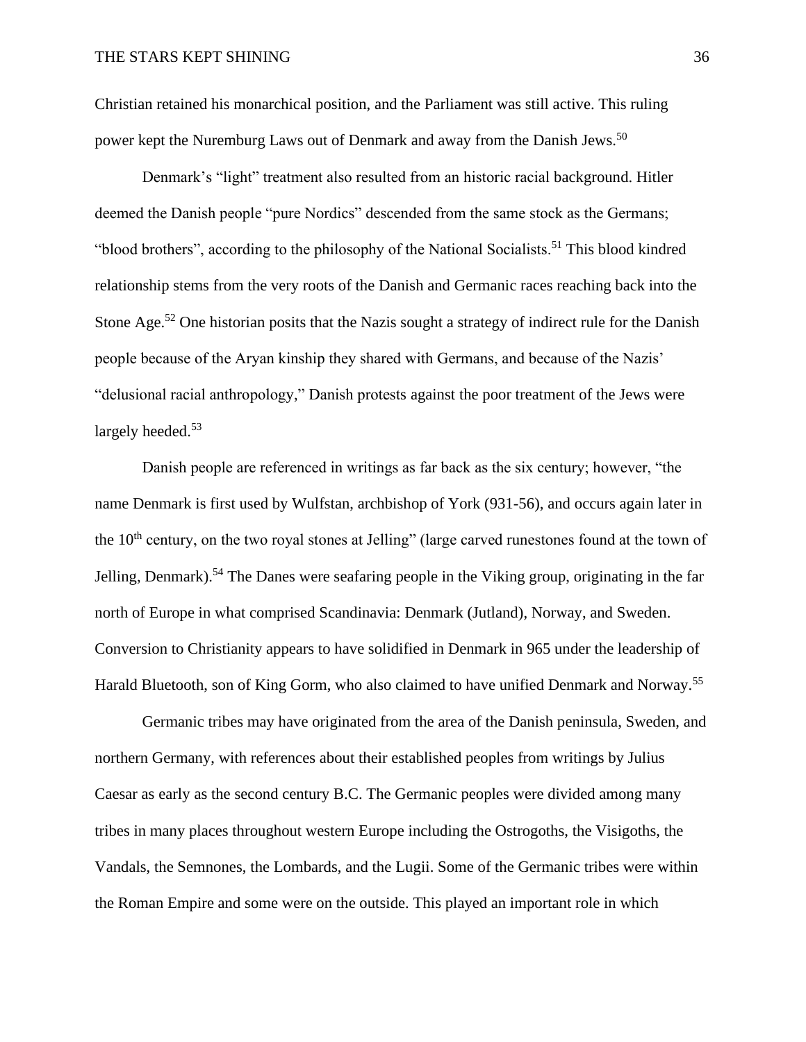Christian retained his monarchical position, and the Parliament was still active. This ruling power kept the Nuremburg Laws out of Denmark and away from the Danish Jews.[50]

Denmark's "light" treatment also resulted from an historic racial background. Hitler deemed the Danish people "pure Nordics" descended from the same stock as the Germans; "blood brothers", according to the philosophy of the National Socialists.[51] This blood kindred relationship stems from the very roots of the Danish and Germanic races reaching back into the Stone Age.[52] One historian posits that the Nazis sought a strategy of indirect rule for the Danish people because of the Aryan kinship they shared with Germans, and because of the Nazis' "delusional racial anthropology," Danish protests against the poor treatment of the Jews were largely heeded.[53]

Danish people are referenced in writings as far back as the six century; however, "the name Denmark is first used by Wulfstan, archbishop of York (931-56), and occurs again later in the 10th century, on the two royal stones at Jelling" (large carved runestones found at the town of Jelling, Denmark).[54] The Danes were seafaring people in the Viking group, originating in the far north of Europe in what comprised Scandinavia: Denmark (Jutland), Norway, and Sweden. Conversion to Christianity appears to have solidified in Denmark in 965 under the leadership of Harald Bluetooth, son of King Gorm, who also claimed to have unified Denmark and Norway.[55]

Germanic tribes may have originated from the area of the Danish peninsula, Sweden, and northern Germany, with references about their established peoples from writings by Julius Caesar as early as the second century B.C. The Germanic peoples were divided among many tribes in many places throughout western Europe including the Ostrogoths, the Visigoths, the Vandals, the Semnones, the Lombards, and the Lugii. Some of the Germanic tribes were within the Roman Empire and some were on the outside. This played an important role in which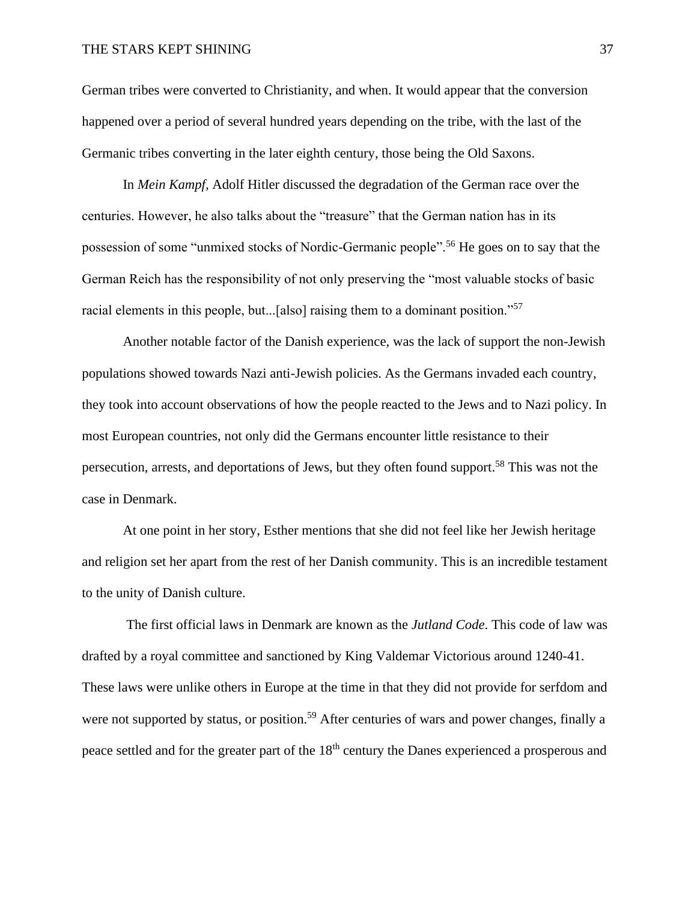German tribes were converted to Christianity, and when. It would appear that the conversion happened over a period of several hundred years depending on the tribe, with the last of the Germanic tribes converting in the later eighth century, those being the Old Saxons.

In *Mein Kampf*, Adolf Hitler discussed the degradation of the German race over the centuries. However, he also talks about the "treasure" that the German nation has in its possession of some "unmixed stocks of Nordic-Germanic people".[56] He goes on to say that the German Reich has the responsibility of not only preserving the "most valuable stocks of basic racial elements in this people, but...[also] raising them to a dominant position."[57]

Another notable factor of the Danish experience, was the lack of support the non-Jewish populations showed towards Nazi anti-Jewish policies. As the Germans invaded each country, they took into account observations of how the people reacted to the Jews and to Nazi policy. In most European countries, not only did the Germans encounter little resistance to their persecution, arrests, and deportations of Jews, but they often found support.[58] This was not the case in Denmark.

At one point in her story, Esther mentions that she did not feel like her Jewish heritage and religion set her apart from the rest of her Danish community. This is an incredible testament to the unity of Danish culture.

The first official laws in Denmark are known as the *Jutland Code*. This code of law was drafted by a royal committee and sanctioned by King Valdemar Victorious around 1240-41. These laws were unlike others in Europe at the time in that they did not provide for serfdom and were not supported by status, or position.[59] After centuries of wars and power changes, finally a peace settled and for the greater part of the 18th century the Danes experienced a prosperous and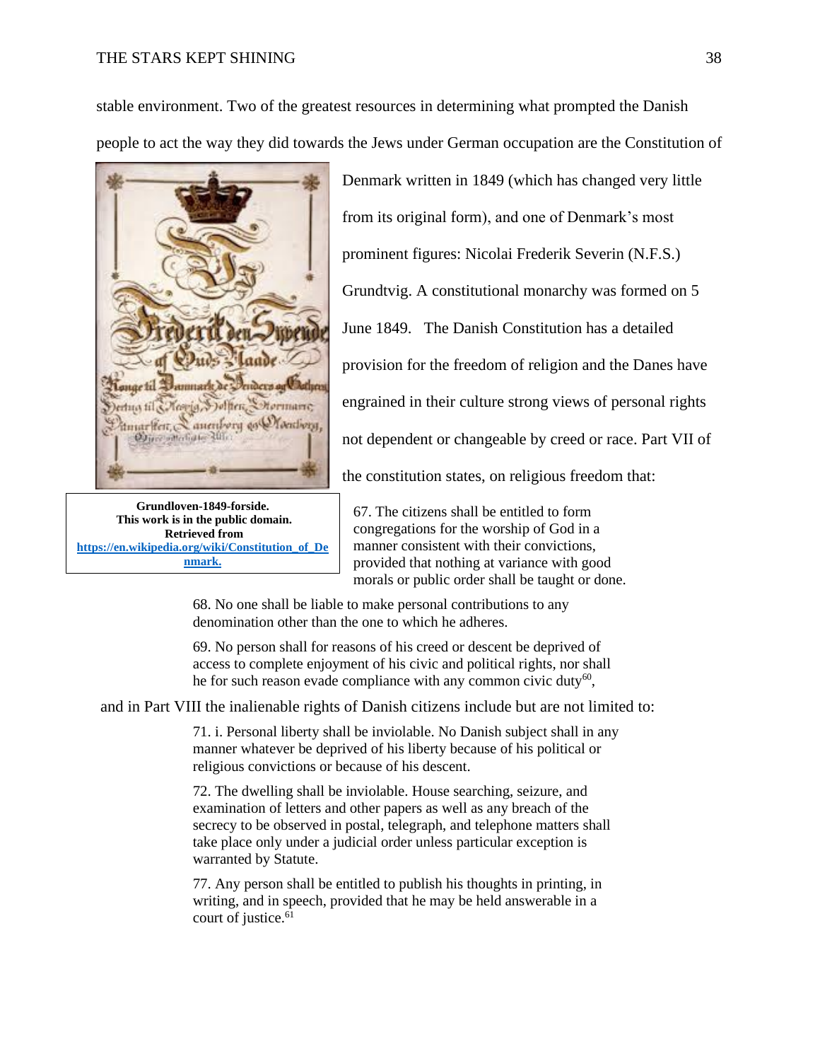stable environment. Two of the greatest resources in determining what prompted the Danish people to act the way they did towards the Jews under German occupation are the Constitution of Denmark written in 1849 (which has changed very little from its original form), and one of Denmark's most prominent figures: Nicolai Frederik Severin (N.F.S.) Grundtvig. A constitutional monarchy was formed on 5 June 1849. The Danish Constitution has a detailed provision for the freedom of religion and the Danes have engrained in their culture strong views of personal rights not dependent or changeable by creed or race. Part VII of the constitution states, on religious freedom that:

**Grundloven-1849-forside. This work is in the public domain. Retrieved from [https://en.wikipedia.org/wiki/Constitution_of_Denmark.](https://en.wikipedia.org/wiki/Constitution_of_Denmark)**

> 67. The citizens shall be entitled to form congregations for the worship of God in a manner consistent with their convictions, provided that nothing at variance with good morals or public order shall be taught or done.
>
> 68. No one shall be liable to make personal contributions to any denomination other than the one to which he adheres.
>
> 69. No person shall for reasons of his creed or descent be deprived of access to complete enjoyment of his civic and political rights, nor shall he for such reason evade compliance with any common civic duty[60],

and in Part VIII the inalienable rights of Danish citizens include but are not limited to:

> 71. i. Personal liberty shall be inviolable. No Danish subject shall in any manner whatever be deprived of his liberty because of his political or religious convictions or because of his descent.
>
> 72. The dwelling shall be inviolable. House searching, seizure, and examination of letters and other papers as well as any breach of the secrecy to be observed in postal, telegraph, and telephone matters shall take place only under a judicial order unless particular exception is warranted by Statute.
>
> 77. Any person shall be entitled to publish his thoughts in printing, in writing, and in speech, provided that he may be held answerable in a court of justice.[61]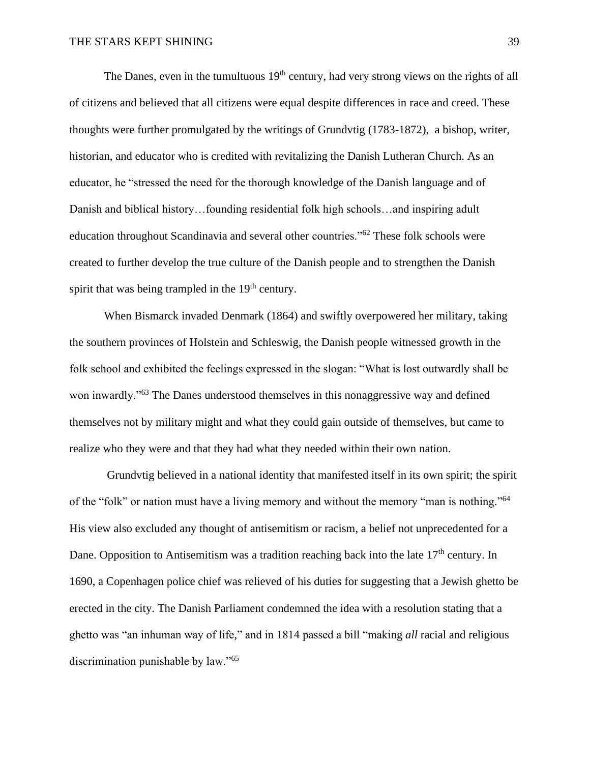The Danes, even in the tumultuous 19th century, had very strong views on the rights of all of citizens and believed that all citizens were equal despite differences in race and creed. These thoughts were further promulgated by the writings of Grundvtig (1783-1872), a bishop, writer, historian, and educator who is credited with revitalizing the Danish Lutheran Church. As an educator, he "stressed the need for the thorough knowledge of the Danish language and of Danish and biblical history…founding residential folk high schools…and inspiring adult education throughout Scandinavia and several other countries."[62] These folk schools were created to further develop the true culture of the Danish people and to strengthen the Danish spirit that was being trampled in the 19th century.

When Bismarck invaded Denmark (1864) and swiftly overpowered her military, taking the southern provinces of Holstein and Schleswig, the Danish people witnessed growth in the folk school and exhibited the feelings expressed in the slogan: "What is lost outwardly shall be won inwardly."[63] The Danes understood themselves in this nonaggressive way and defined themselves not by military might and what they could gain outside of themselves, but came to realize who they were and that they had what they needed within their own nation.

Grundvtig believed in a national identity that manifested itself in its own spirit; the spirit of the "folk" or nation must have a living memory and without the memory "man is nothing."[64] His view also excluded any thought of antisemitism or racism, a belief not unprecedented for a Dane. Opposition to Antisemitism was a tradition reaching back into the late 17th century. In 1690, a Copenhagen police chief was relieved of his duties for suggesting that a Jewish ghetto be erected in the city. The Danish Parliament condemned the idea with a resolution stating that a ghetto was "an inhuman way of life," and in 1814 passed a bill "making *all* racial and religious discrimination punishable by law."[65]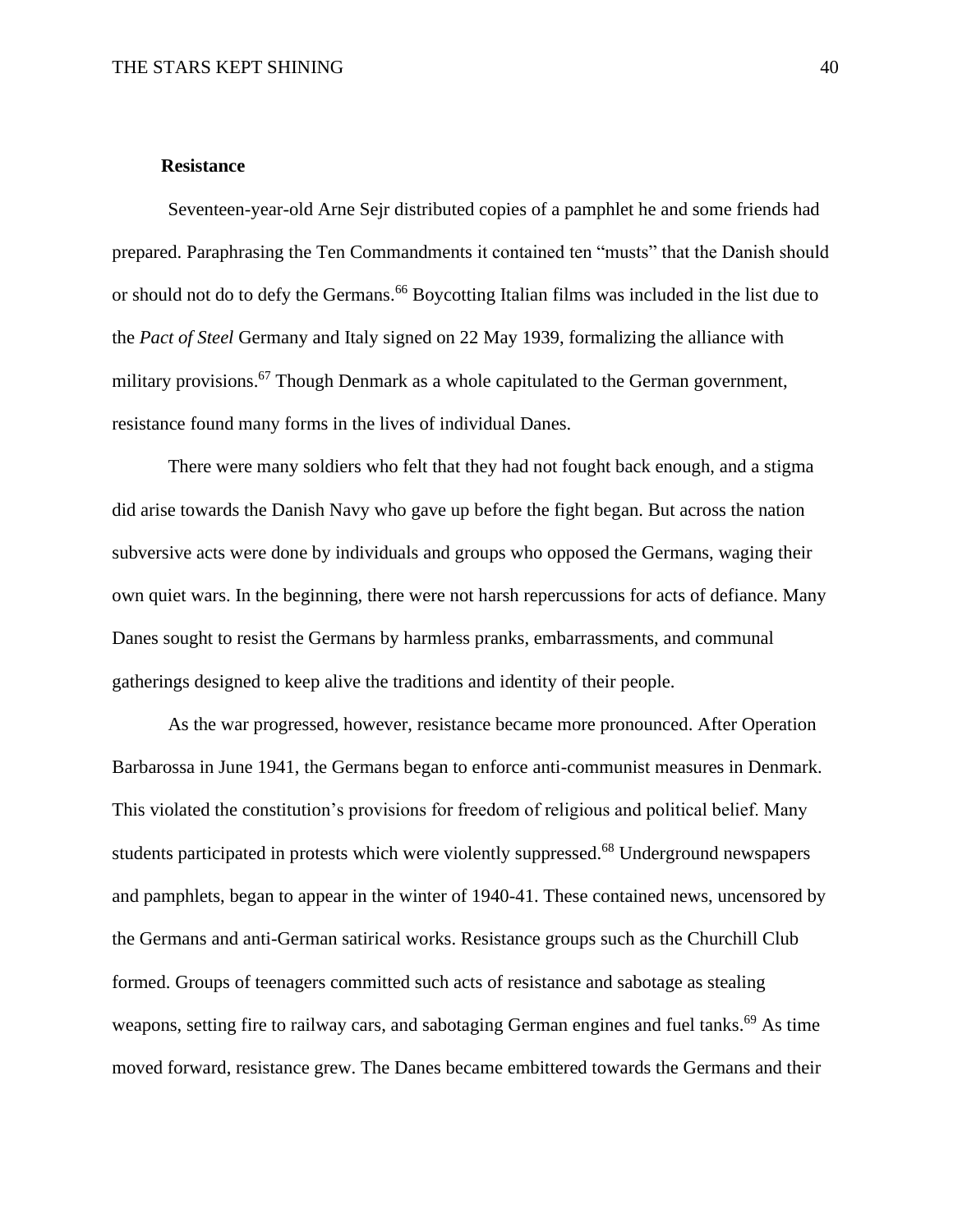**Resistance**

Seventeen-year-old Arne Sejr distributed copies of a pamphlet he and some friends had prepared. Paraphrasing the Ten Commandments it contained ten "musts" that the Danish should or should not do to defy the Germans.[66] Boycotting Italian films was included in the list due to the *Pact of Steel* Germany and Italy signed on 22 May 1939, formalizing the alliance with military provisions.[67] Though Denmark as a whole capitulated to the German government, resistance found many forms in the lives of individual Danes.

There were many soldiers who felt that they had not fought back enough, and a stigma did arise towards the Danish Navy who gave up before the fight began. But across the nation subversive acts were done by individuals and groups who opposed the Germans, waging their own quiet wars. In the beginning, there were not harsh repercussions for acts of defiance. Many Danes sought to resist the Germans by harmless pranks, embarrassments, and communal gatherings designed to keep alive the traditions and identity of their people.

As the war progressed, however, resistance became more pronounced. After Operation Barbarossa in June 1941, the Germans began to enforce anti-communist measures in Denmark. This violated the constitution's provisions for freedom of religious and political belief. Many students participated in protests which were violently suppressed.[68] Underground newspapers and pamphlets, began to appear in the winter of 1940-41. These contained news, uncensored by the Germans and anti-German satirical works. Resistance groups such as the Churchill Club formed. Groups of teenagers committed such acts of resistance and sabotage as stealing weapons, setting fire to railway cars, and sabotaging German engines and fuel tanks.[69] As time moved forward, resistance grew. The Danes became embittered towards the Germans and their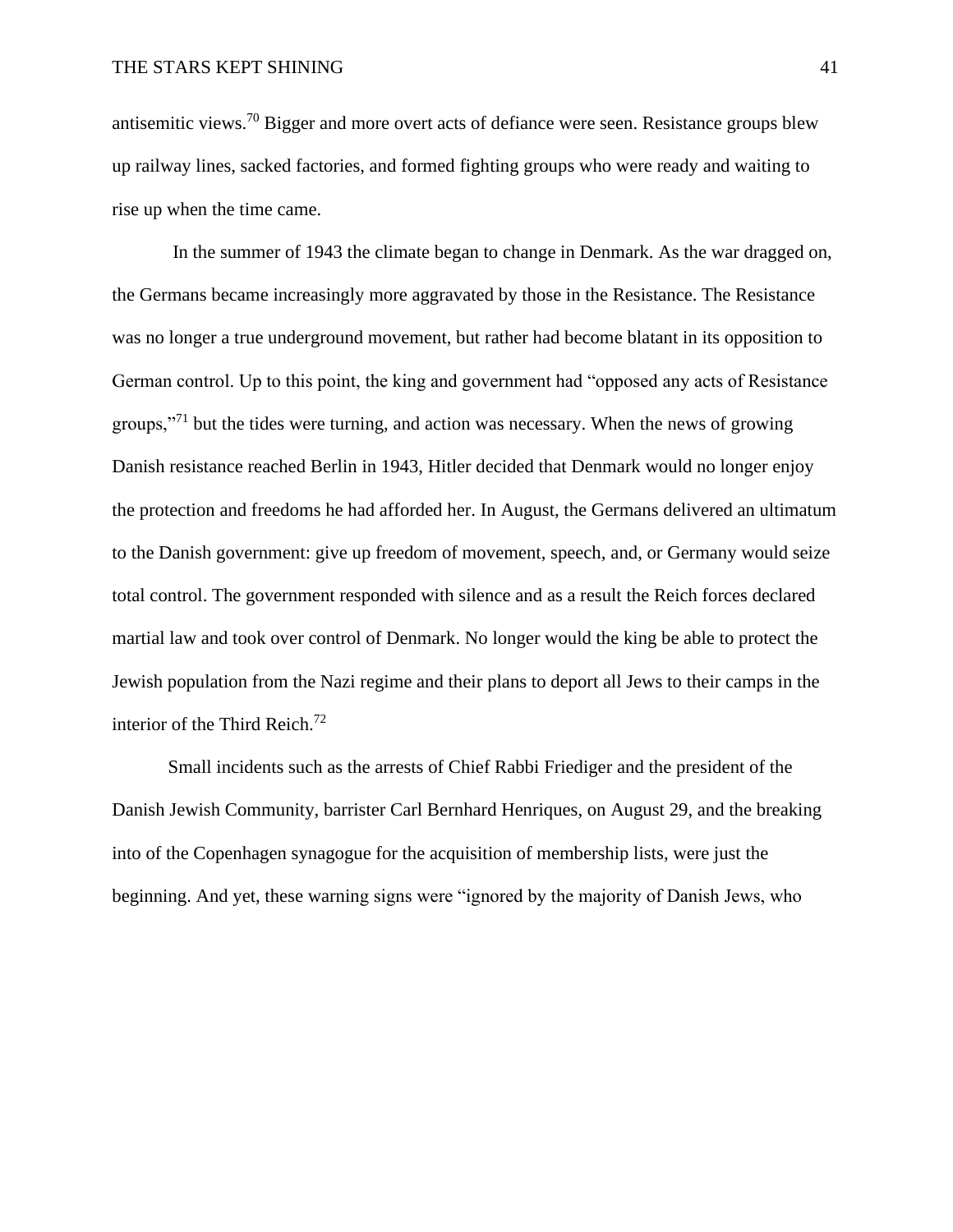antisemitic views.[70] Bigger and more overt acts of defiance were seen. Resistance groups blew up railway lines, sacked factories, and formed fighting groups who were ready and waiting to rise up when the time came.

In the summer of 1943 the climate began to change in Denmark. As the war dragged on, the Germans became increasingly more aggravated by those in the Resistance. The Resistance was no longer a true underground movement, but rather had become blatant in its opposition to German control. Up to this point, the king and government had "opposed any acts of Resistance groups,"[71] but the tides were turning, and action was necessary. When the news of growing Danish resistance reached Berlin in 1943, Hitler decided that Denmark would no longer enjoy the protection and freedoms he had afforded her. In August, the Germans delivered an ultimatum to the Danish government: give up freedom of movement, speech, and, or Germany would seize total control. The government responded with silence and as a result the Reich forces declared martial law and took over control of Denmark. No longer would the king be able to protect the Jewish population from the Nazi regime and their plans to deport all Jews to their camps in the interior of the Third Reich.[72]

Small incidents such as the arrests of Chief Rabbi Friediger and the president of the Danish Jewish Community, barrister Carl Bernhard Henriques, on August 29, and the breaking into of the Copenhagen synagogue for the acquisition of membership lists, were just the beginning. And yet, these warning signs were "ignored by the majority of Danish Jews, who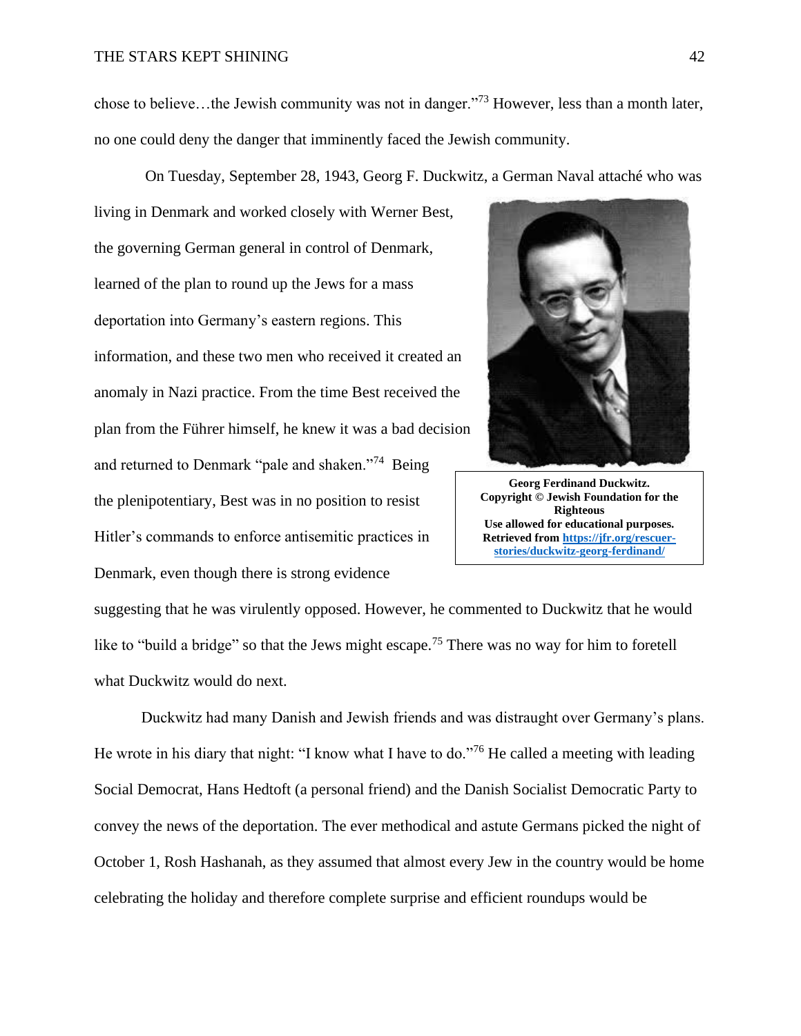chose to believe…the Jewish community was not in danger."[73] However, less than a month later, no one could deny the danger that imminently faced the Jewish community.

On Tuesday, September 28, 1943, Georg F. Duckwitz, a German Naval attaché who was living in Denmark and worked closely with Werner Best, the governing German general in control of Denmark, learned of the plan to round up the Jews for a mass deportation into Germany's eastern regions. This information, and these two men who received it created an anomaly in Nazi practice. From the time Best received the plan from the Führer himself, he knew it was a bad decision and returned to Denmark "pale and shaken."[74] Being the plenipotentiary, Best was in no position to resist Hitler's commands to enforce antisemitic practices in Denmark, even though there is strong evidence suggesting that he was virulently opposed. However, he commented to Duckwitz that he would like to "build a bridge" so that the Jews might escape.[75] There was no way for him to foretell what Duckwitz would do next.

**Georg Ferdinand Duckwitz. Copyright © Jewish Foundation for the Righteous Use allowed for educational purposes. Retrieved from https://jfr.org/rescuer-stories/duckwitz-georg-ferdinand/**

Duckwitz had many Danish and Jewish friends and was distraught over Germany's plans. He wrote in his diary that night: "I know what I have to do."[76] He called a meeting with leading Social Democrat, Hans Hedtoft (a personal friend) and the Danish Socialist Democratic Party to convey the news of the deportation. The ever methodical and astute Germans picked the night of October 1, Rosh Hashanah, as they assumed that almost every Jew in the country would be home celebrating the holiday and therefore complete surprise and efficient roundups would be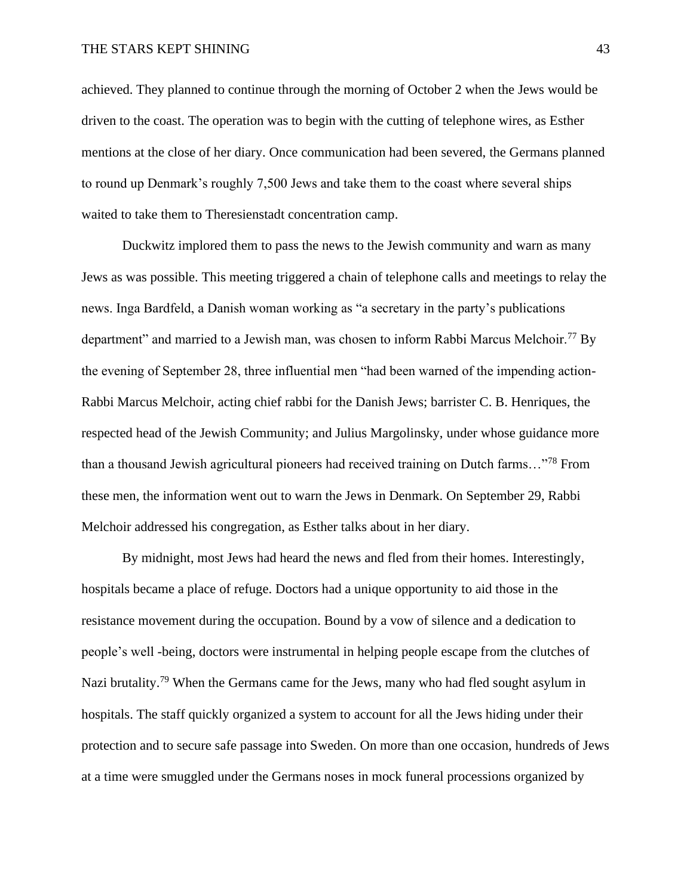achieved. They planned to continue through the morning of October 2 when the Jews would be driven to the coast. The operation was to begin with the cutting of telephone wires, as Esther mentions at the close of her diary. Once communication had been severed, the Germans planned to round up Denmark's roughly 7,500 Jews and take them to the coast where several ships waited to take them to Theresienstadt concentration camp.

Duckwitz implored them to pass the news to the Jewish community and warn as many Jews as was possible. This meeting triggered a chain of telephone calls and meetings to relay the news. Inga Bardfeld, a Danish woman working as "a secretary in the party's publications department" and married to a Jewish man, was chosen to inform Rabbi Marcus Melchoir.[77] By the evening of September 28, three influential men "had been warned of the impending action- Rabbi Marcus Melchoir, acting chief rabbi for the Danish Jews; barrister C. B. Henriques, the respected head of the Jewish Community; and Julius Margolinsky, under whose guidance more than a thousand Jewish agricultural pioneers had received training on Dutch farms…"[78] From these men, the information went out to warn the Jews in Denmark. On September 29, Rabbi Melchoir addressed his congregation, as Esther talks about in her diary.

By midnight, most Jews had heard the news and fled from their homes. Interestingly, hospitals became a place of refuge. Doctors had a unique opportunity to aid those in the resistance movement during the occupation. Bound by a vow of silence and a dedication to people's well -being, doctors were instrumental in helping people escape from the clutches of Nazi brutality.[79] When the Germans came for the Jews, many who had fled sought asylum in hospitals. The staff quickly organized a system to account for all the Jews hiding under their protection and to secure safe passage into Sweden. On more than one occasion, hundreds of Jews at a time were smuggled under the Germans noses in mock funeral processions organized by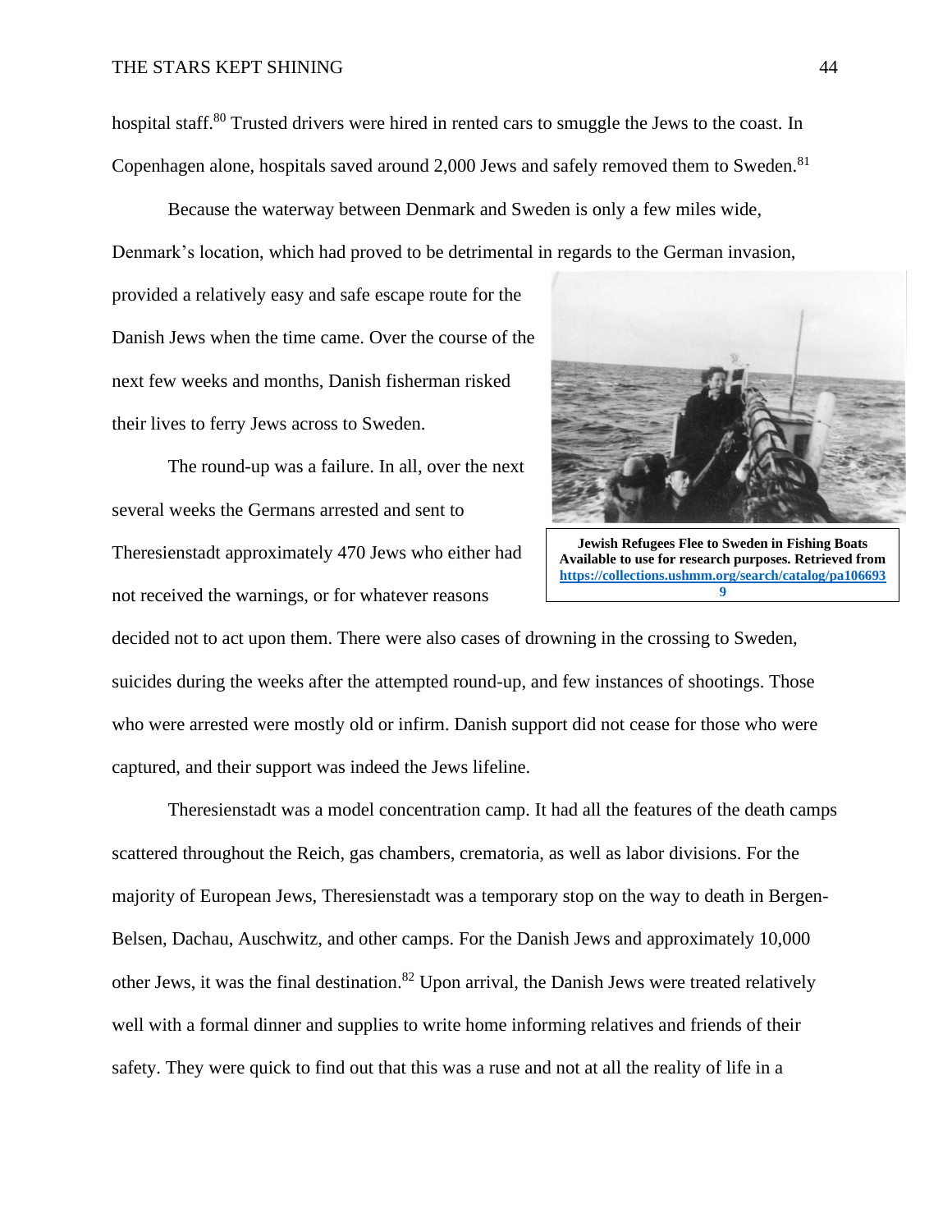hospital staff.[80] Trusted drivers were hired in rented cars to smuggle the Jews to the coast. In Copenhagen alone, hospitals saved around 2,000 Jews and safely removed them to Sweden.[81]

Because the waterway between Denmark and Sweden is only a few miles wide, Denmark's location, which had proved to be detrimental in regards to the German invasion, provided a relatively easy and safe escape route for the Danish Jews when the time came. Over the course of the next few weeks and months, Danish fisherman risked their lives to ferry Jews across to Sweden.

**Jewish Refugees Flee to Sweden in Fishing Boats**
**Available to use for research purposes. Retrieved from https://collections.ushmm.org/search/catalog/pa1066939**

The round-up was a failure. In all, over the next several weeks the Germans arrested and sent to Theresienstadt approximately 470 Jews who either had not received the warnings, or for whatever reasons decided not to act upon them. There were also cases of drowning in the crossing to Sweden, suicides during the weeks after the attempted round-up, and few instances of shootings. Those who were arrested were mostly old or infirm. Danish support did not cease for those who were captured, and their support was indeed the Jews lifeline.

Theresienstadt was a model concentration camp. It had all the features of the death camps scattered throughout the Reich, gas chambers, crematoria, as well as labor divisions. For the majority of European Jews, Theresienstadt was a temporary stop on the way to death in Bergen-Belsen, Dachau, Auschwitz, and other camps. For the Danish Jews and approximately 10,000 other Jews, it was the final destination.[82] Upon arrival, the Danish Jews were treated relatively well with a formal dinner and supplies to write home informing relatives and friends of their safety. They were quick to find out that this was a ruse and not at all the reality of life in a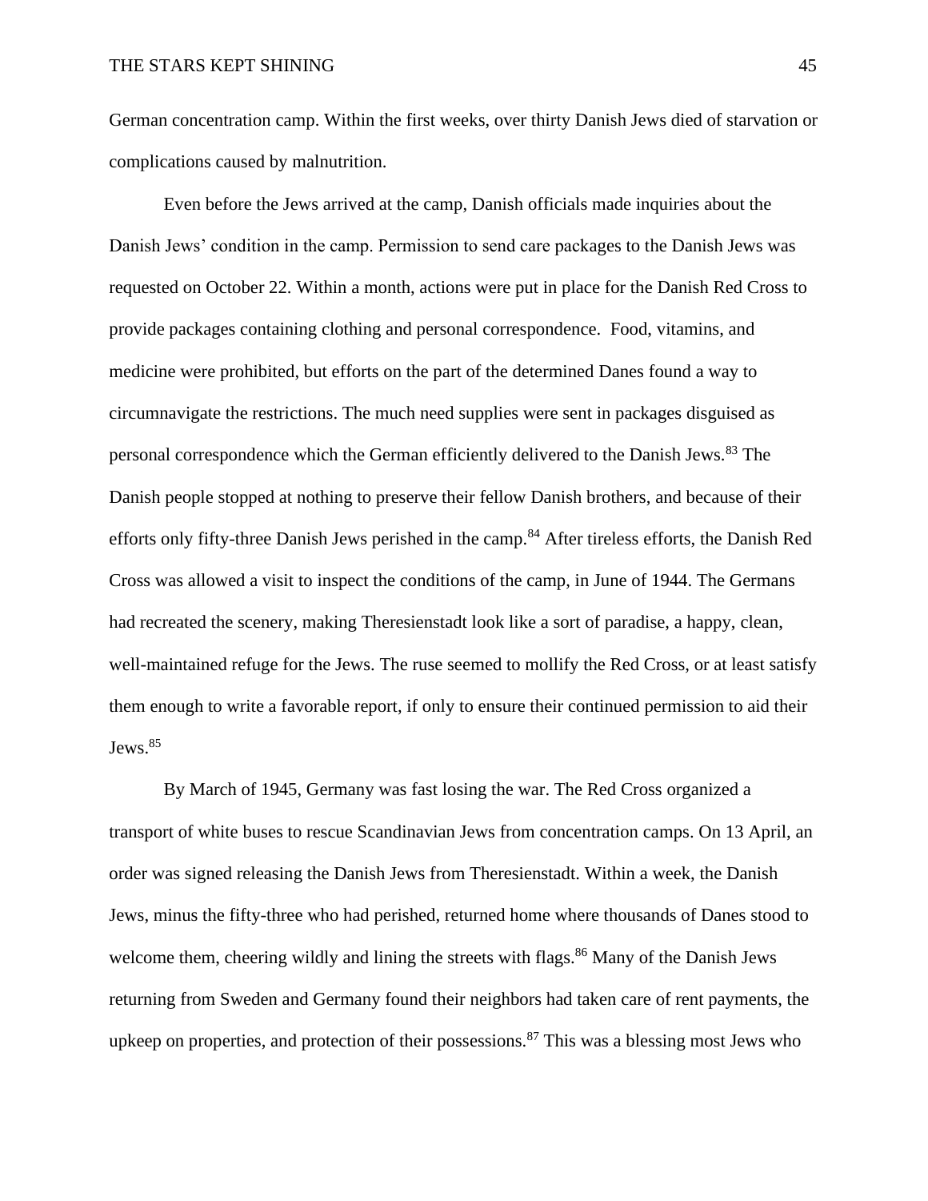German concentration camp. Within the first weeks, over thirty Danish Jews died of starvation or complications caused by malnutrition.

Even before the Jews arrived at the camp, Danish officials made inquiries about the Danish Jews' condition in the camp. Permission to send care packages to the Danish Jews was requested on October 22. Within a month, actions were put in place for the Danish Red Cross to provide packages containing clothing and personal correspondence.  Food, vitamins, and medicine were prohibited, but efforts on the part of the determined Danes found a way to circumnavigate the restrictions. The much need supplies were sent in packages disguised as personal correspondence which the German efficiently delivered to the Danish Jews.[83] The Danish people stopped at nothing to preserve their fellow Danish brothers, and because of their efforts only fifty-three Danish Jews perished in the camp.[84] After tireless efforts, the Danish Red Cross was allowed a visit to inspect the conditions of the camp, in June of 1944. The Germans had recreated the scenery, making Theresienstadt look like a sort of paradise, a happy, clean, well-maintained refuge for the Jews. The ruse seemed to mollify the Red Cross, or at least satisfy them enough to write a favorable report, if only to ensure their continued permission to aid their Jews.[85]

By March of 1945, Germany was fast losing the war. The Red Cross organized a transport of white buses to rescue Scandinavian Jews from concentration camps. On 13 April, an order was signed releasing the Danish Jews from Theresienstadt. Within a week, the Danish Jews, minus the fifty-three who had perished, returned home where thousands of Danes stood to welcome them, cheering wildly and lining the streets with flags.[86] Many of the Danish Jews returning from Sweden and Germany found their neighbors had taken care of rent payments, the upkeep on properties, and protection of their possessions.[87] This was a blessing most Jews who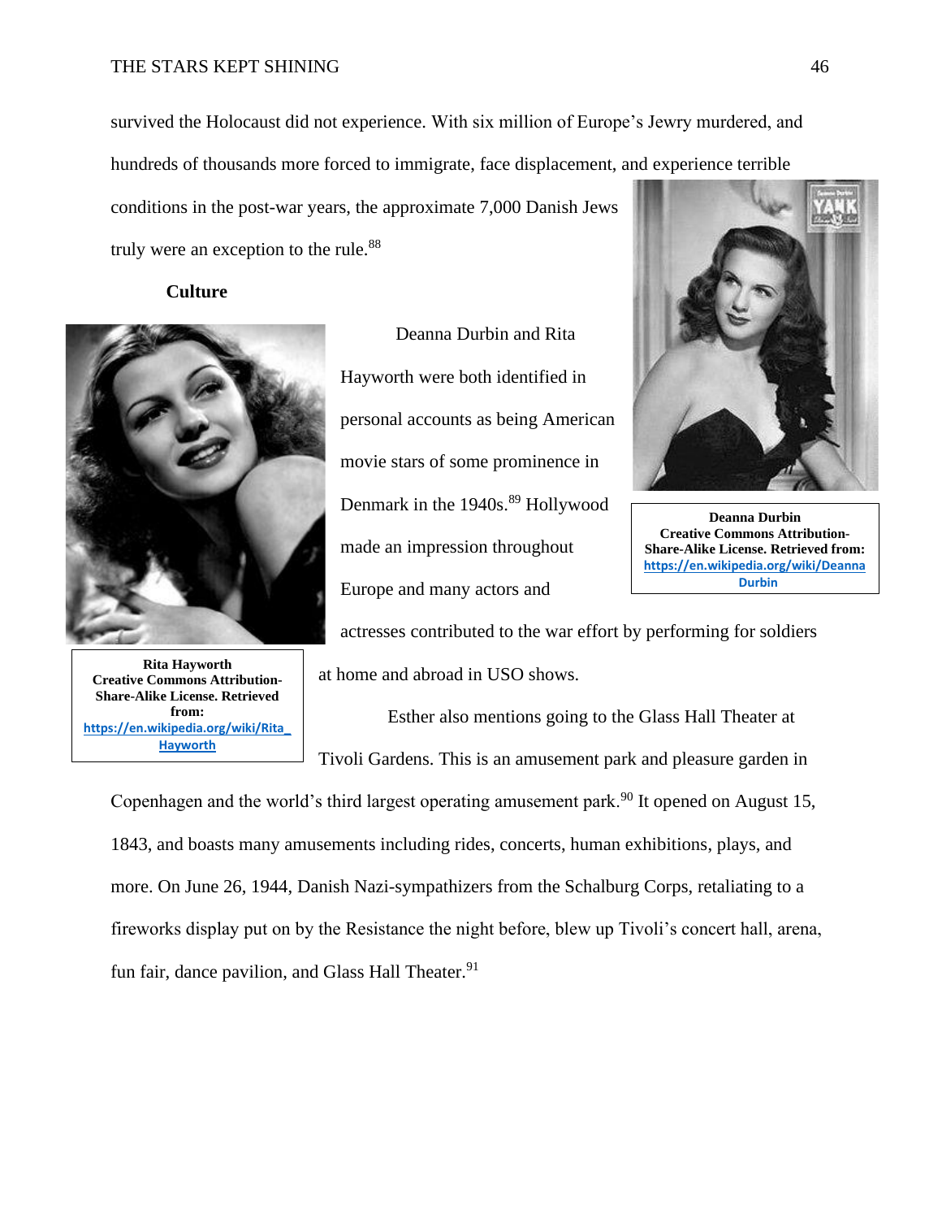survived the Holocaust did not experience. With six million of Europe's Jewry murdered, and hundreds of thousands more forced to immigrate, face displacement, and experience terrible conditions in the post-war years, the approximate 7,000 Danish Jews truly were an exception to the rule.[88]

**Culture**

Deanna Durbin and Rita Hayworth were both identified in personal accounts as being American movie stars of some prominence in Denmark in the 1940s.[89] Hollywood made an impression throughout Europe and many actors and actresses contributed to the war effort by performing for soldiers at home and abroad in USO shows.

**Deanna Durbin**
**Creative Commons Attribution-Share-Alike License. Retrieved from:** https://en.wikipedia.org/wiki/Deanna Durbin

**Rita Hayworth**
**Creative Commons Attribution-Share-Alike License. Retrieved from:** https://en.wikipedia.org/wiki/Rita_Hayworth

Esther also mentions going to the Glass Hall Theater at Tivoli Gardens. This is an amusement park and pleasure garden in Copenhagen and the world's third largest operating amusement park.[90] It opened on August 15, 1843, and boasts many amusements including rides, concerts, human exhibitions, plays, and more. On June 26, 1944, Danish Nazi-sympathizers from the Schalburg Corps, retaliating to a fireworks display put on by the Resistance the night before, blew up Tivoli's concert hall, arena, fun fair, dance pavilion, and Glass Hall Theater.[91]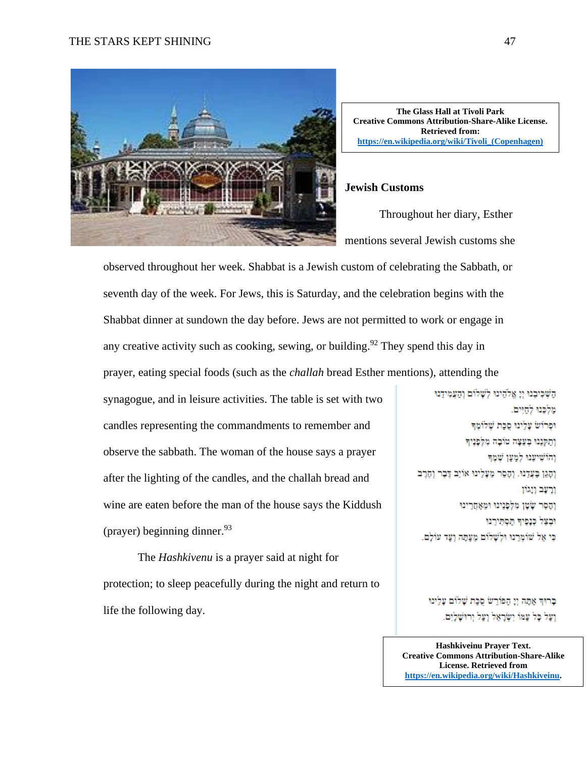**The Glass Hall at Tivoli Park**
**Creative Commons Attribution-Share-Alike License.**
**Retrieved from:**
**https://en.wikipedia.org/wiki/Tivoli_(Copenhagen)**

### Jewish Customs

Throughout her diary, Esther mentions several Jewish customs she observed throughout her week. Shabbat is a Jewish custom of celebrating the Sabbath, or seventh day of the week. For Jews, this is Saturday, and the celebration begins with the Shabbat dinner at sundown the day before. Jews are not permitted to work or engage in any creative activity such as cooking, sewing, or building.[92] They spend this day in prayer, eating special foods (such as the *challah* bread Esther mentions), attending the synagogue, and in leisure activities. The table is set with two candles representing the commandments to remember and observe the sabbath. The woman of the house says a prayer after the lighting of the candles, and the challah bread and wine are eaten before the man of the house says the Kiddush (prayer) beginning dinner.[93]

The *Hashkivenu* is a prayer said at night for protection; to sleep peacefully during the night and return to life the following day.

הַשְׁכִּיבֵנוּ יְיָ אֱלֹהֵינוּ לְשָׁלוֹם וְהַעֲמִידֵנוּ
מַלְכֵּנוּ לְחַיִּים.
וּפְרוֹשׂ עָלֵינוּ סֻכַּת שְׁלוֹמֶךָ
וְתַקְּנֵנוּ בְּעֵצָה טוֹבָה מִלְּפָנֶיךָ
וְהוֹשִׁיעֵנוּ לְמַעַן שְׁמֶךָ
וְהָגֵן בַּעֲדֵנוּ. וְהָסֵר מֵעָלֵינוּ אוֹיֵב דֶּבֶר וְחֶרֶב
וְרָעָב וְיָגוֹן
וְהָסֵר שָׂטָן מִלְּפָנֵינוּ וּמֵאַחֲרֵינוּ
וּבְצֵל כְּנָפֶיךָ תַּסְתִּירֵנוּ
כִּי אֵל שׁוֹמְרֵנוּ וּלְשָׁלוֹם מֵעַתָּה וְעַד עוֹלָם.

בָּרוּךְ אַתָּה יְיָ הַפּוֹרֵשׂ סֻכַּת שָׁלוֹם עָלֵינוּ
וְעַל כָּל עַמּוֹ יִשְׂרָאֵל וְעַל יְרוּשָׁלַיִם.

**Hashkiveinu Prayer Text.**
**Creative Commons Attribution-Share-Alike License. Retrieved from**
**https://en.wikipedia.org/wiki/Hashkiveinu.**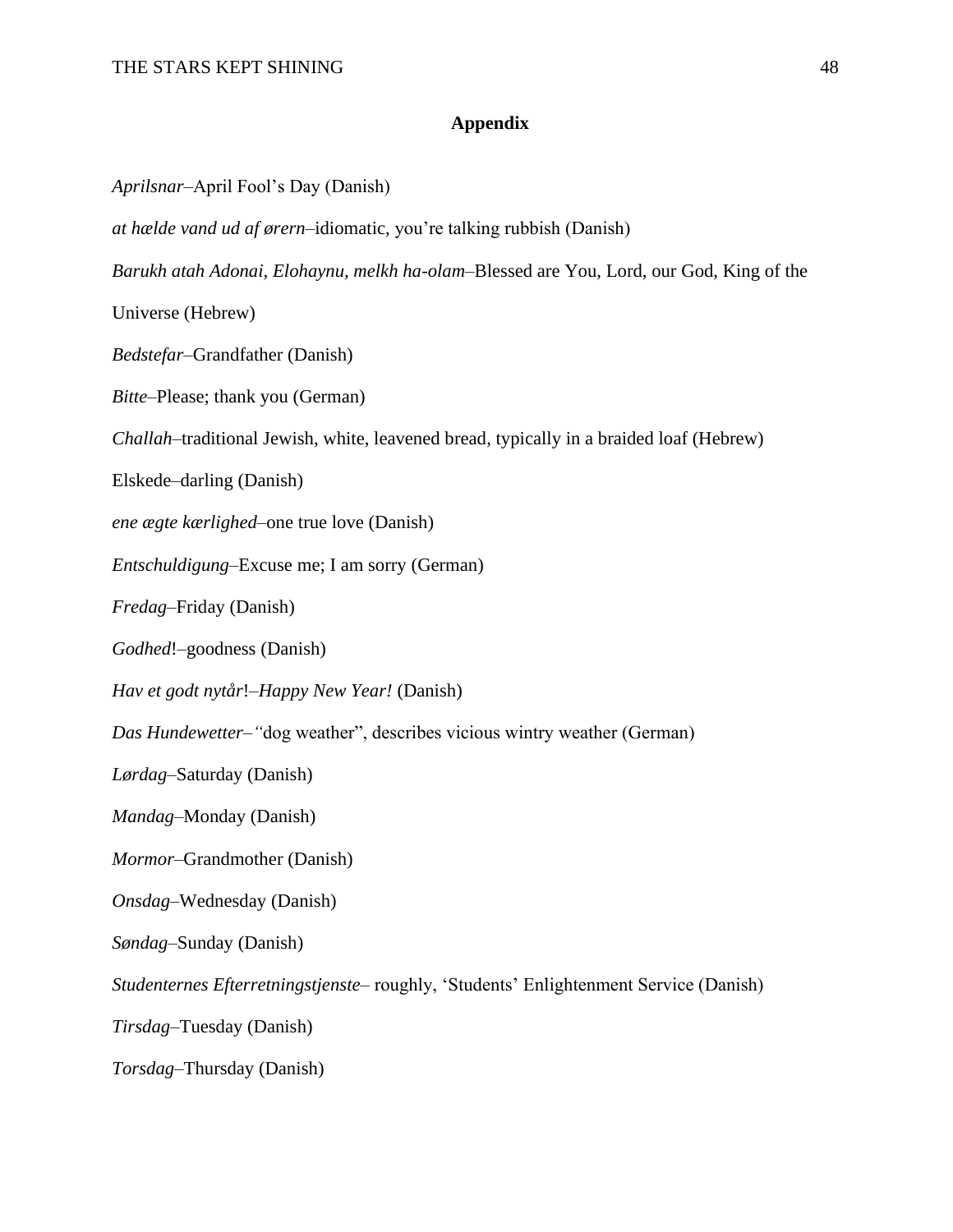**Appendix**

*Aprilsnar*–April Fool's Day (Danish)

*at hælde vand ud af ørern*–idiomatic, you're talking rubbish (Danish)

*Barukh atah Adonai, Elohaynu, melkh ha-olam*–Blessed are You, Lord, our God, King of the Universe (Hebrew)

*Bedstefar*–Grandfather (Danish)

*Bitte*–Please; thank you (German)

*Challah*–traditional Jewish, white, leavened bread, typically in a braided loaf (Hebrew)

Elskede–darling (Danish)

*ene ægte kærlighed*–one true love (Danish)

*Entschuldigung*–Excuse me; I am sorry (German)

*Fredag*–Friday (Danish)

*Godhed*!–goodness (Danish)

*Hav et godt nytår*!–*Happy New Year!* (Danish)

*Das Hundewetter–"*dog weather", describes vicious wintry weather (German)

*Lørdag*–Saturday (Danish)

*Mandag*–Monday (Danish)

*Mormor*–Grandmother (Danish)

*Onsdag*–Wednesday (Danish)

*Søndag*–Sunday (Danish)

*Studenternes Efterretningstjenste*– roughly, 'Students' Enlightenment Service (Danish)

*Tirsdag*–Tuesday (Danish)

*Torsdag*–Thursday (Danish)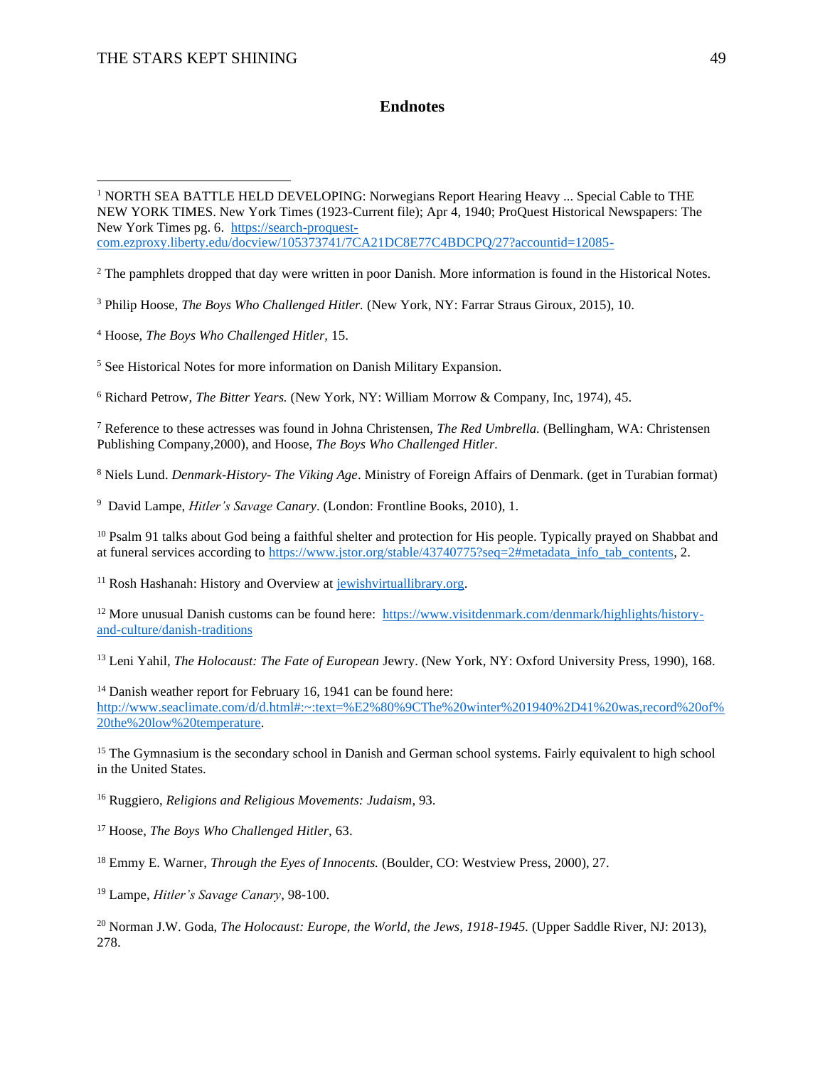# Endnotes

[1] NORTH SEA BATTLE HELD DEVELOPING: Norwegians Report Hearing Heavy ... Special Cable to THE NEW YORK TIMES. New York Times (1923-Current file); Apr 4, 1940; ProQuest Historical Newspapers: The New York Times pg. 6. https://search-proquest-com.ezproxy.liberty.edu/docview/105373741/7CA21DC8E77C4BDCPQ/27?accountid=12085-

[2] The pamphlets dropped that day were written in poor Danish. More information is found in the Historical Notes.

[3] Philip Hoose, *The Boys Who Challenged Hitler.* (New York, NY: Farrar Straus Giroux, 2015), 10.

[4] Hoose, *The Boys Who Challenged Hitler,* 15.

[5] See Historical Notes for more information on Danish Military Expansion.

[6] Richard Petrow, *The Bitter Years.* (New York, NY: William Morrow & Company, Inc, 1974), 45.

[7] Reference to these actresses was found in Johna Christensen, *The Red Umbrella.* (Bellingham, WA: Christensen Publishing Company,2000), and Hoose, *The Boys Who Challenged Hitler.*

[8] Niels Lund. *Denmark-History- The Viking Age*. Ministry of Foreign Affairs of Denmark. (get in Turabian format)

[9] David Lampe, *Hitler's Savage Canary*. (London: Frontline Books, 2010), 1.

[10] Psalm 91 talks about God being a faithful shelter and protection for His people. Typically prayed on Shabbat and at funeral services according to https://www.jstor.org/stable/43740775?seq=2#metadata_info_tab_contents, 2.

[11] Rosh Hashanah: History and Overview at jewishvirtuallibrary.org.

[12] More unusual Danish customs can be found here: https://www.visitdenmark.com/denmark/highlights/history-and-culture/danish-traditions

[13] Leni Yahil, *The Holocaust: The Fate of European* Jewry. (New York, NY: Oxford University Press, 1990), 168.

[14] Danish weather report for February 16, 1941 can be found here: http://www.seaclimate.com/d/d.html#:~:text=%E2%80%9CThe%20winter%201940%2D41%20was,record%20of%20the%20low%20temperature.

[15] The Gymnasium is the secondary school in Danish and German school systems. Fairly equivalent to high school in the United States.

[16] Ruggiero, *Religions and Religious Movements: Judaism*, 93.

[17] Hoose, *The Boys Who Challenged Hitler*, 63.

[18] Emmy E. Warner, *Through the Eyes of Innocents.* (Boulder, CO: Westview Press, 2000), 27.

[19] Lampe, *Hitler's Savage Canary*, 98-100.

[20] Norman J.W. Goda, *The Holocaust: Europe, the World, the Jews, 1918-1945.* (Upper Saddle River, NJ: 2013), 278.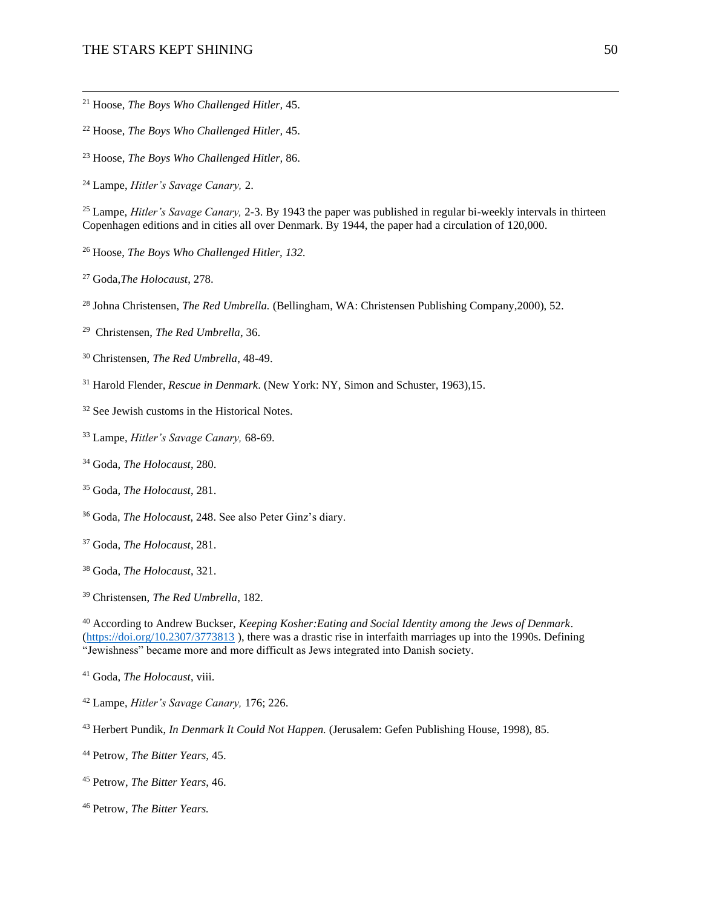[21] Hoose, *The Boys Who Challenged Hitler,* 45.

[22] Hoose, *The Boys Who Challenged Hitler,* 45.

[23] Hoose, *The Boys Who Challenged Hitler,* 86.

[24] Lampe, *Hitler's Savage Canary,* 2.

[25] Lampe, *Hitler's Savage Canary,* 2-3. By 1943 the paper was published in regular bi-weekly intervals in thirteen Copenhagen editions and in cities all over Denmark. By 1944, the paper had a circulation of 120,000.

[26] Hoose, *The Boys Who Challenged Hitler, 132.*

[27] Goda,*The Holocaust*, 278.

[28] Johna Christensen, *The Red Umbrella.* (Bellingham, WA: Christensen Publishing Company,2000), 52.

[29] Christensen, *The Red Umbrella*, 36.

[30] Christensen, *The Red Umbrella*, 48-49.

[31] Harold Flender, *Rescue in Denmark*. (New York: NY, Simon and Schuster, 1963),15.

[32] See Jewish customs in the Historical Notes.

[33] Lampe, *Hitler's Savage Canary,* 68-69.

[34] Goda, *The Holocaust*, 280.

[35] Goda, *The Holocaust*, 281.

[36] Goda, *The Holocaust*, 248. See also Peter Ginz's diary.

[37] Goda, *The Holocaust*, 281.

[38] Goda, *The Holocaust*, 321.

[39] Christensen, *The Red Umbrella*, 182.

[40] According to Andrew Buckser, *Keeping Kosher:Eating and Social Identity among the Jews of Denmark*. (https://doi.org/10.2307/3773813 ), there was a drastic rise in interfaith marriages up into the 1990s. Defining "Jewishness" became more and more difficult as Jews integrated into Danish society.

[41] Goda, *The Holocaust*, viii.

[42] Lampe, *Hitler's Savage Canary,* 176; 226.

[43] Herbert Pundik, *In Denmark It Could Not Happen.* (Jerusalem: Gefen Publishing House, 1998), 85.

[44] Petrow, *The Bitter Years,* 45.

[45] Petrow, *The Bitter Years*, 46.

[46] Petrow, *The Bitter Years.*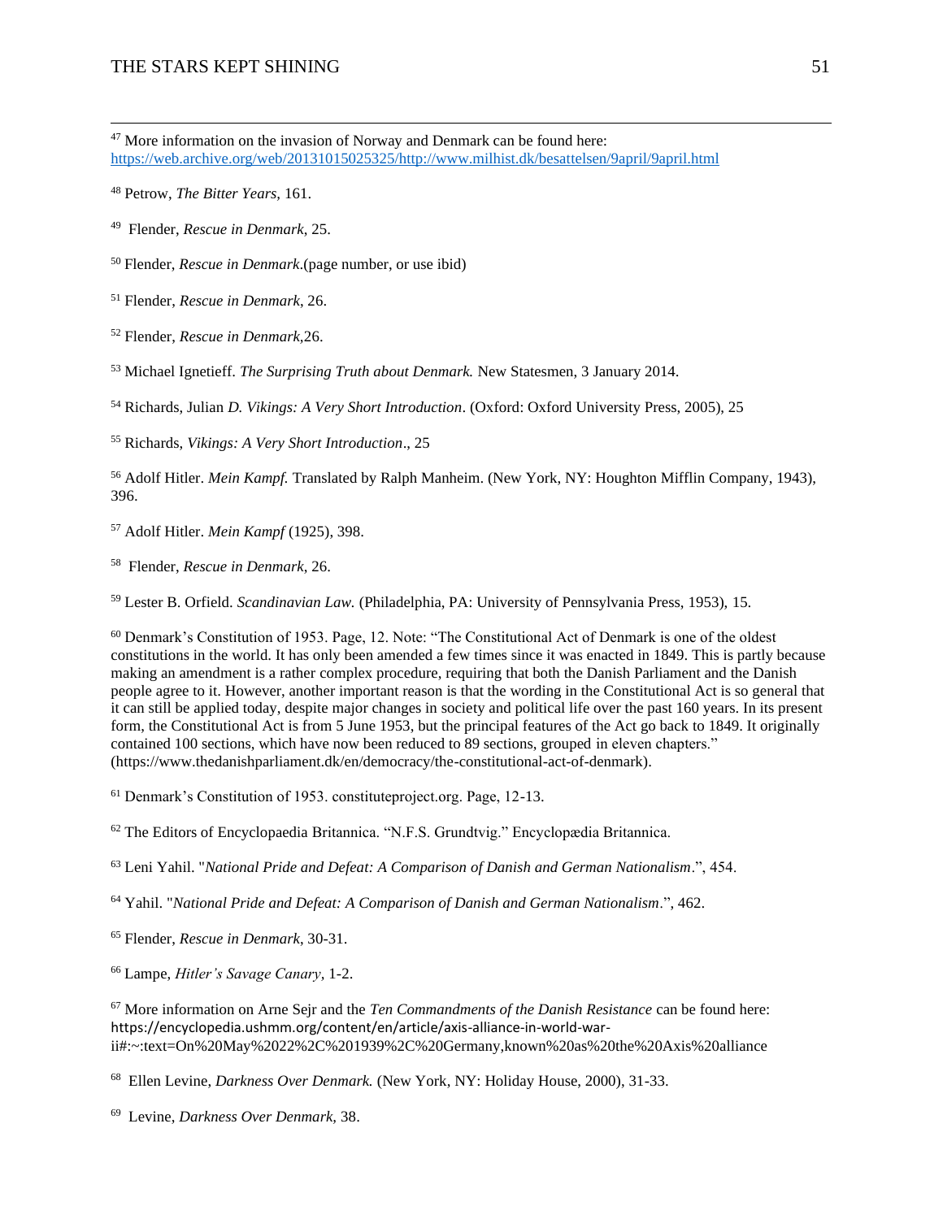[47] More information on the invasion of Norway and Denmark can be found here: https://web.archive.org/web/20131015025325/http://www.milhist.dk/besattelsen/9april/9april.html

[48] Petrow, *The Bitter Years,* 161.

[49] Flender, *Rescue in Denmark*, 25.

[50] Flender, *Rescue in Denmark*.(page number, or use ibid)

[51] Flender, *Rescue in Denmark*, 26.

[52] Flender, *Rescue in Denmark*,26.

[53] Michael Ignetieff. *The Surprising Truth about Denmark.* New Statesmen, 3 January 2014.

[54] Richards, Julian *D. Vikings: A Very Short Introduction*. (Oxford: Oxford University Press, 2005), 25

[55] Richards, *Vikings: A Very Short Introduction*., 25

[56] Adolf Hitler. *Mein Kampf.* Translated by Ralph Manheim. (New York, NY: Houghton Mifflin Company, 1943), 396.

[57] Adolf Hitler. *Mein Kampf* (1925), 398.

[58] Flender, *Rescue in Denmark*, 26.

[59] Lester B. Orfield. *Scandinavian Law.* (Philadelphia, PA: University of Pennsylvania Press, 1953), 15.

[60] Denmark's Constitution of 1953. Page, 12. Note: "The Constitutional Act of Denmark is one of the oldest constitutions in the world. It has only been amended a few times since it was enacted in 1849. This is partly because making an amendment is a rather complex procedure, requiring that both the Danish Parliament and the Danish people agree to it. However, another important reason is that the wording in the Constitutional Act is so general that it can still be applied today, despite major changes in society and political life over the past 160 years. In its present form, the Constitutional Act is from 5 June 1953, but the principal features of the Act go back to 1849. It originally contained 100 sections, which have now been reduced to 89 sections, grouped in eleven chapters." (https://www.thedanishparliament.dk/en/democracy/the-constitutional-act-of-denmark).

[61] Denmark's Constitution of 1953. constituteproject.org. Page, 12-13.

[62] The Editors of Encyclopaedia Britannica. "N.F.S. Grundtvig." Encyclopædia Britannica.

[63] Leni Yahil. "*National Pride and Defeat: A Comparison of Danish and German Nationalism*.", 454.

[64] Yahil. "*National Pride and Defeat: A Comparison of Danish and German Nationalism*.", 462.

[65] Flender, *Rescue in Denmark*, 30-31.

[66] Lampe, *Hitler's Savage Canary,* 1-2.

[67] More information on Arne Sejr and the *Ten Commandments of the Danish Resistance* can be found here: https://encyclopedia.ushmm.org/content/en/article/axis-alliance-in-world-war-ii#:~:text=On%20May%2022%2C%201939%2C%20Germany,known%20as%20the%20Axis%20alliance

[68] Ellen Levine, *Darkness Over Denmark.* (New York, NY: Holiday House, 2000), 31-33.

[69] Levine, *Darkness Over Denmark,* 38.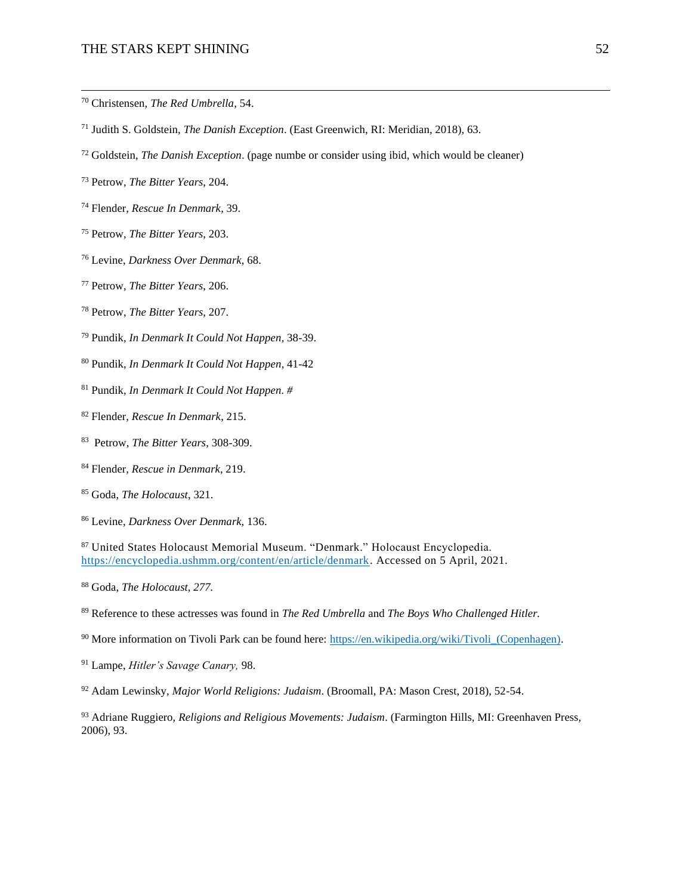[70] Christensen, *The Red Umbrella*, 54.

[71] Judith S. Goldstein, *The Danish Exception*. (East Greenwich, RI: Meridian, 2018), 63.

[72] Goldstein, *The Danish Exception*. (page numbe or consider using ibid, which would be cleaner)

[73] Petrow, *The Bitter Years*, 204.

[74] Flender, *Rescue In Denmark*, 39.

[75] Petrow, *The Bitter Years*, 203.

[76] Levine, *Darkness Over Denmark*, 68.

[77] Petrow, *The Bitter Years*, 206.

[78] Petrow, *The Bitter Years*, 207.

[79] Pundik, *In Denmark It Could Not Happen*, 38-39.

[80] Pundik, *In Denmark It Could Not Happen*, 41-42

[81] Pundik, *In Denmark It Could Not Happen*. #

[82] Flender, *Rescue In Denmark*, 215.

[83] Petrow, *The Bitter Years*, 308-309.

[84] Flender, *Rescue in Denmark*, 219.

[85] Goda, *The Holocaust*, 321.

[86] Levine, *Darkness Over Denmark*, 136.

[87] United States Holocaust Memorial Museum. "Denmark." Holocaust Encyclopedia. https://encyclopedia.ushmm.org/content/en/article/denmark. Accessed on 5 April, 2021.

[88] Goda, *The Holocaust, 277.*

[89] Reference to these actresses was found in *The Red Umbrella* and *The Boys Who Challenged Hitler.*

[90] More information on Tivoli Park can be found here: https://en.wikipedia.org/wiki/Tivoli_(Copenhagen).

[91] Lampe, *Hitler's Savage Canary,* 98.

[92] Adam Lewinsky, *Major World Religions: Judaism*. (Broomall, PA: Mason Crest, 2018), 52-54.

[93] Adriane Ruggiero, *Religions and Religious Movements: Judaism*. (Farmington Hills, MI: Greenhaven Press, 2006), 93.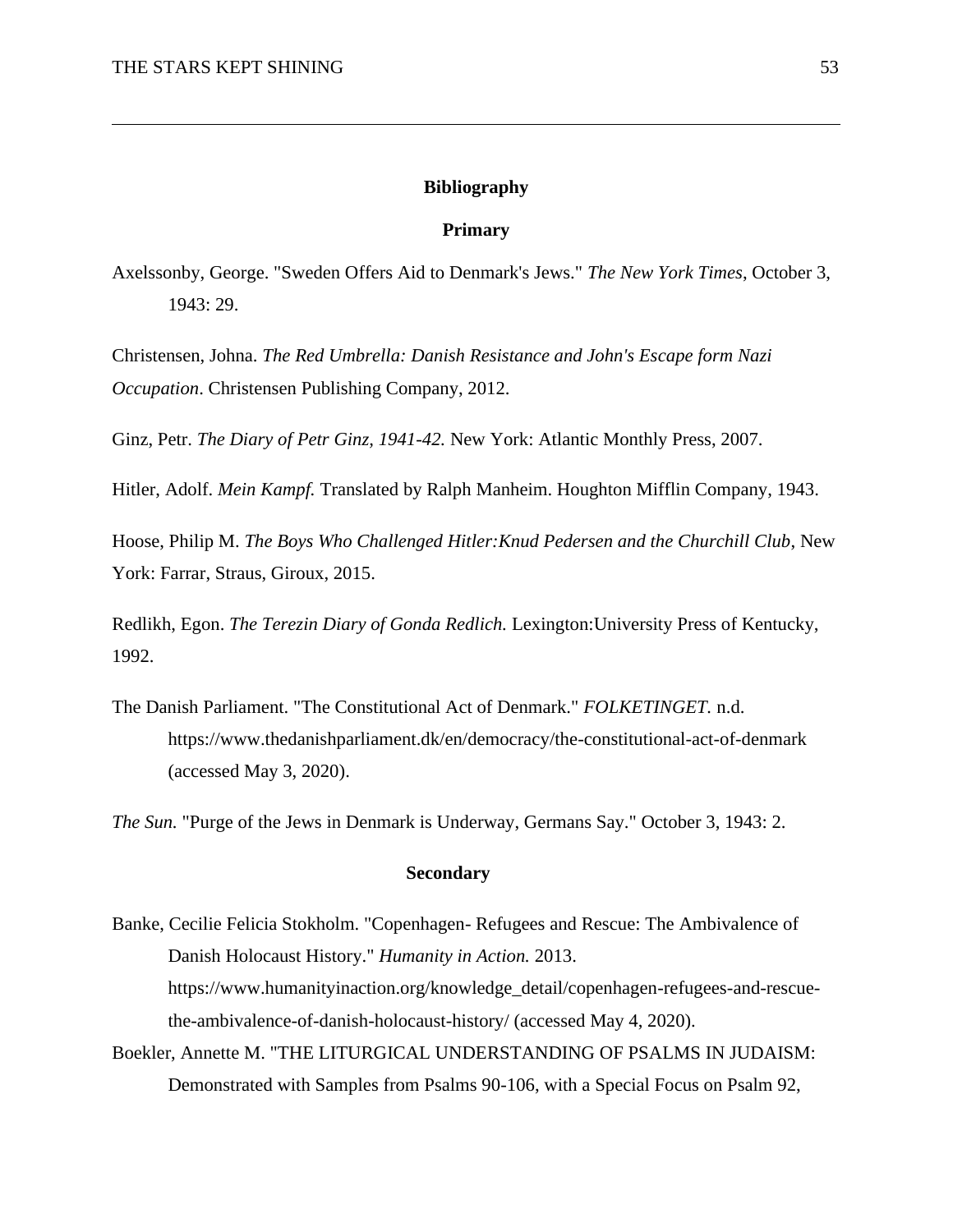## Bibliography

### Primary

Axelssonby, George. "Sweden Offers Aid to Denmark's Jews." *The New York Times*, October 3, 1943: 29.

Christensen, Johna. *The Red Umbrella: Danish Resistance and John's Escape form Nazi Occupation*. Christensen Publishing Company, 2012.

Ginz, Petr. *The Diary of Petr Ginz, 1941-42.* New York: Atlantic Monthly Press, 2007.

Hitler, Adolf. *Mein Kampf.* Translated by Ralph Manheim. Houghton Mifflin Company, 1943.

Hoose, Philip M. *The Boys Who Challenged Hitler:Knud Pedersen and the Churchill Club*, New York: Farrar, Straus, Giroux, 2015.

Redlikh, Egon. *The Terezin Diary of Gonda Redlich.* Lexington:University Press of Kentucky, 1992.

The Danish Parliament. "The Constitutional Act of Denmark." *FOLKETINGET.* n.d. https://www.thedanishparliament.dk/en/democracy/the-constitutional-act-of-denmark (accessed May 3, 2020).

*The Sun.* "Purge of the Jews in Denmark is Underway, Germans Say." October 3, 1943: 2.

### Secondary

Banke, Cecilie Felicia Stokholm. "Copenhagen- Refugees and Rescue: The Ambivalence of Danish Holocaust History." *Humanity in Action.* 2013. https://www.humanityinaction.org/knowledge_detail/copenhagen-refugees-and-rescue-the-ambivalence-of-danish-holocaust-history/ (accessed May 4, 2020).

Boekler, Annette M. "THE LITURGICAL UNDERSTANDING OF PSALMS IN JUDAISM: Demonstrated with Samples from Psalms 90-106, with a Special Focus on Psalm 92,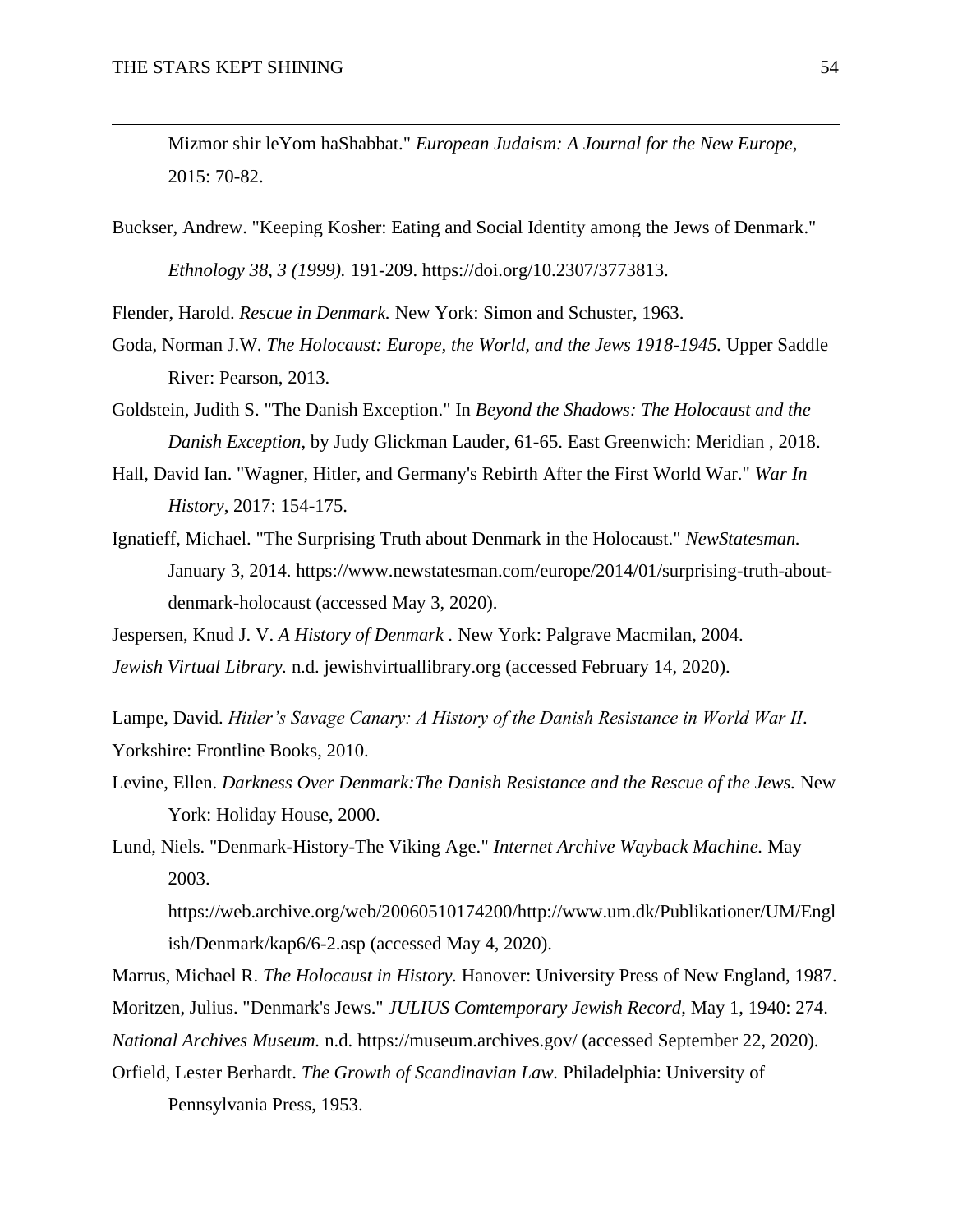Mizmor shir leYom haShabbat." *European Judaism: A Journal for the New Europe*, 2015: 70-82.

Buckser, Andrew. "Keeping Kosher: Eating and Social Identity among the Jews of Denmark." *Ethnology 38, 3 (1999).* 191-209. https://doi.org/10.2307/3773813.

Flender, Harold. *Rescue in Denmark.* New York: Simon and Schuster, 1963.

Goda, Norman J.W. *The Holocaust: Europe, the World, and the Jews 1918-1945.* Upper Saddle River: Pearson, 2013.

Goldstein, Judith S. "The Danish Exception." In *Beyond the Shadows: The Holocaust and the Danish Exception*, by Judy Glickman Lauder, 61-65. East Greenwich: Meridian , 2018.

Hall, David Ian. "Wagner, Hitler, and Germany's Rebirth After the First World War." *War In History*, 2017: 154-175.

Ignatieff, Michael. "The Surprising Truth about Denmark in the Holocaust." *NewStatesman.* January 3, 2014. https://www.newstatesman.com/europe/2014/01/surprising-truth-about-denmark-holocaust (accessed May 3, 2020).

Jespersen, Knud J. V. *A History of Denmark* . New York: Palgrave Macmilan, 2004.

*Jewish Virtual Library.* n.d. jewishvirtuallibrary.org (accessed February 14, 2020).

Lampe, David. *Hitler's Savage Canary: A History of the Danish Resistance in World War II*. Yorkshire: Frontline Books, 2010.

Levine, Ellen. *Darkness Over Denmark:The Danish Resistance and the Rescue of the Jews.* New York: Holiday House, 2000.

Lund, Niels. "Denmark-History-The Viking Age." *Internet Archive Wayback Machine.* May 2003. https://web.archive.org/web/20060510174200/http://www.um.dk/Publikationer/UM/English/Denmark/kap6/6-2.asp (accessed May 4, 2020).

Marrus, Michael R. *The Holocaust in History.* Hanover: University Press of New England, 1987.

Moritzen, Julius. "Denmark's Jews." *JULIUS Comtemporary Jewish Record*, May 1, 1940: 274.

*National Archives Museum.* n.d. https://museum.archives.gov/ (accessed September 22, 2020).

Orfield, Lester Berhardt. *The Growth of Scandinavian Law.* Philadelphia: University of Pennsylvania Press, 1953.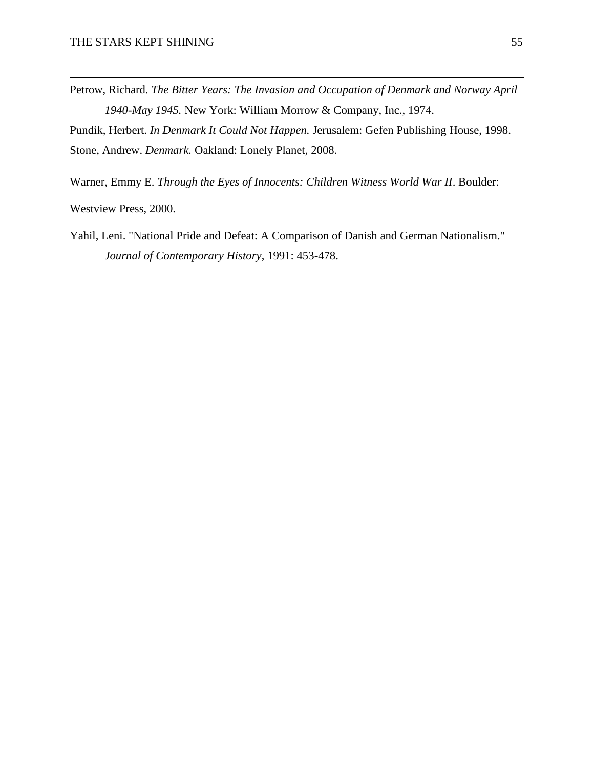Petrow, Richard. *The Bitter Years: The Invasion and Occupation of Denmark and Norway April 1940-May 1945.* New York: William Morrow & Company, Inc., 1974.

Pundik, Herbert. *In Denmark It Could Not Happen.* Jerusalem: Gefen Publishing House, 1998.

Stone, Andrew. *Denmark.* Oakland: Lonely Planet, 2008.

Warner, Emmy E. *Through the Eyes of Innocents: Children Witness World War II*. Boulder: Westview Press, 2000.

Yahil, Leni. "National Pride and Defeat: A Comparison of Danish and German Nationalism." *Journal of Contemporary History*, 1991: 453-478.